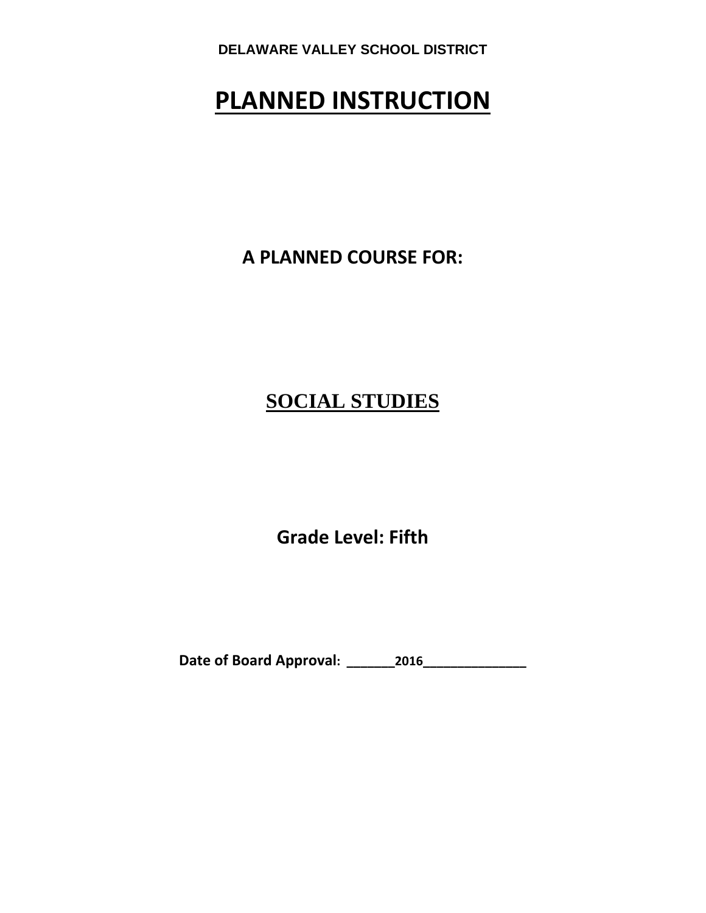**DELAWARE VALLEY SCHOOL DISTRICT**

# PLANNED INSTRUCTION

## A PLANNED COURSE FOR:

## SOCIAL STUDIES

## Grade Level: Fifth

**Date of Board Approval: _______2016______________**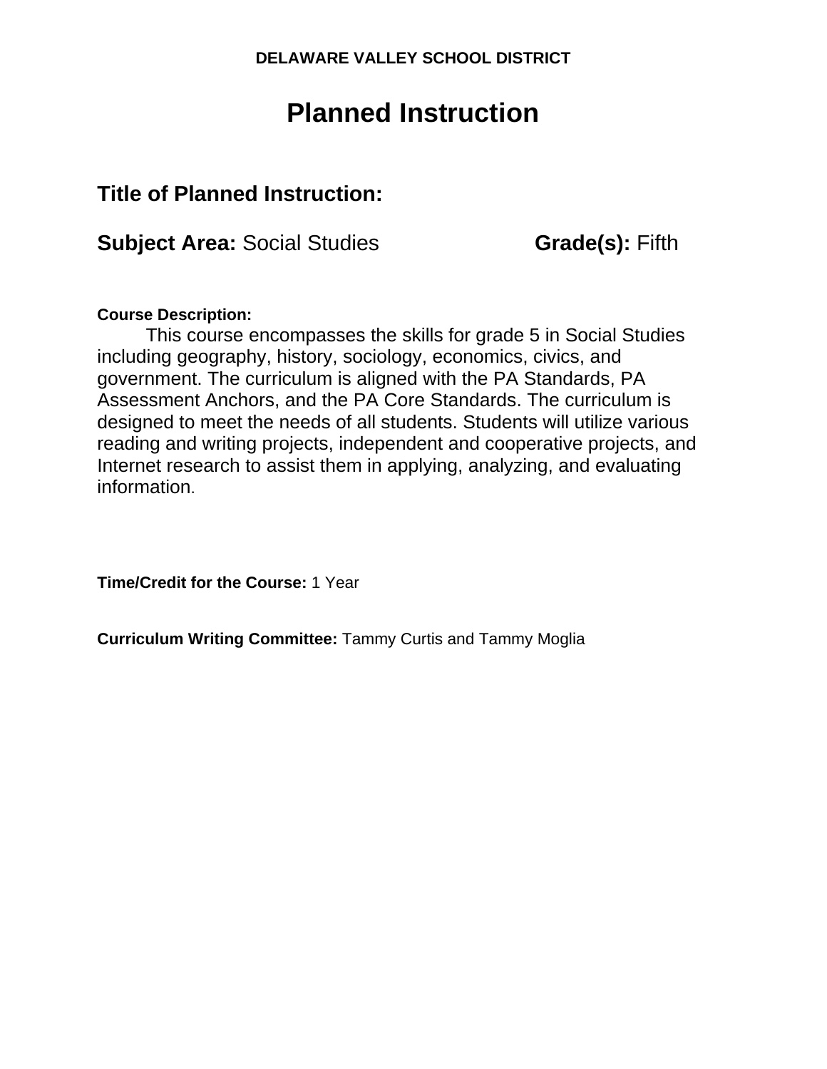**DELAWARE VALLEY SCHOOL DISTRICT**

# Planned Instruction

## Title of Planned Instruction:

**Subject Area:** Social Studies **Grade(s):** Fifth

**Course Description:**

This course encompasses the skills for grade 5 in Social Studies including geography, history, sociology, economics, civics, and government. The curriculum is aligned with the PA Standards, PA Assessment Anchors, and the PA Core Standards. The curriculum is designed to meet the needs of all students. Students will utilize various reading and writing projects, independent and cooperative projects, and Internet research to assist them in applying, analyzing, and evaluating information.

**Time/Credit for the Course:** 1 Year

**Curriculum Writing Committee:** Tammy Curtis and Tammy Moglia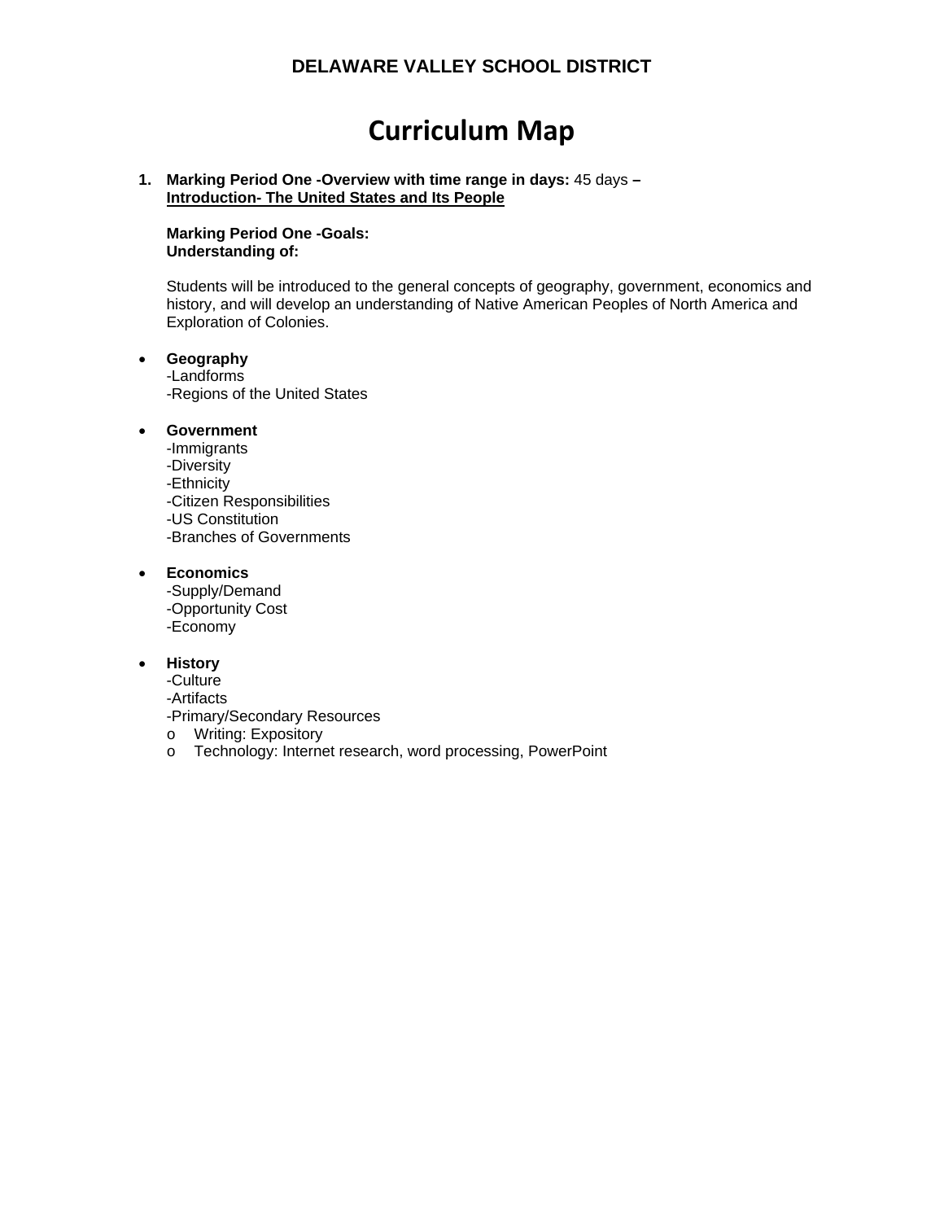**DELAWARE VALLEY SCHOOL DISTRICT**

# Curriculum Map

1. **Marking Period One -Overview with time range in days:** 45 days **–**
   **<u>Introduction- The United States and Its People</u>**

   **Marking Period One -Goals:**
   **Understanding of:**

   Students will be introduced to the general concepts of geography, government, economics and history, and will develop an understanding of Native American Peoples of North America and Exploration of Colonies.

- **Geography**
  -Landforms
  -Regions of the United States

- **Government**
  -Immigrants
  -Diversity
  -Ethnicity
  -Citizen Responsibilities
  -US Constitution
  -Branches of Governments

- **Economics**
  -Supply/Demand
  -Opportunity Cost
  -Economy

- **History**
  -Culture
  -Artifacts
  -Primary/Secondary Resources
  - Writing: Expository
  - Technology: Internet research, word processing, PowerPoint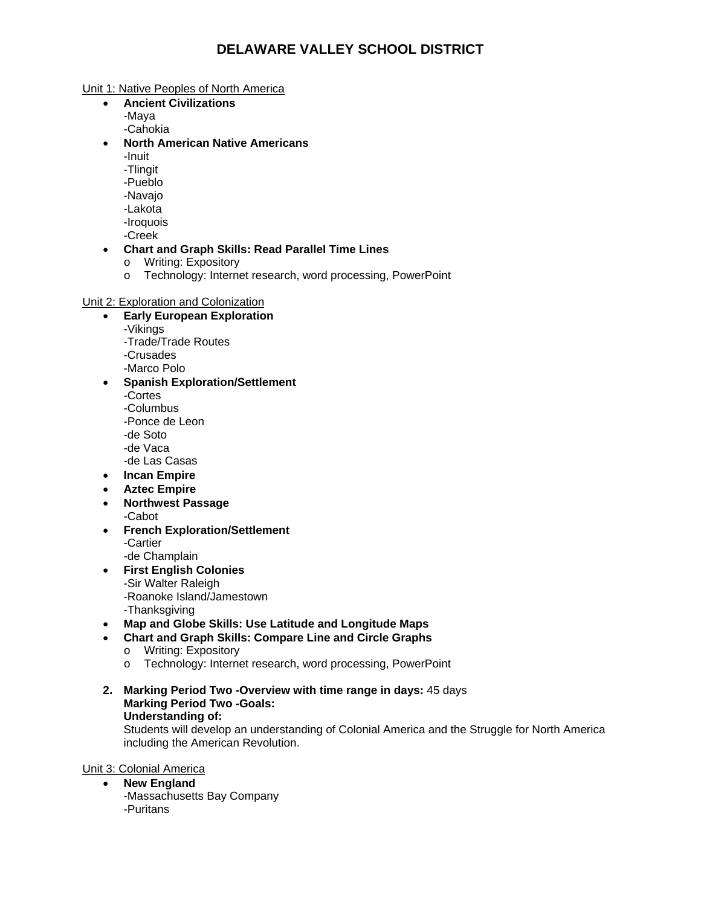# DELAWARE VALLEY SCHOOL DISTRICT

Unit 1: Native Peoples of North America

- **Ancient Civilizations**
  -Maya
  -Cahokia
- **North American Native Americans**
  -Inuit
  -Tlingit
  -Pueblo
  -Navajo
  -Lakota
  -Iroquois
  -Creek
- **Chart and Graph Skills: Read Parallel Time Lines**
  - Writing: Expository
  - Technology: Internet research, word processing, PowerPoint

Unit 2: Exploration and Colonization

- **Early European Exploration**
  -Vikings
  -Trade/Trade Routes
  -Crusades
  -Marco Polo
- **Spanish Exploration/Settlement**
  -Cortes
  -Columbus
  -Ponce de Leon
  -de Soto
  -de Vaca
  -de Las Casas
- **Incan Empire**
- **Aztec Empire**
- **Northwest Passage**
  -Cabot
- **French Exploration/Settlement**
  -Cartier
  -de Champlain
- **First English Colonies**
  -Sir Walter Raleigh
  -Roanoke Island/Jamestown
  -Thanksgiving
- **Map and Globe Skills: Use Latitude and Longitude Maps**
- **Chart and Graph Skills: Compare Line and Circle Graphs**
  - Writing: Expository
  - Technology: Internet research, word processing, PowerPoint

2. **Marking Period Two -Overview with time range in days:** 45 days
   **Marking Period Two -Goals:**
   **Understanding of:**
   Students will develop an understanding of Colonial America and the Struggle for North America including the American Revolution.

Unit 3: Colonial America

- **New England**
  -Massachusetts Bay Company
  -Puritans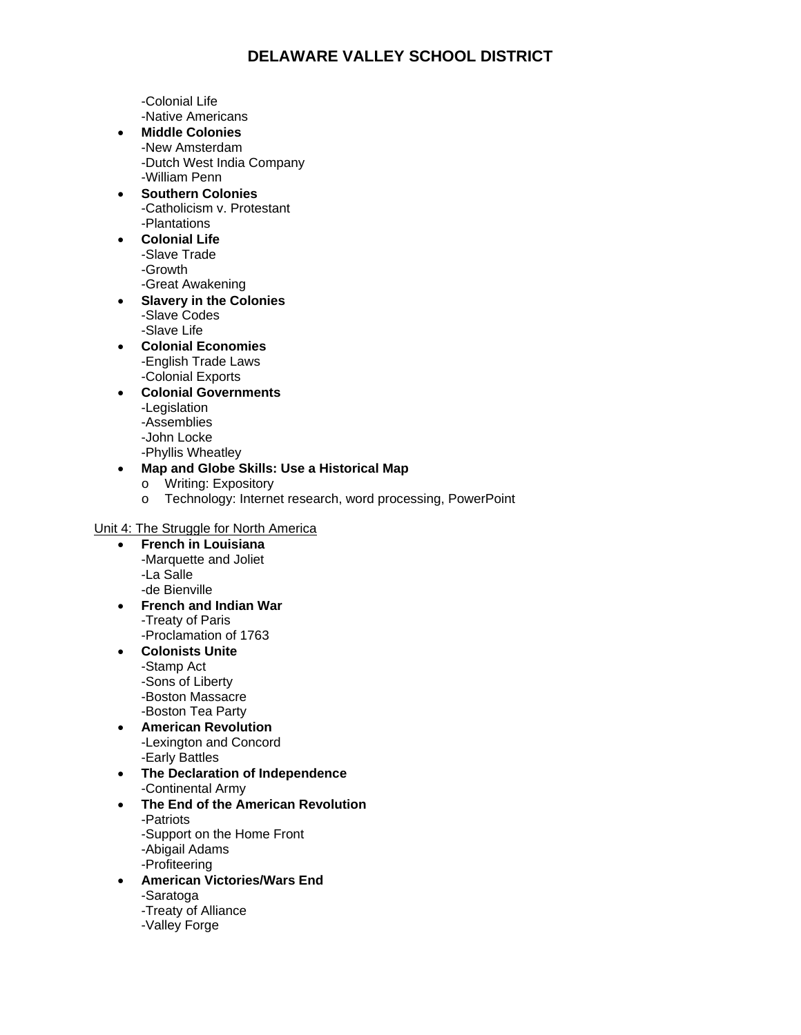-Colonial Life
-Native Americans

- **Middle Colonies**
  -New Amsterdam
  -Dutch West India Company
  -William Penn
- **Southern Colonies**
  -Catholicism v. Protestant
  -Plantations
- **Colonial Life**
  -Slave Trade
  -Growth
  -Great Awakening
- **Slavery in the Colonies**
  -Slave Codes
  -Slave Life
- **Colonial Economies**
  -English Trade Laws
  -Colonial Exports
- **Colonial Governments**
  -Legislation
  -Assemblies
  -John Locke
  -Phyllis Wheatley
- **Map and Globe Skills: Use a Historical Map**
  - Writing: Expository
  - Technology: Internet research, word processing, PowerPoint

<u>Unit 4: The Struggle for North America</u>

- **French in Louisiana**
  -Marquette and Joliet
  -La Salle
  -de Bienville
- **French and Indian War**
  -Treaty of Paris
  -Proclamation of 1763
- **Colonists Unite**
  -Stamp Act
  -Sons of Liberty
  -Boston Massacre
  -Boston Tea Party
- **American Revolution**
  -Lexington and Concord
  -Early Battles
- **The Declaration of Independence**
  -Continental Army
- **The End of the American Revolution**
  -Patriots
  -Support on the Home Front
  -Abigail Adams
  -Profiteering
- **American Victories/Wars End**
  -Saratoga
  -Treaty of Alliance
  -Valley Forge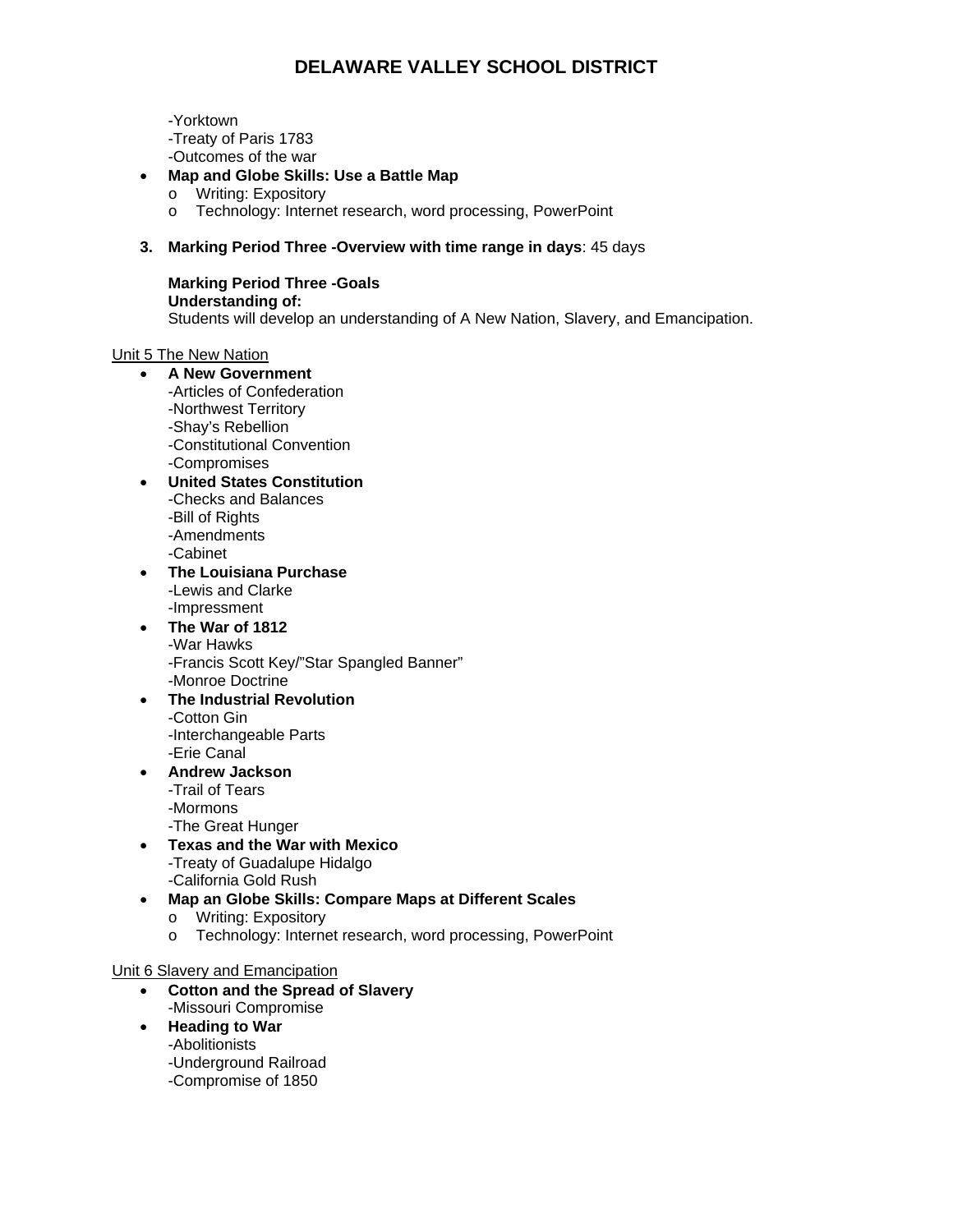-Yorktown
-Treaty of Paris 1783
-Outcomes of the war

- **Map and Globe Skills: Use a Battle Map**
  - o Writing: Expository
  - o Technology: Internet research, word processing, PowerPoint

3. **Marking Period Three -Overview with time range in days**: 45 days

   **Marking Period Three -Goals**
   **Understanding of:**
   Students will develop an understanding of A New Nation, Slavery, and Emancipation.

Unit 5 The New Nation

- **A New Government**
  -Articles of Confederation
  -Northwest Territory
  -Shay's Rebellion
  -Constitutional Convention
  -Compromises
- **United States Constitution**
  -Checks and Balances
  -Bill of Rights
  -Amendments
  -Cabinet
- **The Louisiana Purchase**
  -Lewis and Clarke
  -Impressment
- **The War of 1812**
  -War Hawks
  -Francis Scott Key/"Star Spangled Banner"
  -Monroe Doctrine
- **The Industrial Revolution**
  -Cotton Gin
  -Interchangeable Parts
  -Erie Canal
- **Andrew Jackson**
  -Trail of Tears
  -Mormons
  -The Great Hunger
- **Texas and the War with Mexico**
  -Treaty of Guadalupe Hidalgo
  -California Gold Rush
- **Map an Globe Skills: Compare Maps at Different Scales**
  - o Writing: Expository
  - o Technology: Internet research, word processing, PowerPoint

Unit 6 Slavery and Emancipation

- **Cotton and the Spread of Slavery**
  -Missouri Compromise
- **Heading to War**
  -Abolitionists
  -Underground Railroad
  -Compromise of 1850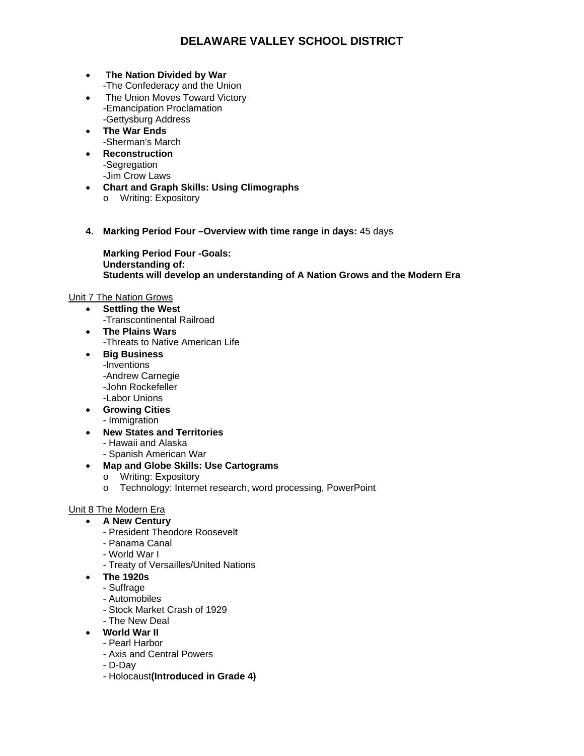- **The Nation Divided by War**
  -The Confederacy and the Union
- The Union Moves Toward Victory
  -Emancipation Proclamation
  -Gettysburg Address
- **The War Ends**
  -Sherman's March
- **Reconstruction**
  -Segregation
  -Jim Crow Laws
- **Chart and Graph Skills: Using Climographs**
  - Writing: Expository

4. **Marking Period Four –Overview with time range in days:** 45 days

   **Marking Period Four -Goals:**
   **Understanding of:**
   **Students will develop an understanding of A Nation Grows and the Modern Era**

<u>Unit 7 The Nation Grows</u>

- **Settling the West**
  -Transcontinental Railroad
- **The Plains Wars**
  -Threats to Native American Life
- **Big Business**
  -Inventions
  -Andrew Carnegie
  -John Rockefeller
  -Labor Unions
- **Growing Cities**
  - Immigration
- **New States and Territories**
  - Hawaii and Alaska
  - Spanish American War
- **Map and Globe Skills: Use Cartograms**
  - Writing: Expository
  - Technology: Internet research, word processing, PowerPoint

<u>Unit 8 The Modern Era</u>

- **A New Century**
  - President Theodore Roosevelt
  - Panama Canal
  - World War I
  - Treaty of Versailles/United Nations
- **The 1920s**
  - Suffrage
  - Automobiles
  - Stock Market Crash of 1929
  - The New Deal
- **World War II**
  - Pearl Harbor
  - Axis and Central Powers
  - D-Day
  - Holocaust**(Introduced in Grade 4)**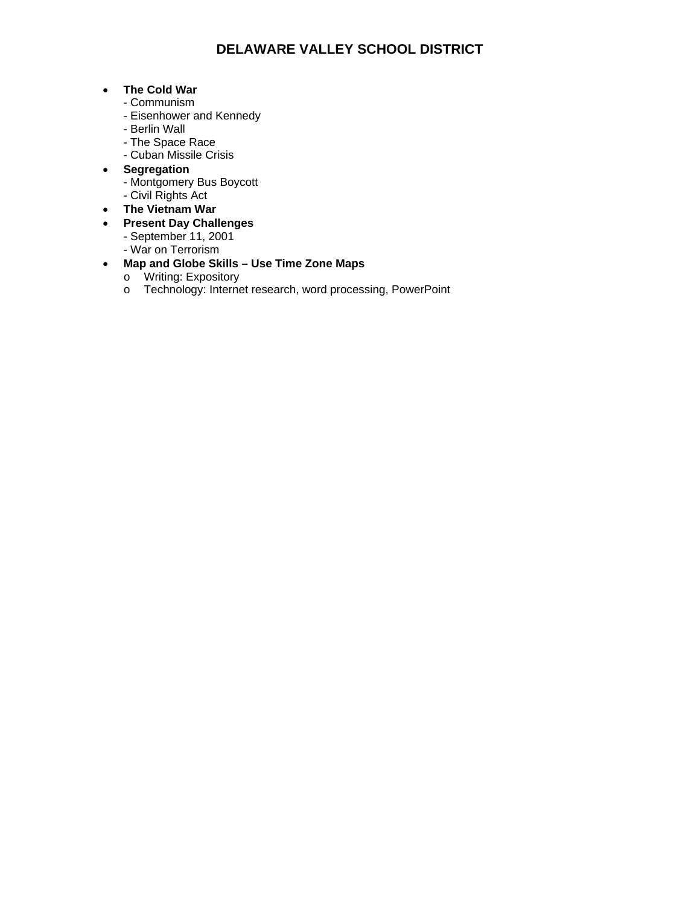- **The Cold War**
  - Communism
  - Eisenhower and Kennedy
  - Berlin Wall
  - The Space Race
  - Cuban Missile Crisis
- **Segregation**
  - Montgomery Bus Boycott
  - Civil Rights Act
- **The Vietnam War**
- **Present Day Challenges**
  - September 11, 2001
  - War on Terrorism
- **Map and Globe Skills – Use Time Zone Maps**
  - Writing: Expository
  - Technology: Internet research, word processing, PowerPoint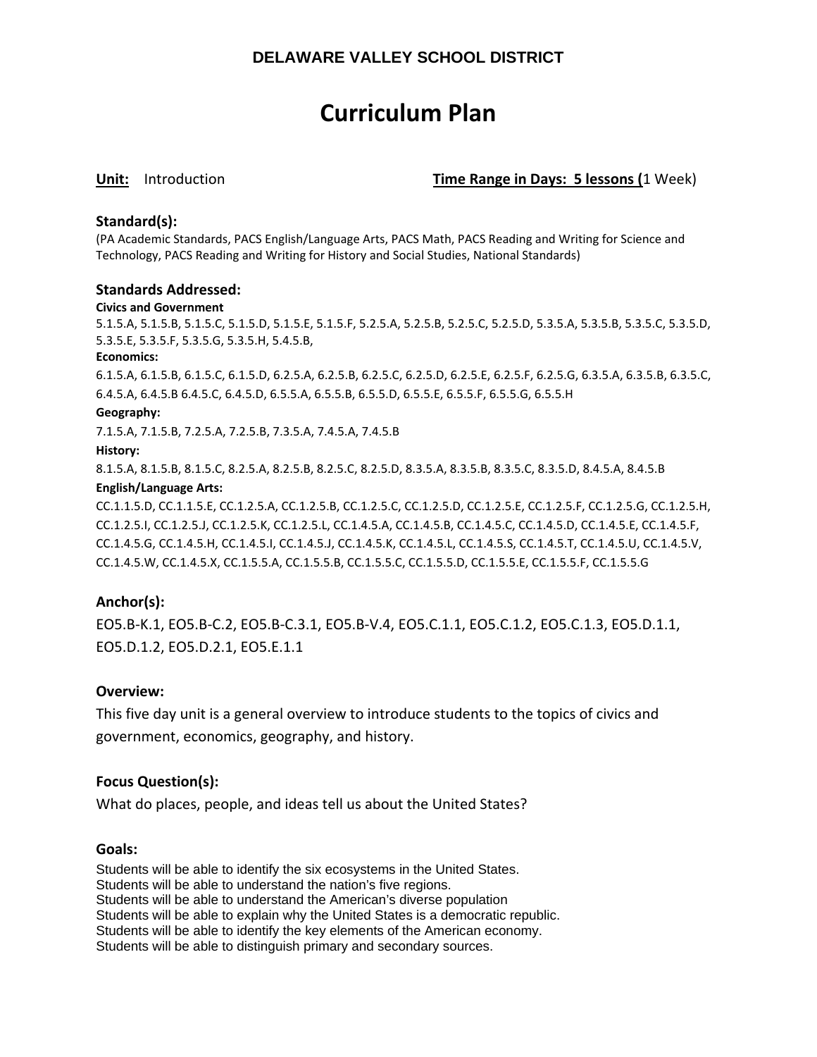**DELAWARE VALLEY SCHOOL DISTRICT**

# Curriculum Plan

**Unit:** Introduction **Time Range in Days: 5 lessons (**1 Week)

### Standard(s):

(PA Academic Standards, PACS English/Language Arts, PACS Math, PACS Reading and Writing for Science and Technology, PACS Reading and Writing for History and Social Studies, National Standards)

### Standards Addressed:

**Civics and Government**

5.1.5.A, 5.1.5.B, 5.1.5.C, 5.1.5.D, 5.1.5.E, 5.1.5.F, 5.2.5.A, 5.2.5.B, 5.2.5.C, 5.2.5.D, 5.3.5.A, 5.3.5.B, 5.3.5.C, 5.3.5.D, 5.3.5.E, 5.3.5.F, 5.3.5.G, 5.3.5.H, 5.4.5.B,

**Economics:**

6.1.5.A, 6.1.5.B, 6.1.5.C, 6.1.5.D, 6.2.5.A, 6.2.5.B, 6.2.5.C, 6.2.5.D, 6.2.5.E, 6.2.5.F, 6.2.5.G, 6.3.5.A, 6.3.5.B, 6.3.5.C, 6.4.5.A, 6.4.5.B 6.4.5.C, 6.4.5.D, 6.5.5.A, 6.5.5.B, 6.5.5.D, 6.5.5.E, 6.5.5.F, 6.5.5.G, 6.5.5.H

**Geography:**

7.1.5.A, 7.1.5.B, 7.2.5.A, 7.2.5.B, 7.3.5.A, 7.4.5.A, 7.4.5.B

**History:**

8.1.5.A, 8.1.5.B, 8.1.5.C, 8.2.5.A, 8.2.5.B, 8.2.5.C, 8.2.5.D, 8.3.5.A, 8.3.5.B, 8.3.5.C, 8.3.5.D, 8.4.5.A, 8.4.5.B

**English/Language Arts:**

CC.1.1.5.D, CC.1.1.5.E, CC.1.2.5.A, CC.1.2.5.B, CC.1.2.5.C, CC.1.2.5.D, CC.1.2.5.E, CC.1.2.5.F, CC.1.2.5.G, CC.1.2.5.H, CC.1.2.5.I, CC.1.2.5.J, CC.1.2.5.K, CC.1.2.5.L, CC.1.4.5.A, CC.1.4.5.B, CC.1.4.5.C, CC.1.4.5.D, CC.1.4.5.E, CC.1.4.5.F, CC.1.4.5.G, CC.1.4.5.H, CC.1.4.5.I, CC.1.4.5.J, CC.1.4.5.K, CC.1.4.5.L, CC.1.4.5.S, CC.1.4.5.T, CC.1.4.5.U, CC.1.4.5.V, CC.1.4.5.W, CC.1.4.5.X, CC.1.5.5.A, CC.1.5.5.B, CC.1.5.5.C, CC.1.5.5.D, CC.1.5.5.E, CC.1.5.5.F, CC.1.5.5.G

### Anchor(s):

EO5.B-K.1, EO5.B-C.2, EO5.B-C.3.1, EO5.B-V.4, EO5.C.1.1, EO5.C.1.2, EO5.C.1.3, EO5.D.1.1, EO5.D.1.2, EO5.D.2.1, EO5.E.1.1

### Overview:

This five day unit is a general overview to introduce students to the topics of civics and government, economics, geography, and history.

### Focus Question(s):

What do places, people, and ideas tell us about the United States?

### Goals:

Students will be able to identify the six ecosystems in the United States.
Students will be able to understand the nation's five regions.
Students will be able to understand the American's diverse population
Students will be able to explain why the United States is a democratic republic.
Students will be able to identify the key elements of the American economy.
Students will be able to distinguish primary and secondary sources.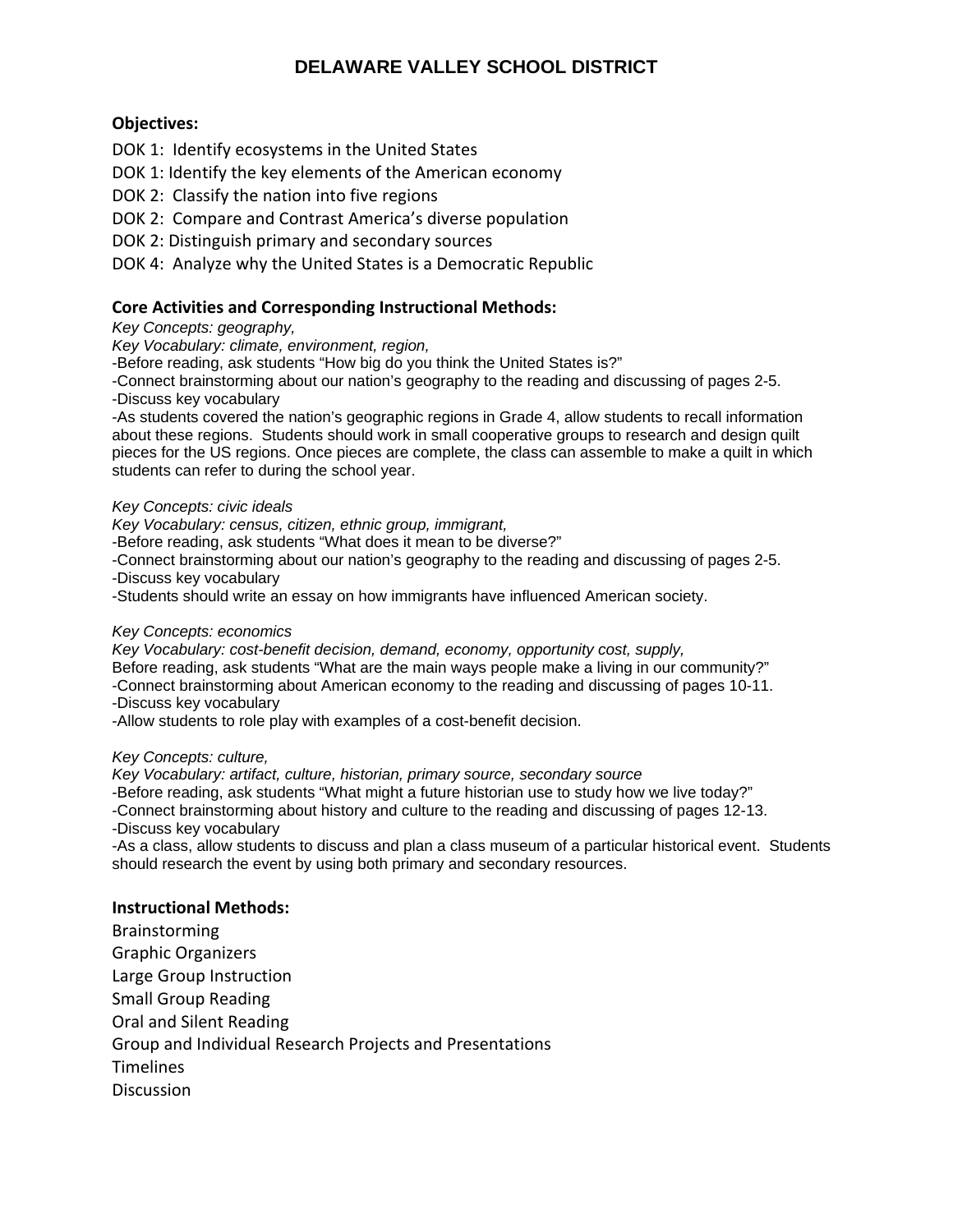# DELAWARE VALLEY SCHOOL DISTRICT

**Objectives:**

DOK 1: Identify ecosystems in the United States

DOK 1: Identify the key elements of the American economy

DOK 2: Classify the nation into five regions

DOK 2: Compare and Contrast America's diverse population

DOK 2: Distinguish primary and secondary sources

DOK 4: Analyze why the United States is a Democratic Republic

**Core Activities and Corresponding Instructional Methods:**

*Key Concepts: geography,*
*Key Vocabulary: climate, environment, region,*
-Before reading, ask students "How big do you think the United States is?"
-Connect brainstorming about our nation's geography to the reading and discussing of pages 2-5.
-Discuss key vocabulary
-As students covered the nation's geographic regions in Grade 4, allow students to recall information about these regions. Students should work in small cooperative groups to research and design quilt pieces for the US regions. Once pieces are complete, the class can assemble to make a quilt in which students can refer to during the school year.

*Key Concepts: civic ideals*
*Key Vocabulary: census, citizen, ethnic group, immigrant,*
-Before reading, ask students "What does it mean to be diverse?"
-Connect brainstorming about our nation's geography to the reading and discussing of pages 2-5.
-Discuss key vocabulary
-Students should write an essay on how immigrants have influenced American society.

*Key Concepts: economics*
*Key Vocabulary: cost-benefit decision, demand, economy, opportunity cost, supply,*
Before reading, ask students "What are the main ways people make a living in our community?"
-Connect brainstorming about American economy to the reading and discussing of pages 10-11.
-Discuss key vocabulary
-Allow students to role play with examples of a cost-benefit decision.

*Key Concepts: culture,*
*Key Vocabulary: artifact, culture, historian, primary source, secondary source*
-Before reading, ask students "What might a future historian use to study how we live today?"
-Connect brainstorming about history and culture to the reading and discussing of pages 12-13.
-Discuss key vocabulary
-As a class, allow students to discuss and plan a class museum of a particular historical event. Students should research the event by using both primary and secondary resources.

**Instructional Methods:**

Brainstorming
Graphic Organizers
Large Group Instruction
Small Group Reading
Oral and Silent Reading
Group and Individual Research Projects and Presentations
Timelines
Discussion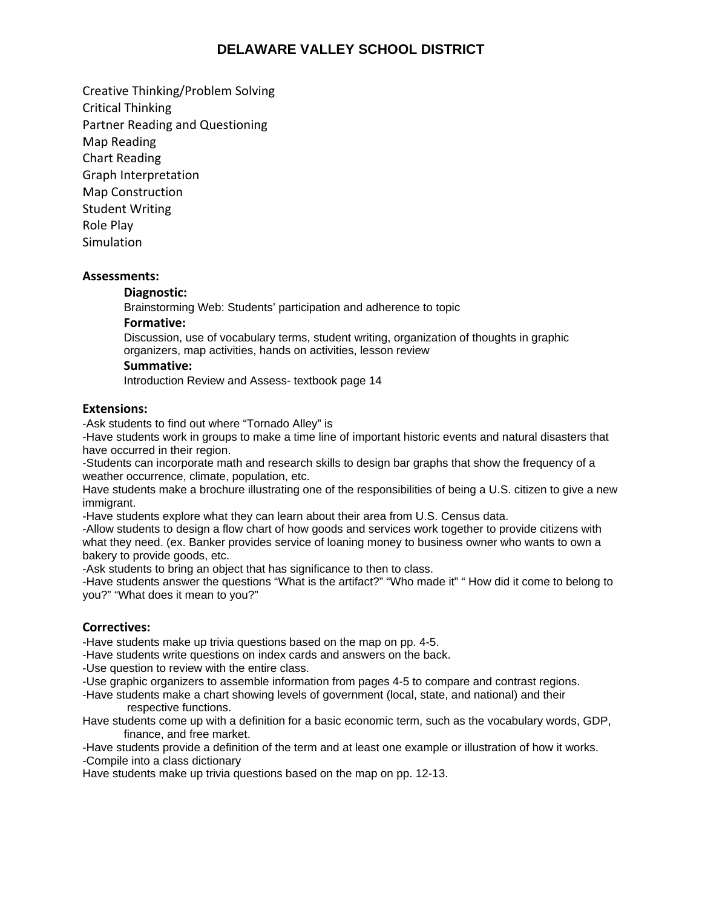Creative Thinking/Problem Solving
Critical Thinking
Partner Reading and Questioning
Map Reading
Chart Reading
Graph Interpretation
Map Construction
Student Writing
Role Play
Simulation

**Assessments:**

**Diagnostic:**

Brainstorming Web: Students' participation and adherence to topic

**Formative:**

Discussion, use of vocabulary terms, student writing, organization of thoughts in graphic organizers, map activities, hands on activities, lesson review

**Summative:**

Introduction Review and Assess- textbook page 14

**Extensions:**

-Ask students to find out where "Tornado Alley" is
-Have students work in groups to make a time line of important historic events and natural disasters that have occurred in their region.
-Students can incorporate math and research skills to design bar graphs that show the frequency of a weather occurrence, climate, population, etc.
Have students make a brochure illustrating one of the responsibilities of being a U.S. citizen to give a new immigrant.
-Have students explore what they can learn about their area from U.S. Census data.
-Allow students to design a flow chart of how goods and services work together to provide citizens with what they need. (ex. Banker provides service of loaning money to business owner who wants to own a bakery to provide goods, etc.
-Ask students to bring an object that has significance to then to class.
-Have students answer the questions "What is the artifact?" "Who made it" " How did it come to belong to you?" "What does it mean to you?"

**Correctives:**

-Have students make up trivia questions based on the map on pp. 4-5.
-Have students write questions on index cards and answers on the back.
-Use question to review with the entire class.
-Use graphic organizers to assemble information from pages 4-5 to compare and contrast regions.
-Have students make a chart showing levels of government (local, state, and national) and their respective functions.
Have students come up with a definition for a basic economic term, such as the vocabulary words, GDP, finance, and free market.
-Have students provide a definition of the term and at least one example or illustration of how it works.
-Compile into a class dictionary
Have students make up trivia questions based on the map on pp. 12-13.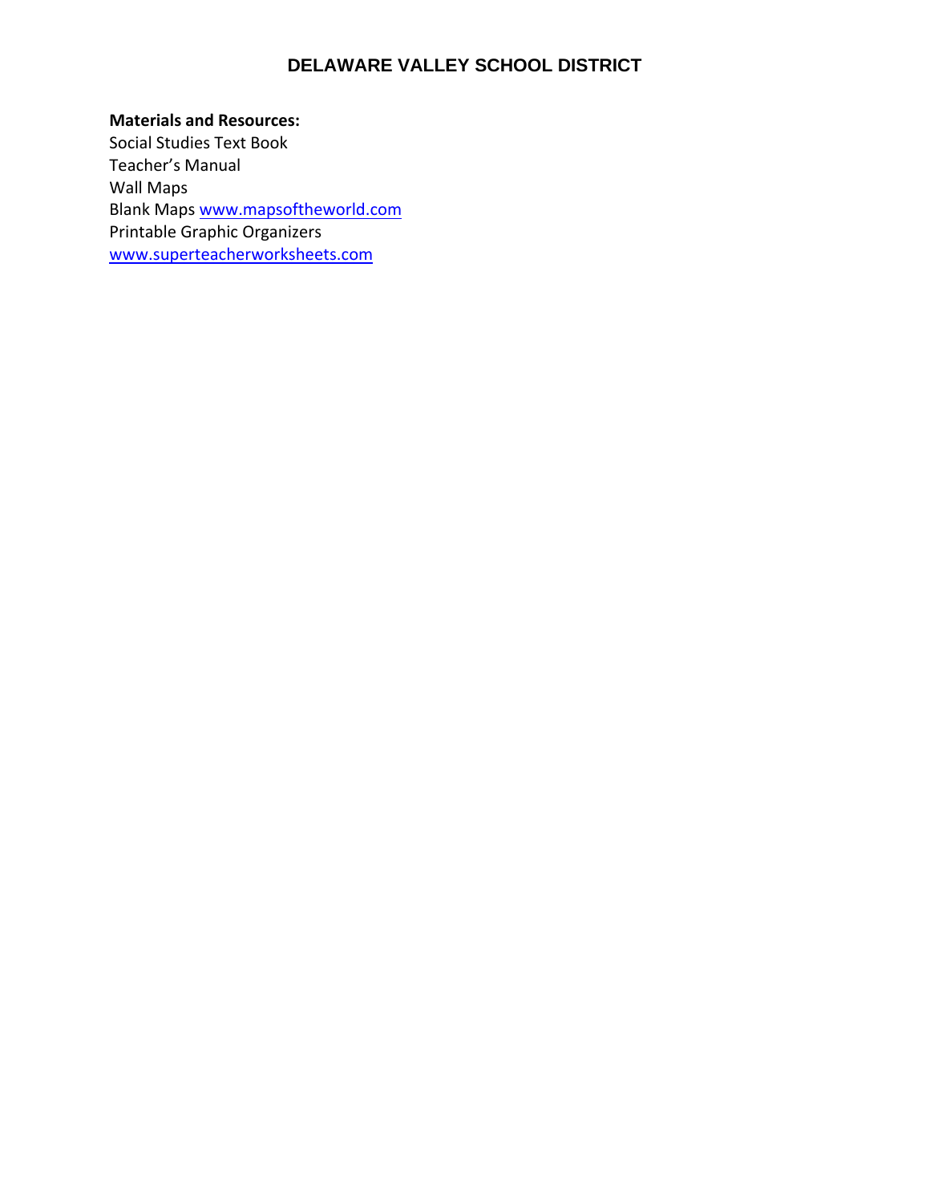**Materials and Resources:**
Social Studies Text Book
Teacher's Manual
Wall Maps
Blank Maps www.mapsoftheworld.com
Printable Graphic Organizers
www.superteacherworksheets.com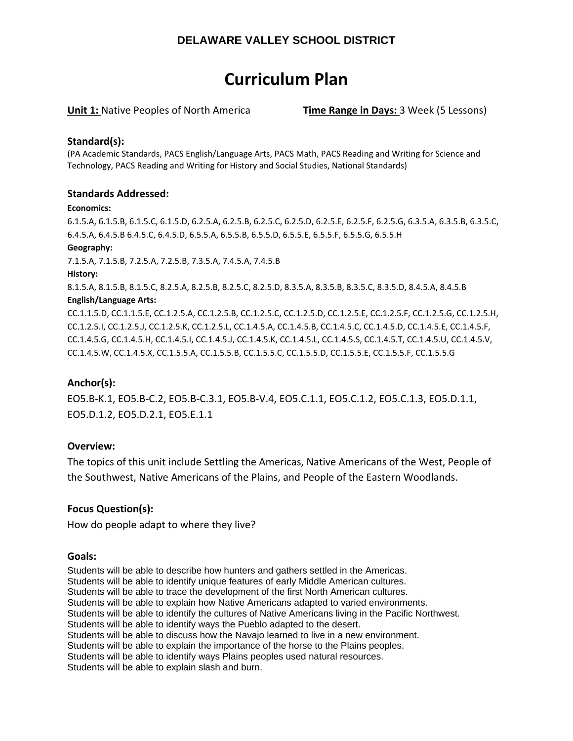**DELAWARE VALLEY SCHOOL DISTRICT**

# Curriculum Plan

**Unit 1:** Native Peoples of North America **Time Range in Days:** 3 Week (5 Lessons)

### Standard(s):

(PA Academic Standards, PACS English/Language Arts, PACS Math, PACS Reading and Writing for Science and Technology, PACS Reading and Writing for History and Social Studies, National Standards)

### Standards Addressed:

**Economics:**

6.1.5.A, 6.1.5.B, 6.1.5.C, 6.1.5.D, 6.2.5.A, 6.2.5.B, 6.2.5.C, 6.2.5.D, 6.2.5.E, 6.2.5.F, 6.2.5.G, 6.3.5.A, 6.3.5.B, 6.3.5.C, 6.4.5.A, 6.4.5.B 6.4.5.C, 6.4.5.D, 6.5.5.A, 6.5.5.B, 6.5.5.D, 6.5.5.E, 6.5.5.F, 6.5.5.G, 6.5.5.H

**Geography:**

7.1.5.A, 7.1.5.B, 7.2.5.A, 7.2.5.B, 7.3.5.A, 7.4.5.A, 7.4.5.B

**History:**

8.1.5.A, 8.1.5.B, 8.1.5.C, 8.2.5.A, 8.2.5.B, 8.2.5.C, 8.2.5.D, 8.3.5.A, 8.3.5.B, 8.3.5.C, 8.3.5.D, 8.4.5.A, 8.4.5.B

**English/Language Arts:**

CC.1.1.5.D, CC.1.1.5.E, CC.1.2.5.A, CC.1.2.5.B, CC.1.2.5.C, CC.1.2.5.D, CC.1.2.5.E, CC.1.2.5.F, CC.1.2.5.G, CC.1.2.5.H, CC.1.2.5.I, CC.1.2.5.J, CC.1.2.5.K, CC.1.2.5.L, CC.1.4.5.A, CC.1.4.5.B, CC.1.4.5.C, CC.1.4.5.D, CC.1.4.5.E, CC.1.4.5.F, CC.1.4.5.G, CC.1.4.5.H, CC.1.4.5.I, CC.1.4.5.J, CC.1.4.5.K, CC.1.4.5.L, CC.1.4.5.S, CC.1.4.5.T, CC.1.4.5.U, CC.1.4.5.V, CC.1.4.5.W, CC.1.4.5.X, CC.1.5.5.A, CC.1.5.5.B, CC.1.5.5.C, CC.1.5.5.D, CC.1.5.5.E, CC.1.5.5.F, CC.1.5.5.G

### Anchor(s):

EO5.B-K.1, EO5.B-C.2, EO5.B-C.3.1, EO5.B-V.4, EO5.C.1.1, EO5.C.1.2, EO5.C.1.3, EO5.D.1.1, EO5.D.1.2, EO5.D.2.1, EO5.E.1.1

### Overview:

The topics of this unit include Settling the Americas, Native Americans of the West, People of the Southwest, Native Americans of the Plains, and People of the Eastern Woodlands.

### Focus Question(s):

How do people adapt to where they live?

### Goals:

Students will be able to describe how hunters and gathers settled in the Americas.
Students will be able to identify unique features of early Middle American cultures.
Students will be able to trace the development of the first North American cultures.
Students will be able to explain how Native Americans adapted to varied environments.
Students will be able to identify the cultures of Native Americans living in the Pacific Northwest.
Students will be able to identify ways the Pueblo adapted to the desert.
Students will be able to discuss how the Navajo learned to live in a new environment.
Students will be able to explain the importance of the horse to the Plains peoples.
Students will be able to identify ways Plains peoples used natural resources.
Students will be able to explain slash and burn.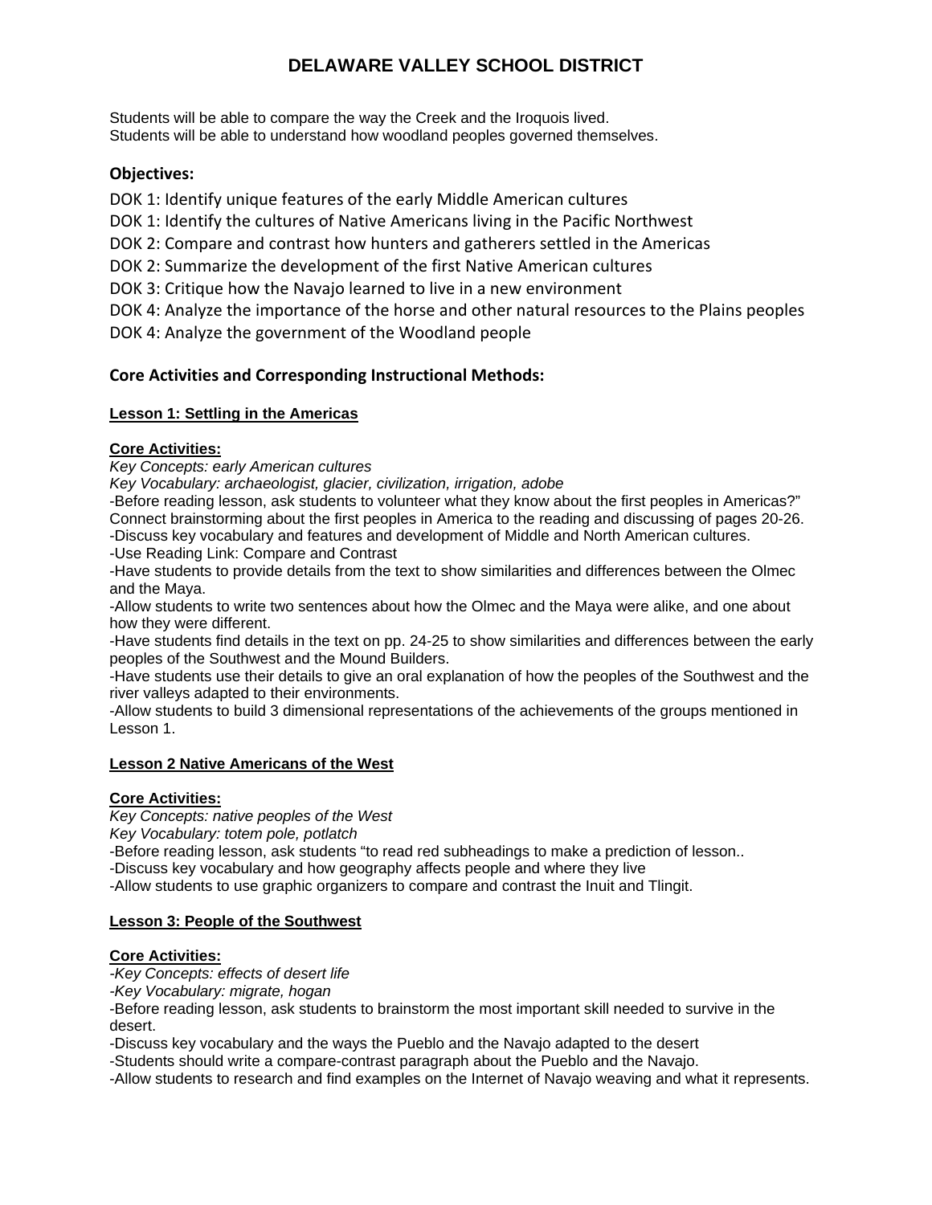# DELAWARE VALLEY SCHOOL DISTRICT

Students will be able to compare the way the Creek and the Iroquois lived.
Students will be able to understand how woodland peoples governed themselves.

### Objectives:

DOK 1: Identify unique features of the early Middle American cultures
DOK 1: Identify the cultures of Native Americans living in the Pacific Northwest
DOK 2: Compare and contrast how hunters and gatherers settled in the Americas
DOK 2: Summarize the development of the first Native American cultures
DOK 3: Critique how the Navajo learned to live in a new environment
DOK 4: Analyze the importance of the horse and other natural resources to the Plains peoples
DOK 4: Analyze the government of the Woodland people

### Core Activities and Corresponding Instructional Methods:

**Lesson 1: Settling in the Americas**

**Core Activities:**
*Key Concepts: early American cultures*
*Key Vocabulary: archaeologist, glacier, civilization, irrigation, adobe*
-Before reading lesson, ask students to volunteer what they know about the first peoples in Americas?" Connect brainstorming about the first peoples in America to the reading and discussing of pages 20-26.
-Discuss key vocabulary and features and development of Middle and North American cultures.
-Use Reading Link: Compare and Contrast
-Have students to provide details from the text to show similarities and differences between the Olmec and the Maya.
-Allow students to write two sentences about how the Olmec and the Maya were alike, and one about how they were different.
-Have students find details in the text on pp. 24-25 to show similarities and differences between the early peoples of the Southwest and the Mound Builders.
-Have students use their details to give an oral explanation of how the peoples of the Southwest and the river valleys adapted to their environments.
-Allow students to build 3 dimensional representations of the achievements of the groups mentioned in Lesson 1.

**Lesson 2 Native Americans of the West**

**Core Activities:**
*Key Concepts: native peoples of the West*
*Key Vocabulary: totem pole, potlatch*
-Before reading lesson, ask students "to read red subheadings to make a prediction of lesson..
-Discuss key vocabulary and how geography affects people and where they live
-Allow students to use graphic organizers to compare and contrast the Inuit and Tlingit.

**Lesson 3: People of the Southwest**

**Core Activities:**
*-Key Concepts: effects of desert life*
*-Key Vocabulary: migrate, hogan*
-Before reading lesson, ask students to brainstorm the most important skill needed to survive in the desert.
-Discuss key vocabulary and the ways the Pueblo and the Navajo adapted to the desert
-Students should write a compare-contrast paragraph about the Pueblo and the Navajo.
-Allow students to research and find examples on the Internet of Navajo weaving and what it represents.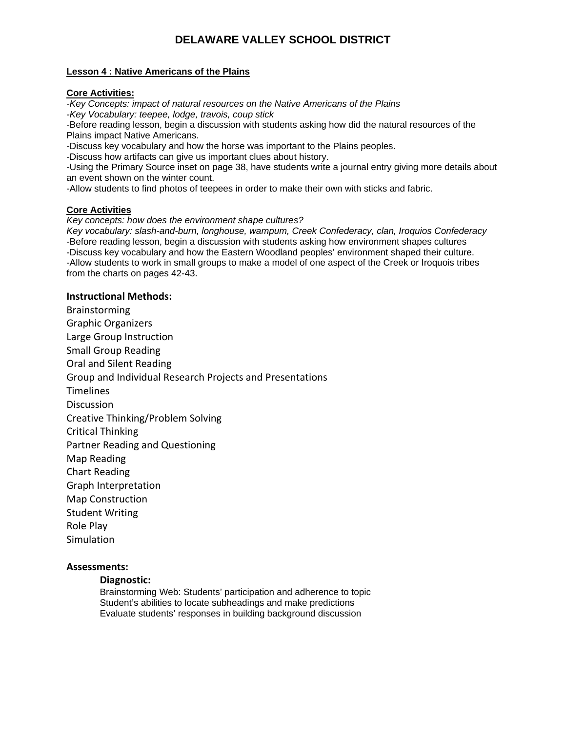# DELAWARE VALLEY SCHOOL DISTRICT

**Lesson 4 : Native Americans of the Plains**

**Core Activities:**

*-Key Concepts: impact of natural resources on the Native Americans of the Plains*
*-Key Vocabulary: teepee, lodge, travois, coup stick*
-Before reading lesson, begin a discussion with students asking how did the natural resources of the Plains impact Native Americans.
-Discuss key vocabulary and how the horse was important to the Plains peoples.
-Discuss how artifacts can give us important clues about history.
-Using the Primary Source inset on page 38, have students write a journal entry giving more details about an event shown on the winter count.
-Allow students to find photos of teepees in order to make their own with sticks and fabric.

**Core Activities**

*Key concepts: how does the environment shape cultures?*
*Key vocabulary: slash-and-burn, longhouse, wampum, Creek Confederacy, clan, Iroquios Confederacy*
-Before reading lesson, begin a discussion with students asking how environment shapes cultures
-Discuss key vocabulary and how the Eastern Woodland peoples' environment shaped their culture.
-Allow students to work in small groups to make a model of one aspect of the Creek or Iroquois tribes from the charts on pages 42-43.

**Instructional Methods:**

Brainstorming
Graphic Organizers
Large Group Instruction
Small Group Reading
Oral and Silent Reading
Group and Individual Research Projects and Presentations
Timelines
Discussion
Creative Thinking/Problem Solving
Critical Thinking
Partner Reading and Questioning
Map Reading
Chart Reading
Graph Interpretation
Map Construction
Student Writing
Role Play
Simulation

**Assessments:**

**Diagnostic:**

Brainstorming Web: Students' participation and adherence to topic
Student's abilities to locate subheadings and make predictions
Evaluate students' responses in building background discussion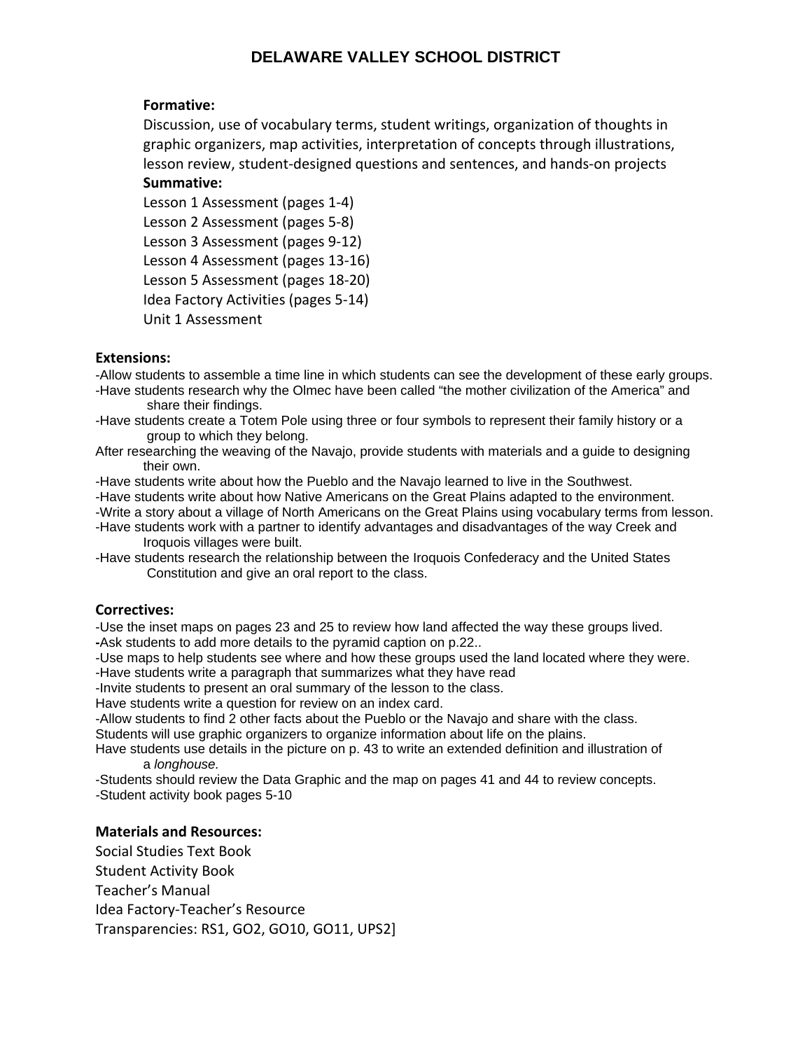**Formative:**

Discussion, use of vocabulary terms, student writings, organization of thoughts in graphic organizers, map activities, interpretation of concepts through illustrations, lesson review, student-designed questions and sentences, and hands-on projects

**Summative:**

Lesson 1 Assessment (pages 1-4)
Lesson 2 Assessment (pages 5-8)
Lesson 3 Assessment (pages 9-12)
Lesson 4 Assessment (pages 13-16)
Lesson 5 Assessment (pages 18-20)
Idea Factory Activities (pages 5-14)
Unit 1 Assessment

**Extensions:**

-Allow students to assemble a time line in which students can see the development of these early groups.
-Have students research why the Olmec have been called "the mother civilization of the America" and share their findings.
-Have students create a Totem Pole using three or four symbols to represent their family history or a group to which they belong.
After researching the weaving of the Navajo, provide students with materials and a guide to designing their own.
-Have students write about how the Pueblo and the Navajo learned to live in the Southwest.
-Have students write about how Native Americans on the Great Plains adapted to the environment.
-Write a story about a village of North Americans on the Great Plains using vocabulary terms from lesson.
-Have students work with a partner to identify advantages and disadvantages of the way Creek and Iroquois villages were built.
-Have students research the relationship between the Iroquois Confederacy and the United States Constitution and give an oral report to the class.

**Correctives:**

-Use the inset maps on pages 23 and 25 to review how land affected the way these groups lived.
-Ask students to add more details to the pyramid caption on p.22..
-Use maps to help students see where and how these groups used the land located where they were.
-Have students write a paragraph that summarizes what they have read
-Invite students to present an oral summary of the lesson to the class.
Have students write a question for review on an index card.
-Allow students to find 2 other facts about the Pueblo or the Navajo and share with the class.
Students will use graphic organizers to organize information about life on the plains.
Have students use details in the picture on p. 43 to write an extended definition and illustration of a *longhouse.*
-Students should review the Data Graphic and the map on pages 41 and 44 to review concepts.
-Student activity book pages 5-10

**Materials and Resources:**

Social Studies Text Book
Student Activity Book
Teacher's Manual
Idea Factory-Teacher's Resource
Transparencies: RS1, GO2, GO10, GO11, UPS2]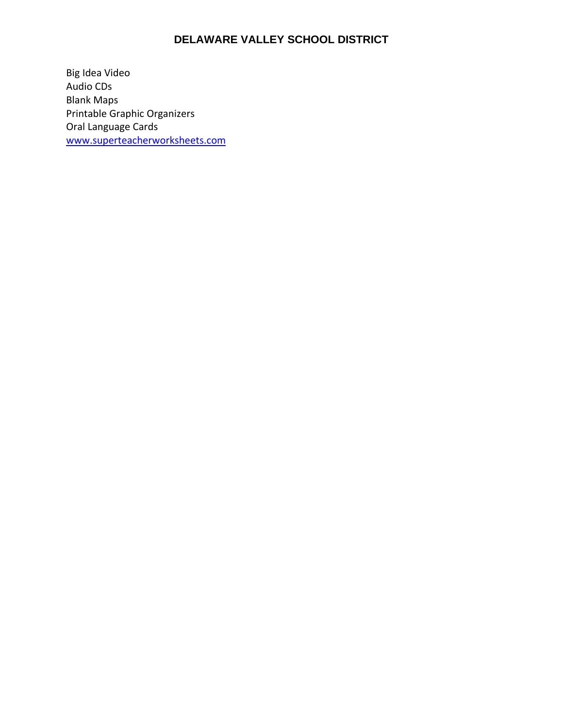# DELAWARE VALLEY SCHOOL DISTRICT

Big Idea Video
Audio CDs
Blank Maps
Printable Graphic Organizers
Oral Language Cards
[www.superteacherworksheets.com](http://www.superteacherworksheets.com)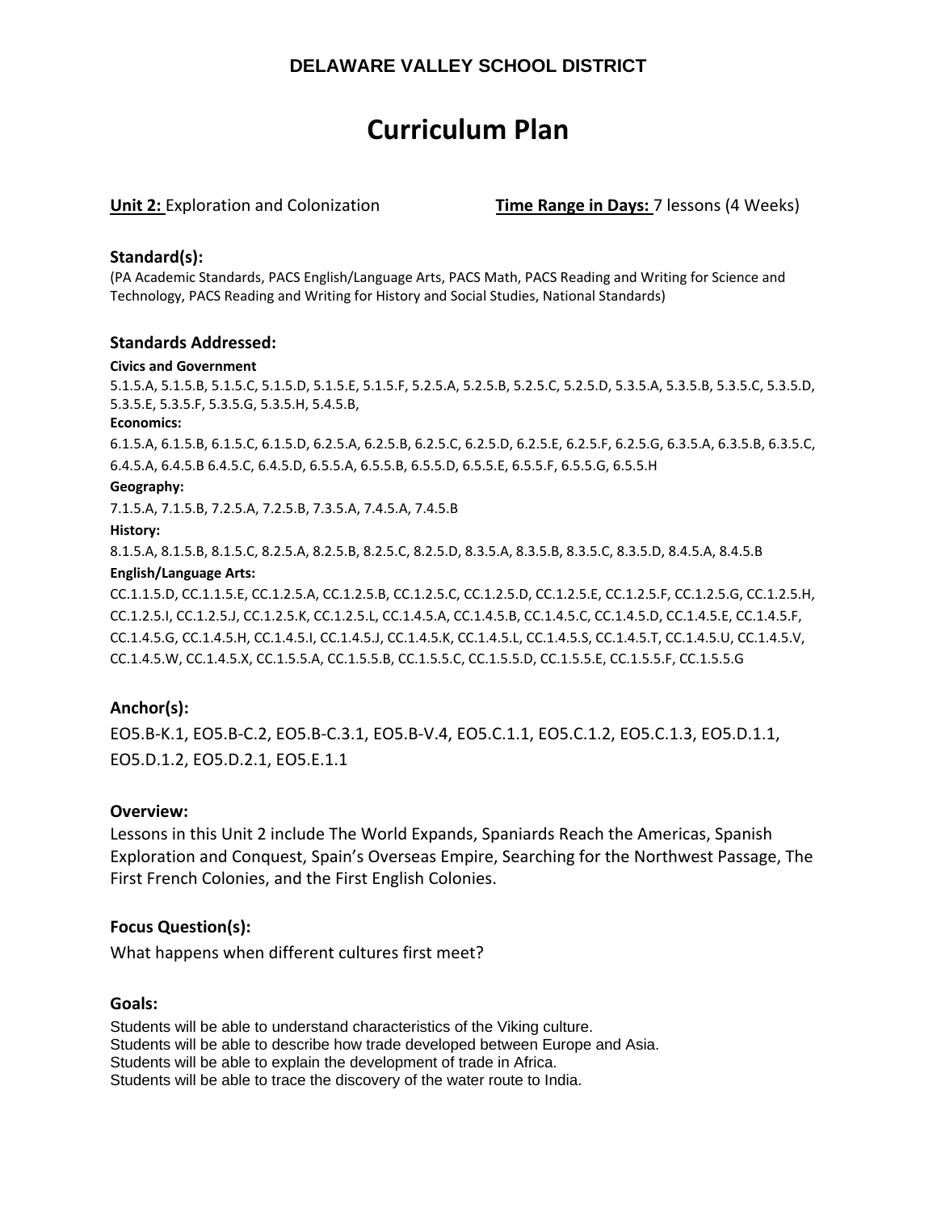**DELAWARE VALLEY SCHOOL DISTRICT**

# Curriculum Plan

**Unit 2:** Exploration and Colonization **Time Range in Days:** 7 lessons (4 Weeks)

## Standard(s):

(PA Academic Standards, PACS English/Language Arts, PACS Math, PACS Reading and Writing for Science and Technology, PACS Reading and Writing for History and Social Studies, National Standards)

## Standards Addressed:

**Civics and Government**

5.1.5.A, 5.1.5.B, 5.1.5.C, 5.1.5.D, 5.1.5.E, 5.1.5.F, 5.2.5.A, 5.2.5.B, 5.2.5.C, 5.2.5.D, 5.3.5.A, 5.3.5.B, 5.3.5.C, 5.3.5.D, 5.3.5.E, 5.3.5.F, 5.3.5.G, 5.3.5.H, 5.4.5.B,

**Economics:**

6.1.5.A, 6.1.5.B, 6.1.5.C, 6.1.5.D, 6.2.5.A, 6.2.5.B, 6.2.5.C, 6.2.5.D, 6.2.5.E, 6.2.5.F, 6.2.5.G, 6.3.5.A, 6.3.5.B, 6.3.5.C, 6.4.5.A, 6.4.5.B 6.4.5.C, 6.4.5.D, 6.5.5.A, 6.5.5.B, 6.5.5.D, 6.5.5.E, 6.5.5.F, 6.5.5.G, 6.5.5.H

**Geography:**

7.1.5.A, 7.1.5.B, 7.2.5.A, 7.2.5.B, 7.3.5.A, 7.4.5.A, 7.4.5.B

**History:**

8.1.5.A, 8.1.5.B, 8.1.5.C, 8.2.5.A, 8.2.5.B, 8.2.5.C, 8.2.5.D, 8.3.5.A, 8.3.5.B, 8.3.5.C, 8.3.5.D, 8.4.5.A, 8.4.5.B

**English/Language Arts:**

CC.1.1.5.D, CC.1.1.5.E, CC.1.2.5.A, CC.1.2.5.B, CC.1.2.5.C, CC.1.2.5.D, CC.1.2.5.E, CC.1.2.5.F, CC.1.2.5.G, CC.1.2.5.H, CC.1.2.5.I, CC.1.2.5.J, CC.1.2.5.K, CC.1.2.5.L, CC.1.4.5.A, CC.1.4.5.B, CC.1.4.5.C, CC.1.4.5.D, CC.1.4.5.E, CC.1.4.5.F, CC.1.4.5.G, CC.1.4.5.H, CC.1.4.5.I, CC.1.4.5.J, CC.1.4.5.K, CC.1.4.5.L, CC.1.4.5.S, CC.1.4.5.T, CC.1.4.5.U, CC.1.4.5.V, CC.1.4.5.W, CC.1.4.5.X, CC.1.5.5.A, CC.1.5.5.B, CC.1.5.5.C, CC.1.5.5.D, CC.1.5.5.E, CC.1.5.5.F, CC.1.5.5.G

## Anchor(s):

EO5.B-K.1, EO5.B-C.2, EO5.B-C.3.1, EO5.B-V.4, EO5.C.1.1, EO5.C.1.2, EO5.C.1.3, EO5.D.1.1, EO5.D.1.2, EO5.D.2.1, EO5.E.1.1

## Overview:

Lessons in this Unit 2 include The World Expands, Spaniards Reach the Americas, Spanish Exploration and Conquest, Spain's Overseas Empire, Searching for the Northwest Passage, The First French Colonies, and the First English Colonies.

## Focus Question(s):

What happens when different cultures first meet?

## Goals:

Students will be able to understand characteristics of the Viking culture.
Students will be able to describe how trade developed between Europe and Asia.
Students will be able to explain the development of trade in Africa.
Students will be able to trace the discovery of the water route to India.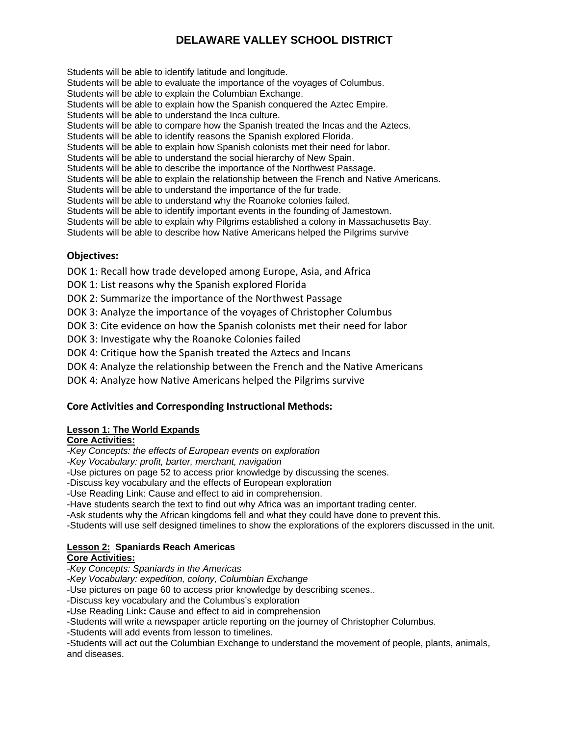Students will be able to identify latitude and longitude.
Students will be able to evaluate the importance of the voyages of Columbus.
Students will be able to explain the Columbian Exchange.
Students will be able to explain how the Spanish conquered the Aztec Empire.
Students will be able to understand the Inca culture.
Students will be able to compare how the Spanish treated the Incas and the Aztecs.
Students will be able to identify reasons the Spanish explored Florida.
Students will be able to explain how Spanish colonists met their need for labor.
Students will be able to understand the social hierarchy of New Spain.
Students will be able to describe the importance of the Northwest Passage.
Students will be able to explain the relationship between the French and Native Americans.
Students will be able to understand the importance of the fur trade.
Students will be able to understand why the Roanoke colonies failed.
Students will be able to identify important events in the founding of Jamestown.
Students will be able to explain why Pilgrims established a colony in Massachusetts Bay.
Students will be able to describe how Native Americans helped the Pilgrims survive

**Objectives:**

DOK 1: Recall how trade developed among Europe, Asia, and Africa
DOK 1: List reasons why the Spanish explored Florida
DOK 2: Summarize the importance of the Northwest Passage
DOK 3: Analyze the importance of the voyages of Christopher Columbus
DOK 3: Cite evidence on how the Spanish colonists met their need for labor
DOK 3: Investigate why the Roanoke Colonies failed
DOK 4: Critique how the Spanish treated the Aztecs and Incans
DOK 4: Analyze the relationship between the French and the Native Americans
DOK 4: Analyze how Native Americans helped the Pilgrims survive

**Core Activities and Corresponding Instructional Methods:**

**Lesson 1: The World Expands**
**Core Activities:**
*-Key Concepts: the effects of European events on exploration*
*-Key Vocabulary: profit, barter, merchant, navigation*
-Use pictures on page 52 to access prior knowledge by discussing the scenes.
-Discuss key vocabulary and the effects of European exploration
-Use Reading Link: Cause and effect to aid in comprehension.
-Have students search the text to find out why Africa was an important trading center.
-Ask students why the African kingdoms fell and what they could have done to prevent this.
-Students will use self designed timelines to show the explorations of the explorers discussed in the unit.

**Lesson 2: Spaniards Reach Americas**
**Core Activities:**
*-Key Concepts: Spaniards in the Americas*
*-Key Vocabulary: expedition, colony, Columbian Exchange*
-Use pictures on page 60 to access prior knowledge by describing scenes..
-Discuss key vocabulary and the Columbus's exploration
-Use Reading Link**:** Cause and effect to aid in comprehension
-Students will write a newspaper article reporting on the journey of Christopher Columbus.
-Students will add events from lesson to timelines.
-Students will act out the Columbian Exchange to understand the movement of people, plants, animals, and diseases.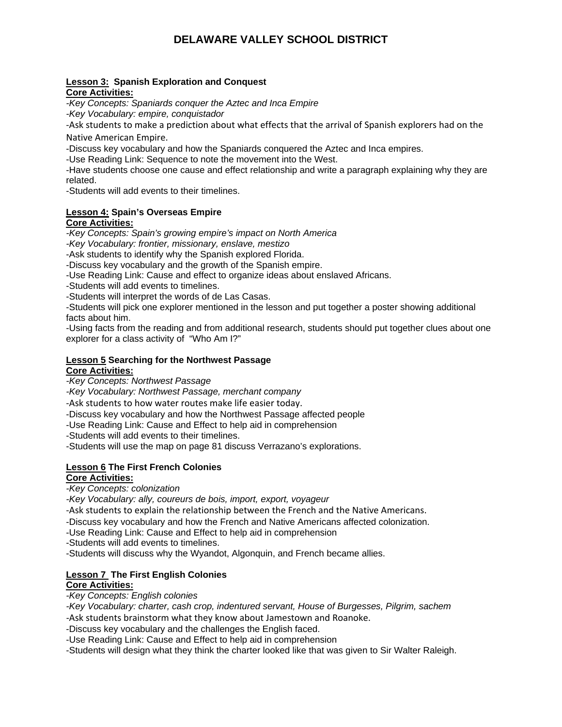# DELAWARE VALLEY SCHOOL DISTRICT

**Lesson 3:** **Spanish Exploration and Conquest**

**Core Activities:**

-*Key Concepts: Spaniards conquer the Aztec and Inca Empire*

-*Key Vocabulary: empire, conquistador*

-Ask students to make a prediction about what effects that the arrival of Spanish explorers had on the Native American Empire.

-Discuss key vocabulary and how the Spaniards conquered the Aztec and Inca empires.

-Use Reading Link: Sequence to note the movement into the West.

-Have students choose one cause and effect relationship and write a paragraph explaining why they are related.

-Students will add events to their timelines.

**Lesson 4:** **Spain's Overseas Empire**

**Core Activities:**

-*Key Concepts: Spain's growing empire's impact on North America*

-*Key Vocabulary: frontier, missionary, enslave, mestizo*

-Ask students to identify why the Spanish explored Florida.

-Discuss key vocabulary and the growth of the Spanish empire.

-Use Reading Link: Cause and effect to organize ideas about enslaved Africans.

-Students will add events to timelines.

-Students will interpret the words of de Las Casas.

-Students will pick one explorer mentioned in the lesson and put together a poster showing additional facts about him.

-Using facts from the reading and from additional research, students should put together clues about one explorer for a class activity of "Who Am I?"

**Lesson 5** **Searching for the Northwest Passage**

**Core Activities:**

-*Key Concepts: Northwest Passage*

-*Key Vocabulary: Northwest Passage, merchant company*

-Ask students to how water routes make life easier today.

-Discuss key vocabulary and how the Northwest Passage affected people

-Use Reading Link: Cause and Effect to help aid in comprehension

-Students will add events to their timelines.

-Students will use the map on page 81 discuss Verrazano's explorations.

**Lesson 6** **The First French Colonies**

**Core Activities:**

-*Key Concepts: colonization*

-*Key Vocabulary: ally, coureurs de bois, import, export, voyageur*

-Ask students to explain the relationship between the French and the Native Americans.

-Discuss key vocabulary and how the French and Native Americans affected colonization.

-Use Reading Link: Cause and Effect to help aid in comprehension

-Students will add events to timelines.

-Students will discuss why the Wyandot, Algonquin, and French became allies.

**Lesson 7** **The First English Colonies**

**Core Activities:**

-*Key Concepts: English colonies*

-*Key Vocabulary: charter, cash crop, indentured servant, House of Burgesses, Pilgrim, sachem*

-Ask students brainstorm what they know about Jamestown and Roanoke.

-Discuss key vocabulary and the challenges the English faced.

-Use Reading Link: Cause and Effect to help aid in comprehension

-Students will design what they think the charter looked like that was given to Sir Walter Raleigh.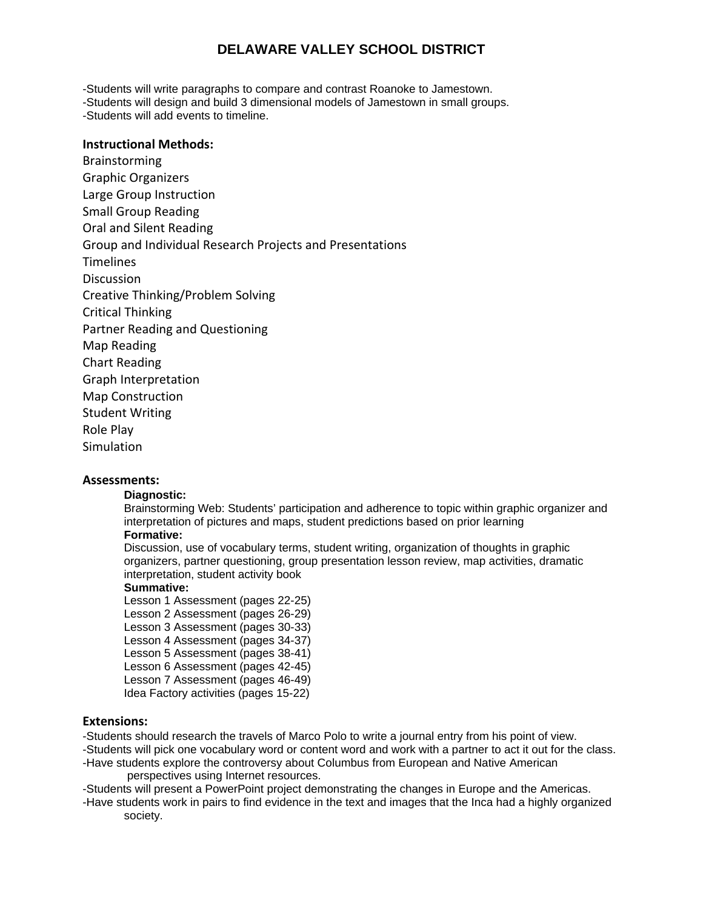-Students will write paragraphs to compare and contrast Roanoke to Jamestown.
-Students will design and build 3 dimensional models of Jamestown in small groups.
-Students will add events to timeline.

**Instructional Methods:**

Brainstorming
Graphic Organizers
Large Group Instruction
Small Group Reading
Oral and Silent Reading
Group and Individual Research Projects and Presentations
Timelines
Discussion
Creative Thinking/Problem Solving
Critical Thinking
Partner Reading and Questioning
Map Reading
Chart Reading
Graph Interpretation
Map Construction
Student Writing
Role Play
Simulation

**Assessments:**

**Diagnostic:**
Brainstorming Web: Students' participation and adherence to topic within graphic organizer and interpretation of pictures and maps, student predictions based on prior learning

**Formative:**
Discussion, use of vocabulary terms, student writing, organization of thoughts in graphic organizers, partner questioning, group presentation lesson review, map activities, dramatic interpretation, student activity book

**Summative:**
Lesson 1 Assessment (pages 22-25)
Lesson 2 Assessment (pages 26-29)
Lesson 3 Assessment (pages 30-33)
Lesson 4 Assessment (pages 34-37)
Lesson 5 Assessment (pages 38-41)
Lesson 6 Assessment (pages 42-45)
Lesson 7 Assessment (pages 46-49)
Idea Factory activities (pages 15-22)

**Extensions:**

-Students should research the travels of Marco Polo to write a journal entry from his point of view.
-Students will pick one vocabulary word or content word and work with a partner to act it out for the class.
-Have students explore the controversy about Columbus from European and Native American perspectives using Internet resources.
-Students will present a PowerPoint project demonstrating the changes in Europe and the Americas.
-Have students work in pairs to find evidence in the text and images that the Inca had a highly organized society.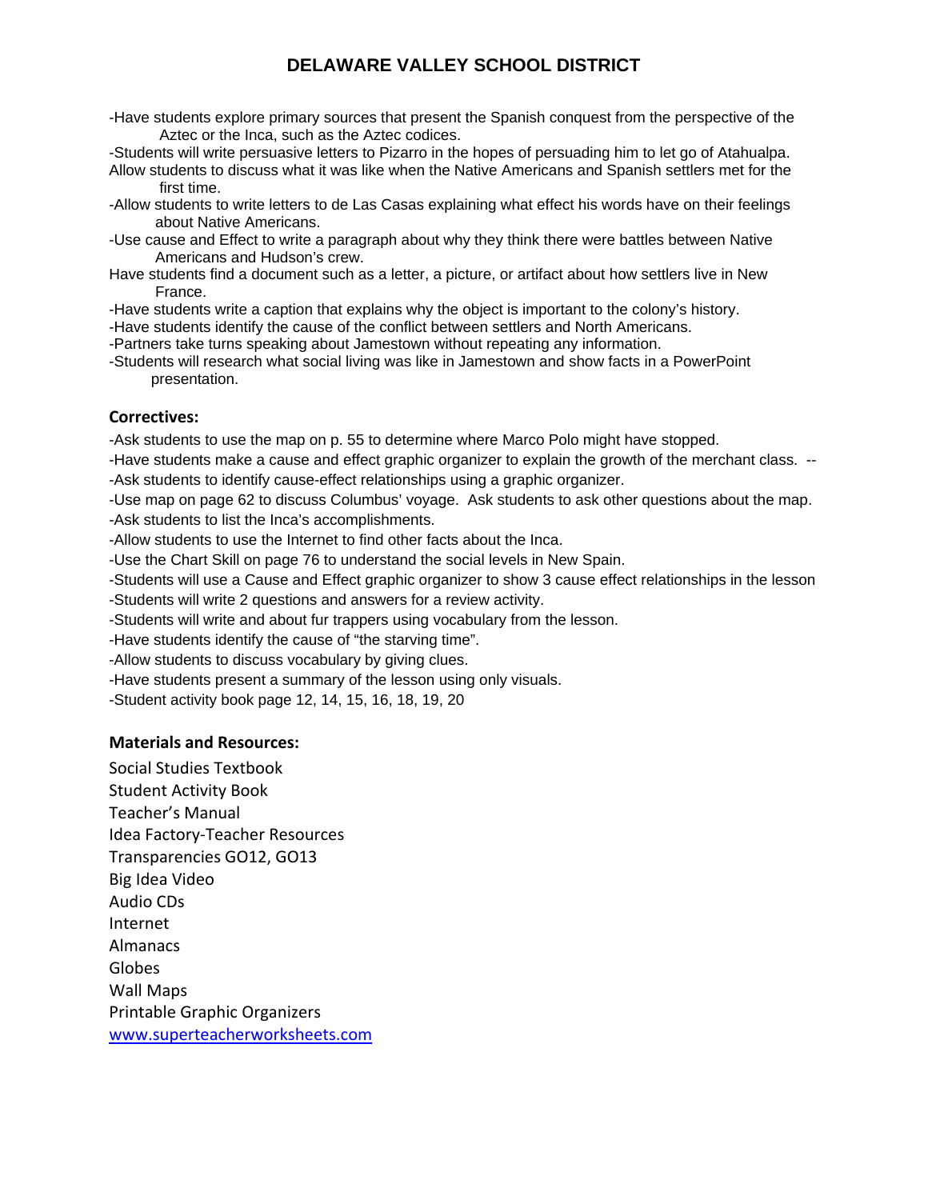-Have students explore primary sources that present the Spanish conquest from the perspective of the Aztec or the Inca, such as the Aztec codices.

-Students will write persuasive letters to Pizarro in the hopes of persuading him to let go of Atahualpa.

Allow students to discuss what it was like when the Native Americans and Spanish settlers met for the first time.

-Allow students to write letters to de Las Casas explaining what effect his words have on their feelings about Native Americans.

-Use cause and Effect to write a paragraph about why they think there were battles between Native Americans and Hudson's crew.

Have students find a document such as a letter, a picture, or artifact about how settlers live in New France.

-Have students write a caption that explains why the object is important to the colony's history.

-Have students identify the cause of the conflict between settlers and North Americans.

-Partners take turns speaking about Jamestown without repeating any information.

-Students will research what social living was like in Jamestown and show facts in a PowerPoint presentation.

### Correctives:

-Ask students to use the map on p. 55 to determine where Marco Polo might have stopped.

-Have students make a cause and effect graphic organizer to explain the growth of the merchant class. --

-Ask students to identify cause-effect relationships using a graphic organizer.

-Use map on page 62 to discuss Columbus' voyage. Ask students to ask other questions about the map.

-Ask students to list the Inca's accomplishments.

-Allow students to use the Internet to find other facts about the Inca.

-Use the Chart Skill on page 76 to understand the social levels in New Spain.

-Students will use a Cause and Effect graphic organizer to show 3 cause effect relationships in the lesson

-Students will write 2 questions and answers for a review activity.

-Students will write and about fur trappers using vocabulary from the lesson.

-Have students identify the cause of "the starving time".

-Allow students to discuss vocabulary by giving clues.

-Have students present a summary of the lesson using only visuals.

-Student activity book page 12, 14, 15, 16, 18, 19, 20

### Materials and Resources:

Social Studies Textbook
Student Activity Book
Teacher's Manual
Idea Factory-Teacher Resources
Transparencies GO12, GO13
Big Idea Video
Audio CDs
Internet
Almanacs
Globes
Wall Maps
Printable Graphic Organizers
www.superteacherworksheets.com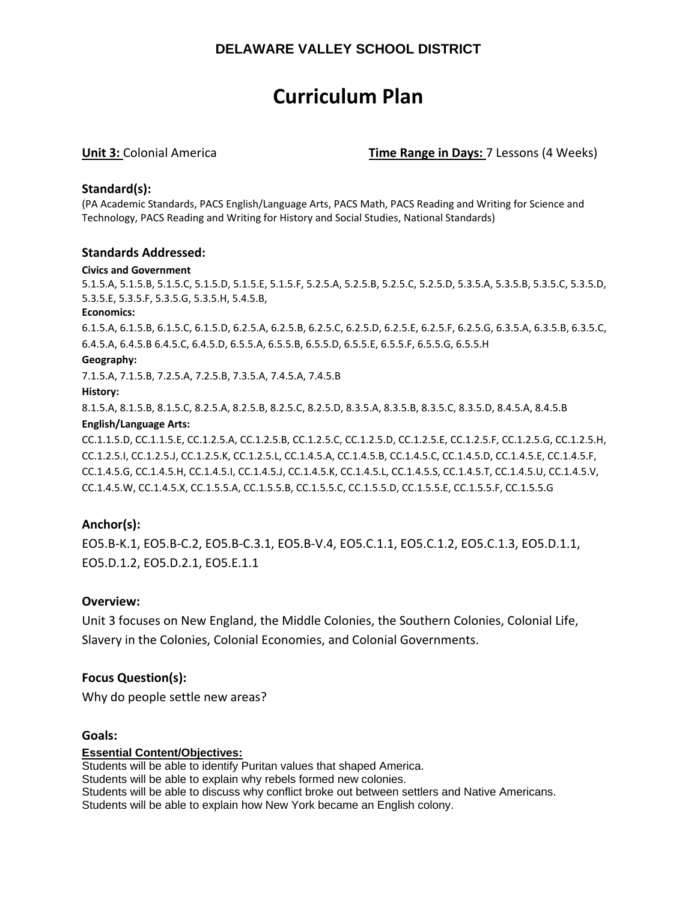## DELAWARE VALLEY SCHOOL DISTRICT

# Curriculum Plan

**Unit 3:** Colonial America **Time Range in Days:** 7 Lessons (4 Weeks)

### Standard(s):

(PA Academic Standards, PACS English/Language Arts, PACS Math, PACS Reading and Writing for Science and Technology, PACS Reading and Writing for History and Social Studies, National Standards)

### Standards Addressed:

**Civics and Government**

5.1.5.A, 5.1.5.B, 5.1.5.C, 5.1.5.D, 5.1.5.E, 5.1.5.F, 5.2.5.A, 5.2.5.B, 5.2.5.C, 5.2.5.D, 5.3.5.A, 5.3.5.B, 5.3.5.C, 5.3.5.D, 5.3.5.E, 5.3.5.F, 5.3.5.G, 5.3.5.H, 5.4.5.B,

**Economics:**

6.1.5.A, 6.1.5.B, 6.1.5.C, 6.1.5.D, 6.2.5.A, 6.2.5.B, 6.2.5.C, 6.2.5.D, 6.2.5.E, 6.2.5.F, 6.2.5.G, 6.3.5.A, 6.3.5.B, 6.3.5.C, 6.4.5.A, 6.4.5.B 6.4.5.C, 6.4.5.D, 6.5.5.A, 6.5.5.B, 6.5.5.D, 6.5.5.E, 6.5.5.F, 6.5.5.G, 6.5.5.H

**Geography:**

7.1.5.A, 7.1.5.B, 7.2.5.A, 7.2.5.B, 7.3.5.A, 7.4.5.A, 7.4.5.B

**History:**

8.1.5.A, 8.1.5.B, 8.1.5.C, 8.2.5.A, 8.2.5.B, 8.2.5.C, 8.2.5.D, 8.3.5.A, 8.3.5.B, 8.3.5.C, 8.3.5.D, 8.4.5.A, 8.4.5.B

**English/Language Arts:**

CC.1.1.5.D, CC.1.1.5.E, CC.1.2.5.A, CC.1.2.5.B, CC.1.2.5.C, CC.1.2.5.D, CC.1.2.5.E, CC.1.2.5.F, CC.1.2.5.G, CC.1.2.5.H, CC.1.2.5.I, CC.1.2.5.J, CC.1.2.5.K, CC.1.2.5.L, CC.1.4.5.A, CC.1.4.5.B, CC.1.4.5.C, CC.1.4.5.D, CC.1.4.5.E, CC.1.4.5.F, CC.1.4.5.G, CC.1.4.5.H, CC.1.4.5.I, CC.1.4.5.J, CC.1.4.5.K, CC.1.4.5.L, CC.1.4.5.S, CC.1.4.5.T, CC.1.4.5.U, CC.1.4.5.V, CC.1.4.5.W, CC.1.4.5.X, CC.1.5.5.A, CC.1.5.5.B, CC.1.5.5.C, CC.1.5.5.D, CC.1.5.5.E, CC.1.5.5.F, CC.1.5.5.G

### Anchor(s):

EO5.B-K.1, EO5.B-C.2, EO5.B-C.3.1, EO5.B-V.4, EO5.C.1.1, EO5.C.1.2, EO5.C.1.3, EO5.D.1.1, EO5.D.1.2, EO5.D.2.1, EO5.E.1.1

### Overview:

Unit 3 focuses on New England, the Middle Colonies, the Southern Colonies, Colonial Life, Slavery in the Colonies, Colonial Economies, and Colonial Governments.

### Focus Question(s):

Why do people settle new areas?

### Goals:

**Essential Content/Objectives:**

Students will be able to identify Puritan values that shaped America.
Students will be able to explain why rebels formed new colonies.
Students will be able to discuss why conflict broke out between settlers and Native Americans.
Students will be able to explain how New York became an English colony.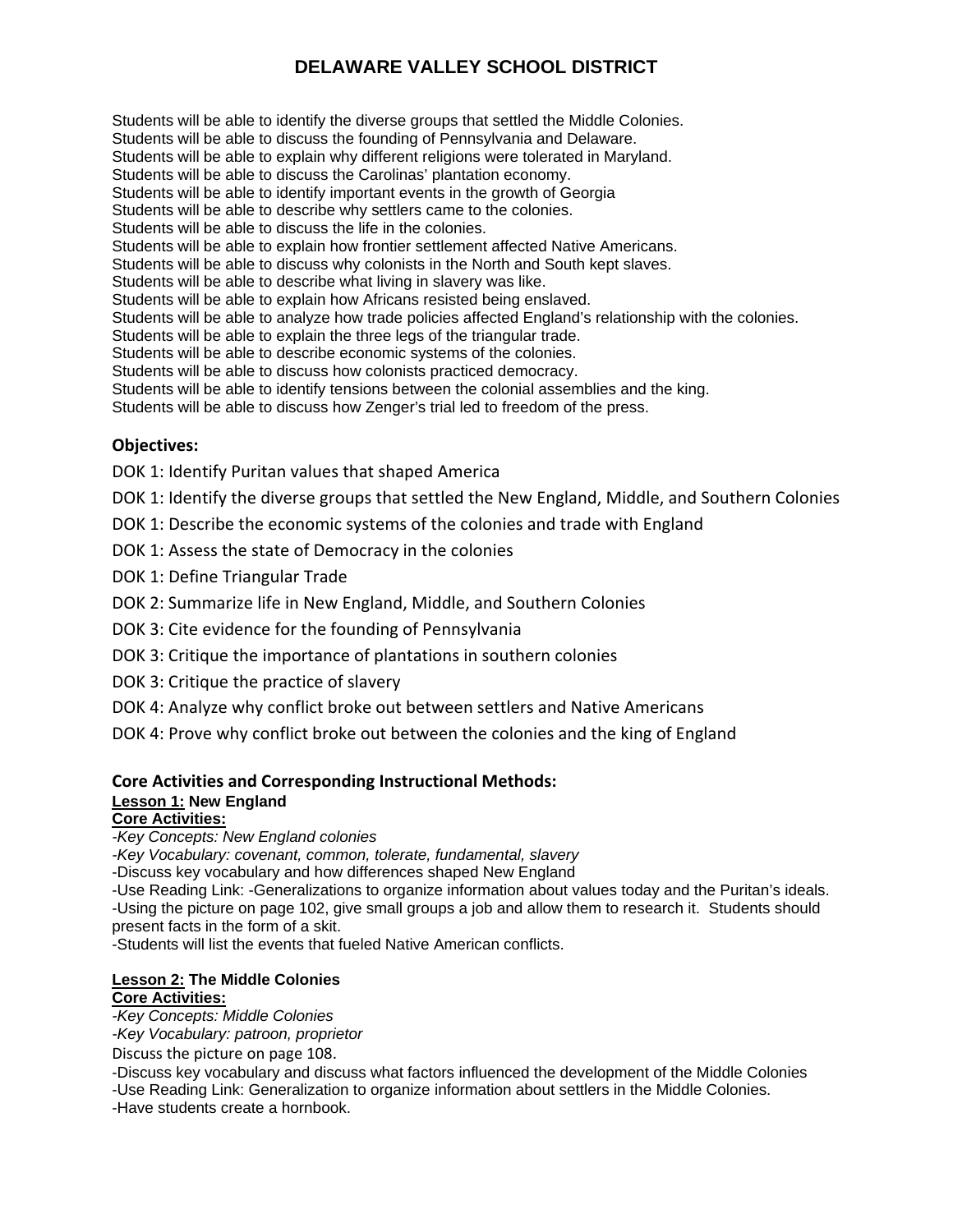Students will be able to identify the diverse groups that settled the Middle Colonies.
Students will be able to discuss the founding of Pennsylvania and Delaware.
Students will be able to explain why different religions were tolerated in Maryland.
Students will be able to discuss the Carolinas' plantation economy.
Students will be able to identify important events in the growth of Georgia
Students will be able to describe why settlers came to the colonies.
Students will be able to discuss the life in the colonies.
Students will be able to explain how frontier settlement affected Native Americans.
Students will be able to discuss why colonists in the North and South kept slaves.
Students will be able to describe what living in slavery was like.
Students will be able to explain how Africans resisted being enslaved.
Students will be able to analyze how trade policies affected England's relationship with the colonies.
Students will be able to explain the three legs of the triangular trade.
Students will be able to describe economic systems of the colonies.
Students will be able to discuss how colonists practiced democracy.
Students will be able to identify tensions between the colonial assemblies and the king.
Students will be able to discuss how Zenger's trial led to freedom of the press.

**Objectives:**

DOK 1: Identify Puritan values that shaped America

DOK 1: Identify the diverse groups that settled the New England, Middle, and Southern Colonies

DOK 1: Describe the economic systems of the colonies and trade with England

DOK 1: Assess the state of Democracy in the colonies

DOK 1: Define Triangular Trade

DOK 2: Summarize life in New England, Middle, and Southern Colonies

DOK 3: Cite evidence for the founding of Pennsylvania

DOK 3: Critique the importance of plantations in southern colonies

DOK 3: Critique the practice of slavery

DOK 4: Analyze why conflict broke out between settlers and Native Americans

DOK 4: Prove why conflict broke out between the colonies and the king of England

**Core Activities and Corresponding Instructional Methods:**

**Lesson 1: New England**

**Core Activities:**

-*Key Concepts: New England colonies*
-*Key Vocabulary: covenant, common, tolerate, fundamental, slavery*
-Discuss key vocabulary and how differences shaped New England
-Use Reading Link: -Generalizations to organize information about values today and the Puritan's ideals.
-Using the picture on page 102, give small groups a job and allow them to research it. Students should present facts in the form of a skit.
-Students will list the events that fueled Native American conflicts.

**Lesson 2: The Middle Colonies**

**Core Activities:**

-*Key Concepts: Middle Colonies*
-*Key Vocabulary: patroon, proprietor*
Discuss the picture on page 108.
-Discuss key vocabulary and discuss what factors influenced the development of the Middle Colonies
-Use Reading Link: Generalization to organize information about settlers in the Middle Colonies.
-Have students create a hornbook.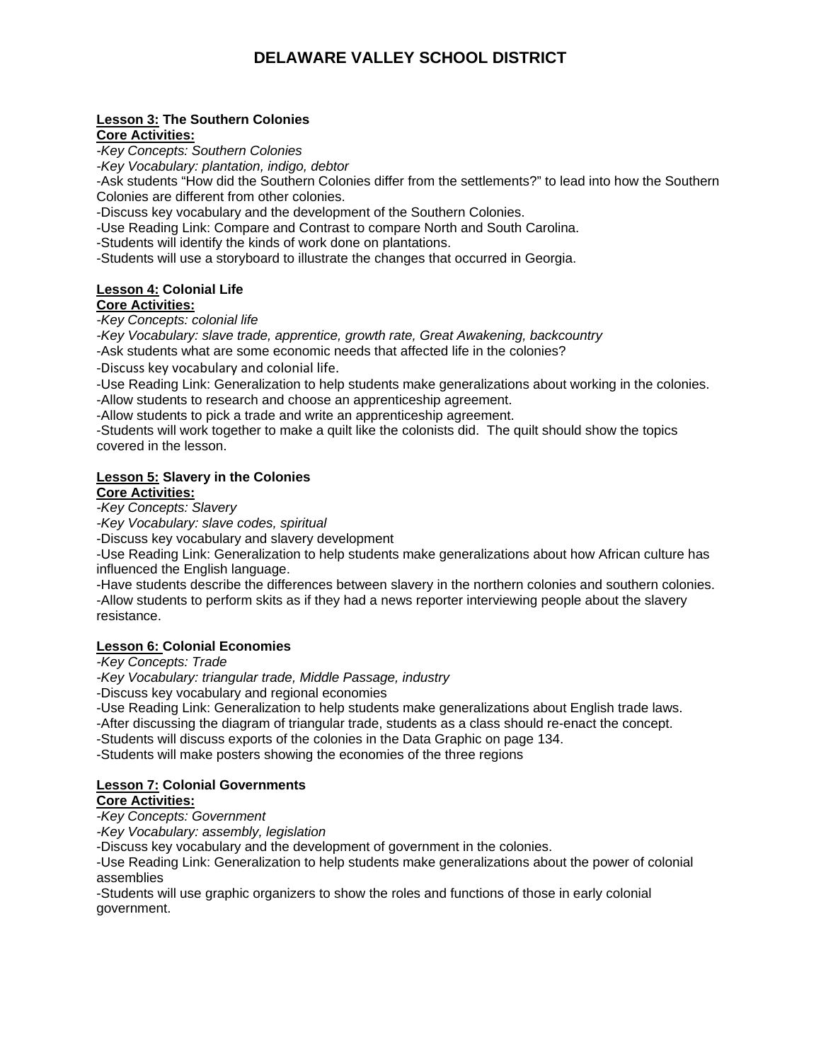# DELAWARE VALLEY SCHOOL DISTRICT

**Lesson 3: The Southern Colonies**
**Core Activities:**

-*Key Concepts: Southern Colonies*
-*Key Vocabulary: plantation, indigo, debtor*
-Ask students "How did the Southern Colonies differ from the settlements?" to lead into how the Southern Colonies are different from other colonies.
-Discuss key vocabulary and the development of the Southern Colonies.
-Use Reading Link: Compare and Contrast to compare North and South Carolina.
-Students will identify the kinds of work done on plantations.
-Students will use a storyboard to illustrate the changes that occurred in Georgia.

**Lesson 4: Colonial Life**
**Core Activities:**

-*Key Concepts: colonial life*
-*Key Vocabulary: slave trade, apprentice, growth rate, Great Awakening, backcountry*
-Ask students what are some economic needs that affected life in the colonies?
-Discuss key vocabulary and colonial life.
-Use Reading Link: Generalization to help students make generalizations about working in the colonies.
-Allow students to research and choose an apprenticeship agreement.
-Allow students to pick a trade and write an apprenticeship agreement.
-Students will work together to make a quilt like the colonists did. The quilt should show the topics covered in the lesson.

**Lesson 5: Slavery in the Colonies**
**Core Activities:**

-*Key Concepts: Slavery*
-*Key Vocabulary: slave codes, spiritual*
-Discuss key vocabulary and slavery development
-Use Reading Link: Generalization to help students make generalizations about how African culture has influenced the English language.
-Have students describe the differences between slavery in the northern colonies and southern colonies.
-Allow students to perform skits as if they had a news reporter interviewing people about the slavery resistance.

**Lesson 6: Colonial Economies**

-*Key Concepts: Trade*
-*Key Vocabulary: triangular trade, Middle Passage, industry*
-Discuss key vocabulary and regional economies
-Use Reading Link: Generalization to help students make generalizations about English trade laws.
-After discussing the diagram of triangular trade, students as a class should re-enact the concept.
-Students will discuss exports of the colonies in the Data Graphic on page 134.
-Students will make posters showing the economies of the three regions

**Lesson 7: Colonial Governments**
**Core Activities:**

-*Key Concepts: Government*
-*Key Vocabulary: assembly, legislation*
-Discuss key vocabulary and the development of government in the colonies.
-Use Reading Link: Generalization to help students make generalizations about the power of colonial assemblies
-Students will use graphic organizers to show the roles and functions of those in early colonial government.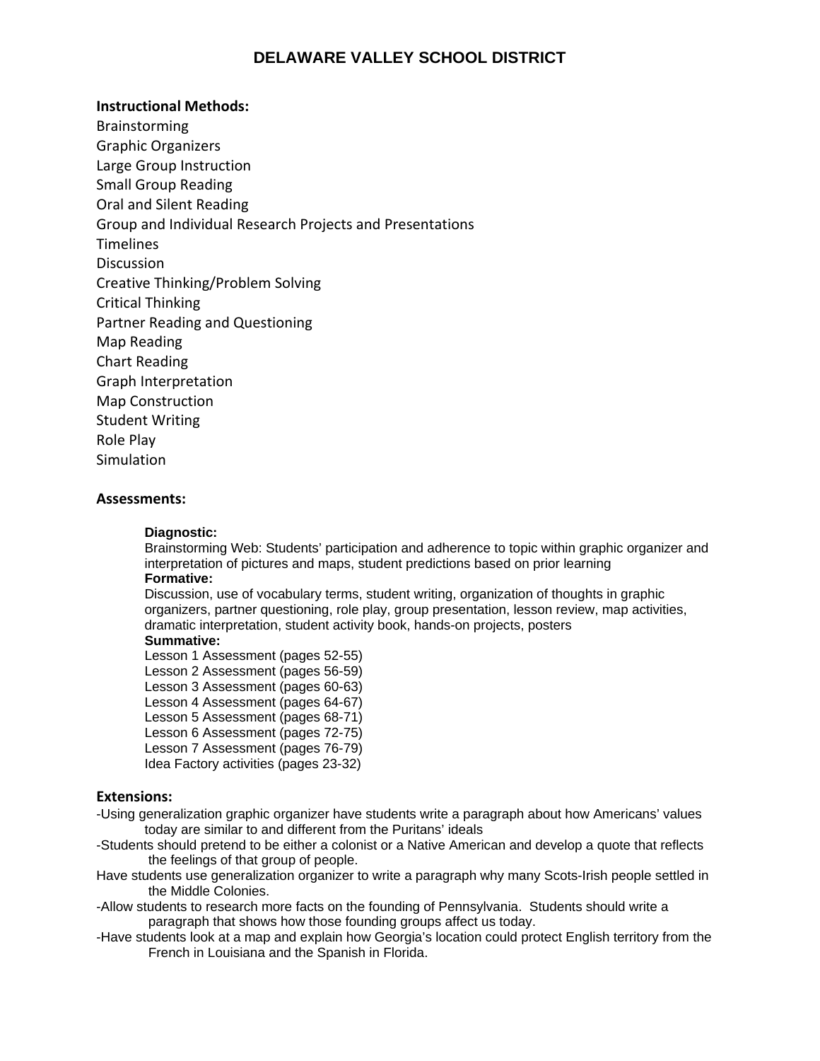# DELAWARE VALLEY SCHOOL DISTRICT

**Instructional Methods:**

Brainstorming
Graphic Organizers
Large Group Instruction
Small Group Reading
Oral and Silent Reading
Group and Individual Research Projects and Presentations
Timelines
Discussion
Creative Thinking/Problem Solving
Critical Thinking
Partner Reading and Questioning
Map Reading
Chart Reading
Graph Interpretation
Map Construction
Student Writing
Role Play
Simulation

**Assessments:**

**Diagnostic:**
Brainstorming Web: Students' participation and adherence to topic within graphic organizer and interpretation of pictures and maps, student predictions based on prior learning

**Formative:**
Discussion, use of vocabulary terms, student writing, organization of thoughts in graphic organizers, partner questioning, role play, group presentation, lesson review, map activities, dramatic interpretation, student activity book, hands-on projects, posters

**Summative:**
Lesson 1 Assessment (pages 52-55)
Lesson 2 Assessment (pages 56-59)
Lesson 3 Assessment (pages 60-63)
Lesson 4 Assessment (pages 64-67)
Lesson 5 Assessment (pages 68-71)
Lesson 6 Assessment (pages 72-75)
Lesson 7 Assessment (pages 76-79)
Idea Factory activities (pages 23-32)

**Extensions:**

-Using generalization graphic organizer have students write a paragraph about how Americans' values today are similar to and different from the Puritans' ideals
-Students should pretend to be either a colonist or a Native American and develop a quote that reflects the feelings of that group of people.
Have students use generalization organizer to write a paragraph why many Scots-Irish people settled in the Middle Colonies.
-Allow students to research more facts on the founding of Pennsylvania. Students should write a paragraph that shows how those founding groups affect us today.
-Have students look at a map and explain how Georgia's location could protect English territory from the French in Louisiana and the Spanish in Florida.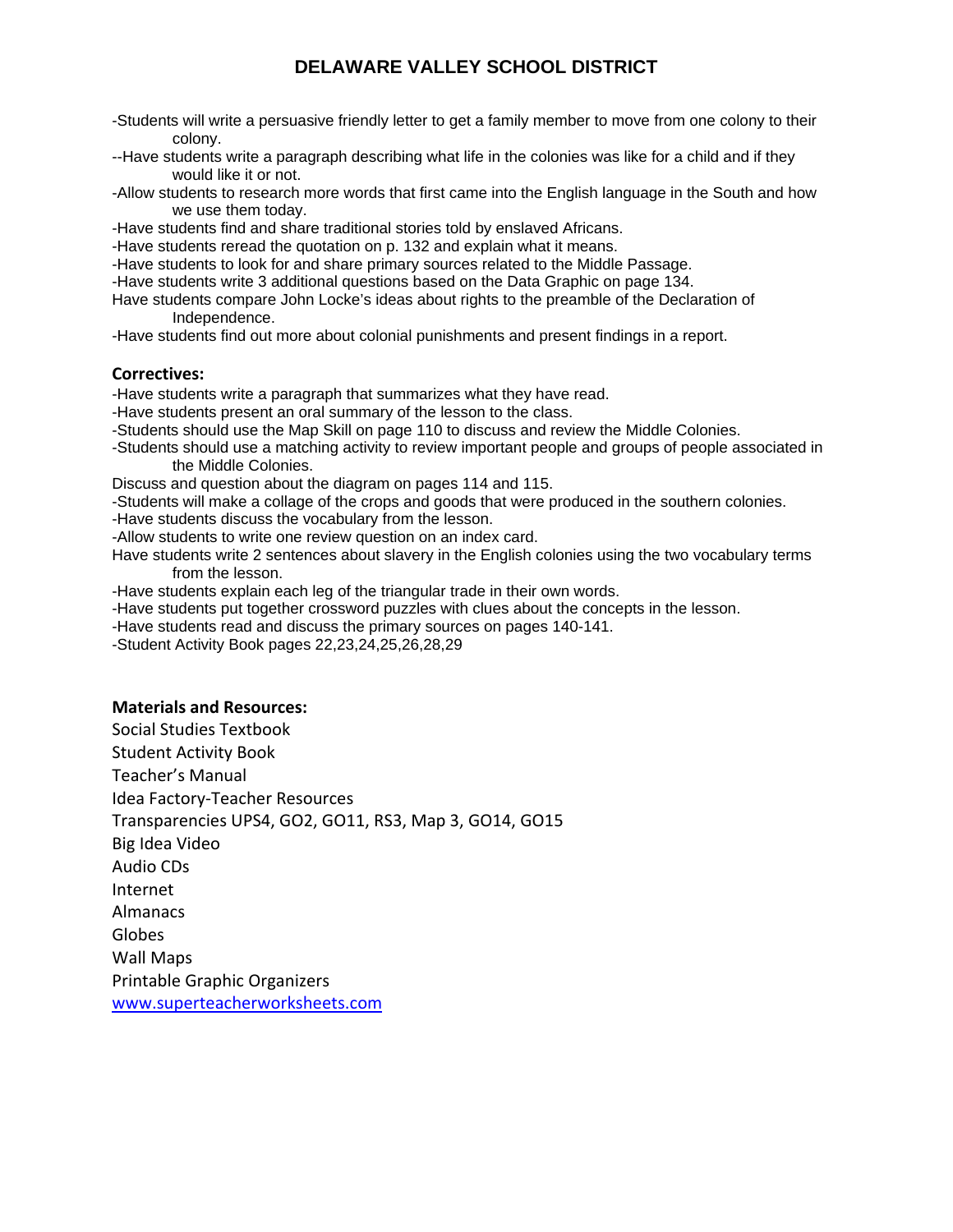-Students will write a persuasive friendly letter to get a family member to move from one colony to their colony.

--Have students write a paragraph describing what life in the colonies was like for a child and if they would like it or not.

-Allow students to research more words that first came into the English language in the South and how we use them today.

-Have students find and share traditional stories told by enslaved Africans.

-Have students reread the quotation on p. 132 and explain what it means.

-Have students to look for and share primary sources related to the Middle Passage.

-Have students write 3 additional questions based on the Data Graphic on page 134.

Have students compare John Locke's ideas about rights to the preamble of the Declaration of Independence.

-Have students find out more about colonial punishments and present findings in a report.

**Correctives:**

-Have students write a paragraph that summarizes what they have read.

-Have students present an oral summary of the lesson to the class.

-Students should use the Map Skill on page 110 to discuss and review the Middle Colonies.

-Students should use a matching activity to review important people and groups of people associated in the Middle Colonies.

Discuss and question about the diagram on pages 114 and 115.

-Students will make a collage of the crops and goods that were produced in the southern colonies.

-Have students discuss the vocabulary from the lesson.

-Allow students to write one review question on an index card.

Have students write 2 sentences about slavery in the English colonies using the two vocabulary terms from the lesson.

-Have students explain each leg of the triangular trade in their own words.

-Have students put together crossword puzzles with clues about the concepts in the lesson.

-Have students read and discuss the primary sources on pages 140-141.

-Student Activity Book pages 22,23,24,25,26,28,29

**Materials and Resources:**

Social Studies Textbook

Student Activity Book

Teacher's Manual

Idea Factory-Teacher Resources

Transparencies UPS4, GO2, GO11, RS3, Map 3, GO14, GO15

Big Idea Video

Audio CDs

Internet

Almanacs

Globes

Wall Maps

Printable Graphic Organizers

www.superteacherworksheets.com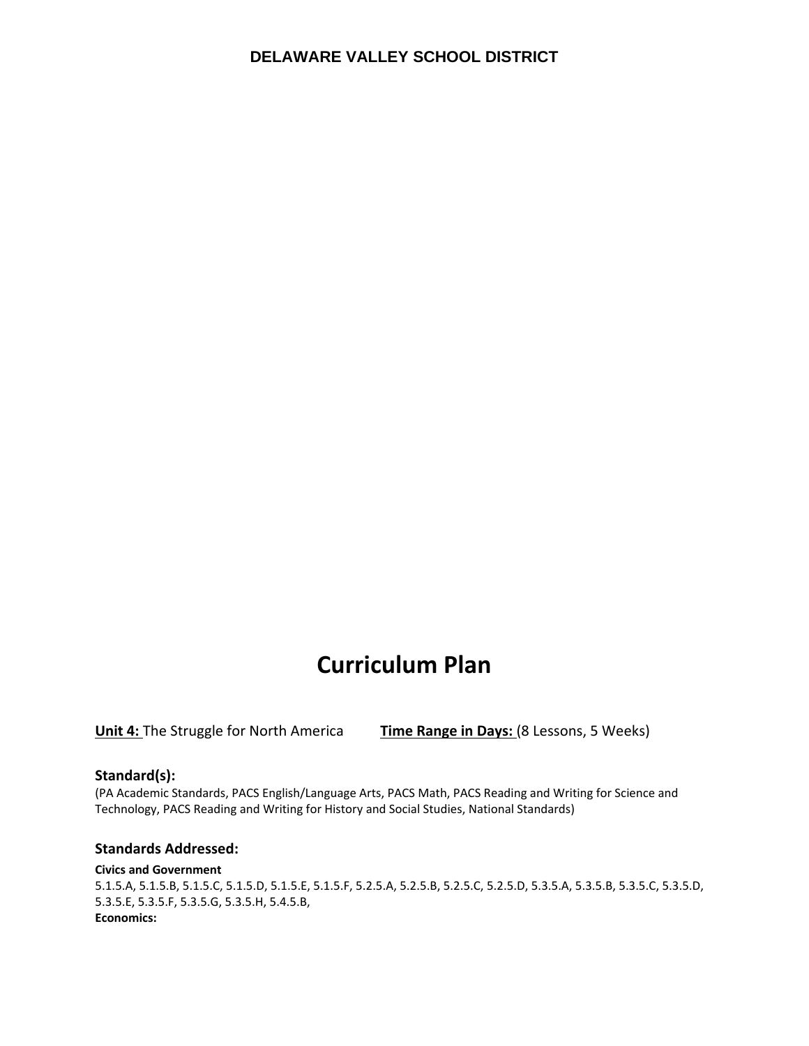**DELAWARE VALLEY SCHOOL DISTRICT**

# Curriculum Plan

**Unit 4:** The Struggle for North America **Time Range in Days:** (8 Lessons, 5 Weeks)

### Standard(s):

(PA Academic Standards, PACS English/Language Arts, PACS Math, PACS Reading and Writing for Science and Technology, PACS Reading and Writing for History and Social Studies, National Standards)

### Standards Addressed:

**Civics and Government**
5.1.5.A, 5.1.5.B, 5.1.5.C, 5.1.5.D, 5.1.5.E, 5.1.5.F, 5.2.5.A, 5.2.5.B, 5.2.5.C, 5.2.5.D, 5.3.5.A, 5.3.5.B, 5.3.5.C, 5.3.5.D, 5.3.5.E, 5.3.5.F, 5.3.5.G, 5.3.5.H, 5.4.5.B,
**Economics:**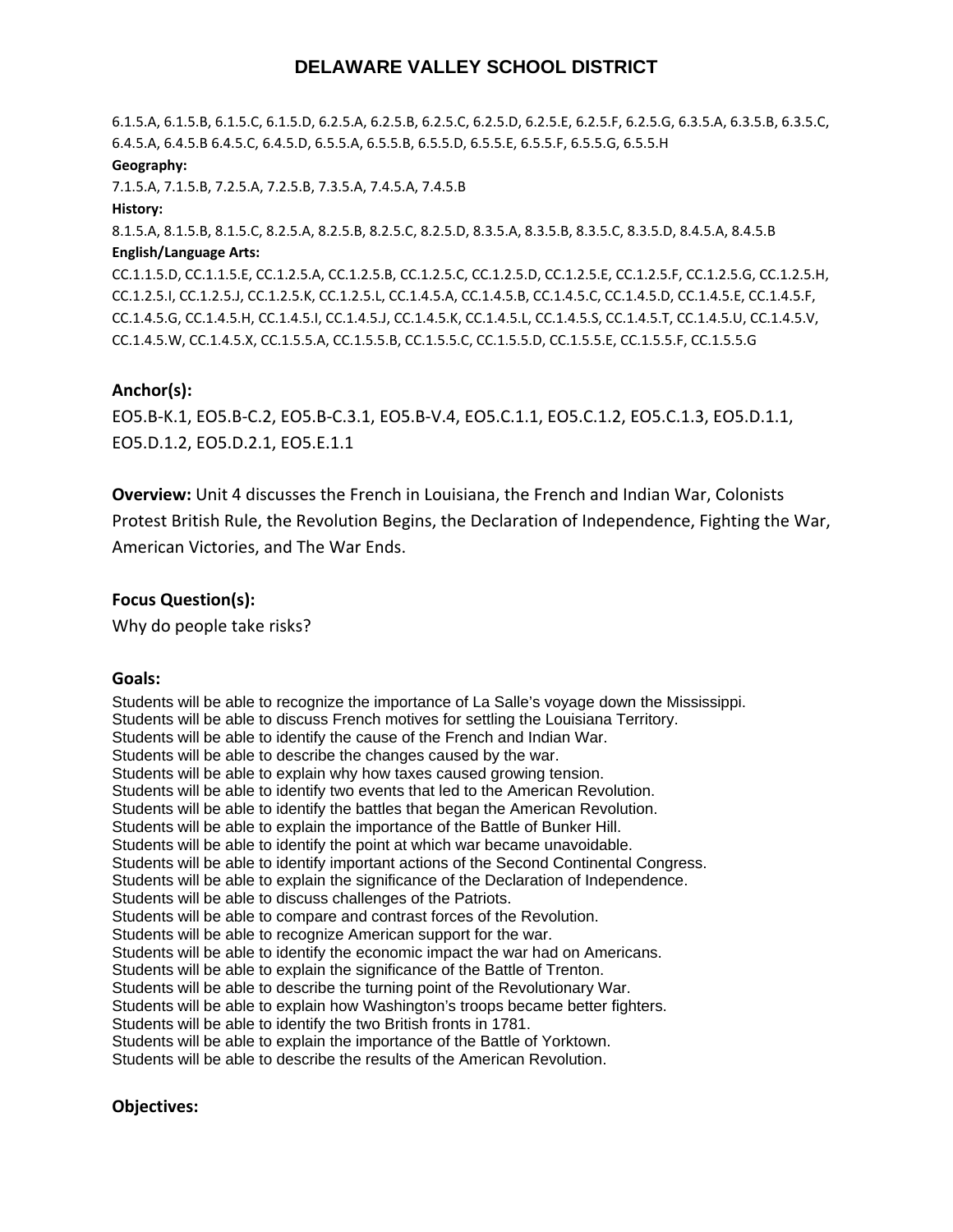6.1.5.A, 6.1.5.B, 6.1.5.C, 6.1.5.D, 6.2.5.A, 6.2.5.B, 6.2.5.C, 6.2.5.D, 6.2.5.E, 6.2.5.F, 6.2.5.G, 6.3.5.A, 6.3.5.B, 6.3.5.C, 6.4.5.A, 6.4.5.B 6.4.5.C, 6.4.5.D, 6.5.5.A, 6.5.5.B, 6.5.5.D, 6.5.5.E, 6.5.5.F, 6.5.5.G, 6.5.5.H

**Geography:**

7.1.5.A, 7.1.5.B, 7.2.5.A, 7.2.5.B, 7.3.5.A, 7.4.5.A, 7.4.5.B

**History:**

8.1.5.A, 8.1.5.B, 8.1.5.C, 8.2.5.A, 8.2.5.B, 8.2.5.C, 8.2.5.D, 8.3.5.A, 8.3.5.B, 8.3.5.C, 8.3.5.D, 8.4.5.A, 8.4.5.B

**English/Language Arts:**

CC.1.1.5.D, CC.1.1.5.E, CC.1.2.5.A, CC.1.2.5.B, CC.1.2.5.C, CC.1.2.5.D, CC.1.2.5.E, CC.1.2.5.F, CC.1.2.5.G, CC.1.2.5.H, CC.1.2.5.I, CC.1.2.5.J, CC.1.2.5.K, CC.1.2.5.L, CC.1.4.5.A, CC.1.4.5.B, CC.1.4.5.C, CC.1.4.5.D, CC.1.4.5.E, CC.1.4.5.F, CC.1.4.5.G, CC.1.4.5.H, CC.1.4.5.I, CC.1.4.5.J, CC.1.4.5.K, CC.1.4.5.L, CC.1.4.5.S, CC.1.4.5.T, CC.1.4.5.U, CC.1.4.5.V, CC.1.4.5.W, CC.1.4.5.X, CC.1.5.5.A, CC.1.5.5.B, CC.1.5.5.C, CC.1.5.5.D, CC.1.5.5.E, CC.1.5.5.F, CC.1.5.5.G

## Anchor(s):

EO5.B-K.1, EO5.B-C.2, EO5.B-C.3.1, EO5.B-V.4, EO5.C.1.1, EO5.C.1.2, EO5.C.1.3, EO5.D.1.1, EO5.D.1.2, EO5.D.2.1, EO5.E.1.1

**Overview:** Unit 4 discusses the French in Louisiana, the French and Indian War, Colonists Protest British Rule, the Revolution Begins, the Declaration of Independence, Fighting the War, American Victories, and The War Ends.

## Focus Question(s):

Why do people take risks?

## Goals:

Students will be able to recognize the importance of La Salle's voyage down the Mississippi.
Students will be able to discuss French motives for settling the Louisiana Territory.
Students will be able to identify the cause of the French and Indian War.
Students will be able to describe the changes caused by the war.
Students will be able to explain why how taxes caused growing tension.
Students will be able to identify two events that led to the American Revolution.
Students will be able to identify the battles that began the American Revolution.
Students will be able to explain the importance of the Battle of Bunker Hill.
Students will be able to identify the point at which war became unavoidable.
Students will be able to identify important actions of the Second Continental Congress.
Students will be able to explain the significance of the Declaration of Independence.
Students will be able to discuss challenges of the Patriots.
Students will be able to compare and contrast forces of the Revolution.
Students will be able to recognize American support for the war.
Students will be able to identify the economic impact the war had on Americans.
Students will be able to explain the significance of the Battle of Trenton.
Students will be able to describe the turning point of the Revolutionary War.
Students will be able to explain how Washington's troops became better fighters.
Students will be able to identify the two British fronts in 1781.
Students will be able to explain the importance of the Battle of Yorktown.
Students will be able to describe the results of the American Revolution.

## Objectives: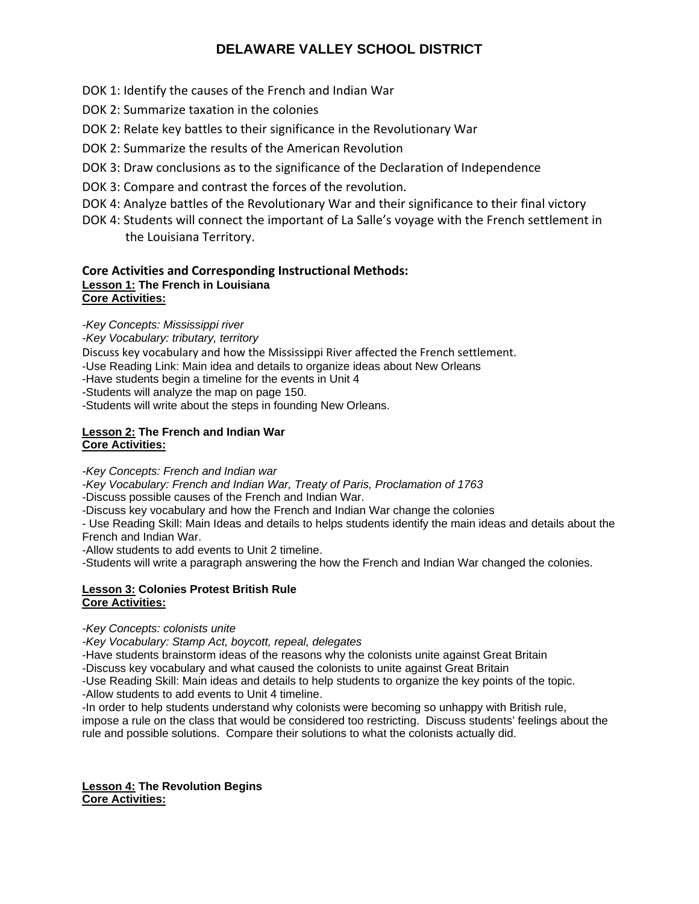# DELAWARE VALLEY SCHOOL DISTRICT

DOK 1: Identify the causes of the French and Indian War

DOK 2: Summarize taxation in the colonies

DOK 2: Relate key battles to their significance in the Revolutionary War

DOK 2: Summarize the results of the American Revolution

DOK 3: Draw conclusions as to the significance of the Declaration of Independence

DOK 3: Compare and contrast the forces of the revolution.

DOK 4: Analyze battles of the Revolutionary War and their significance to their final victory

DOK 4: Students will connect the important of La Salle's voyage with the French settlement in the Louisiana Territory.

**Core Activities and Corresponding Instructional Methods:**

**Lesson 1: The French in Louisiana**

**Core Activities:**

*-Key Concepts: Mississippi river*

*-Key Vocabulary: tributary, territory*

Discuss key vocabulary and how the Mississippi River affected the French settlement.

-Use Reading Link: Main idea and details to organize ideas about New Orleans

-Have students begin a timeline for the events in Unit 4

-Students will analyze the map on page 150.

-Students will write about the steps in founding New Orleans.

**Lesson 2: The French and Indian War**

**Core Activities:**

*-Key Concepts: French and Indian war*

*-Key Vocabulary: French and Indian War, Treaty of Paris, Proclamation of 1763*

-Discuss possible causes of the French and Indian War.

-Discuss key vocabulary and how the French and Indian War change the colonies

- Use Reading Skill: Main Ideas and details to helps students identify the main ideas and details about the French and Indian War.

-Allow students to add events to Unit 2 timeline.

-Students will write a paragraph answering the how the French and Indian War changed the colonies.

**Lesson 3: Colonies Protest British Rule**

**Core Activities:**

*-Key Concepts: colonists unite*

*-Key Vocabulary: Stamp Act, boycott, repeal, delegates*

-Have students brainstorm ideas of the reasons why the colonists unite against Great Britain

-Discuss key vocabulary and what caused the colonists to unite against Great Britain

-Use Reading Skill: Main ideas and details to help students to organize the key points of the topic.

-Allow students to add events to Unit 4 timeline.

-In order to help students understand why colonists were becoming so unhappy with British rule, impose a rule on the class that would be considered too restricting. Discuss students' feelings about the rule and possible solutions. Compare their solutions to what the colonists actually did.

**Lesson 4: The Revolution Begins**

**Core Activities:**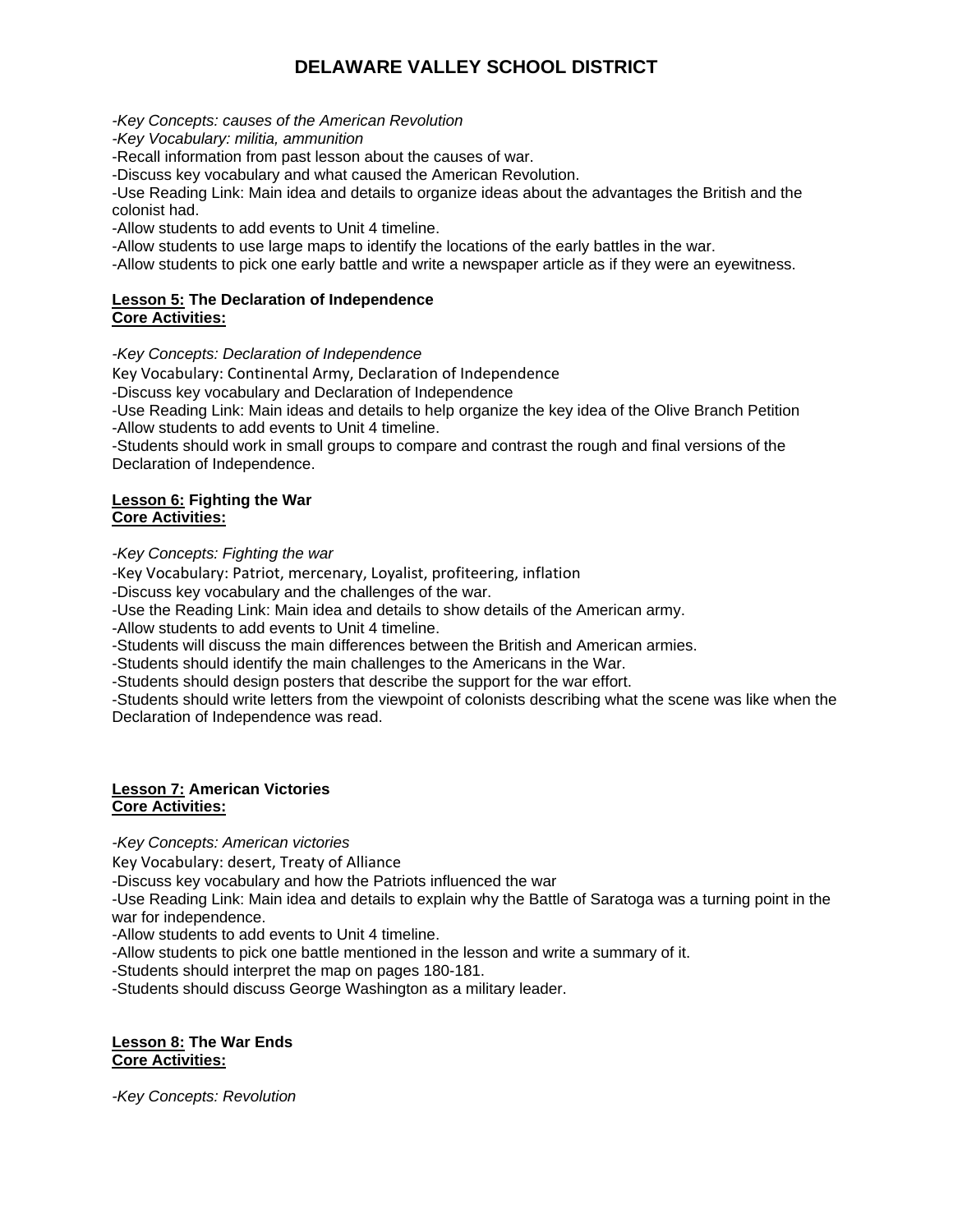*-Key Concepts: causes of the American Revolution*

*-Key Vocabulary: militia, ammunition*

-Recall information from past lesson about the causes of war.

-Discuss key vocabulary and what caused the American Revolution.

-Use Reading Link: Main idea and details to organize ideas about the advantages the British and the colonist had.

-Allow students to add events to Unit 4 timeline.

-Allow students to use large maps to identify the locations of the early battles in the war.

-Allow students to pick one early battle and write a newspaper article as if they were an eyewitness.

**Lesson 5: The Declaration of Independence**
**Core Activities:**

*-Key Concepts: Declaration of Independence*

Key Vocabulary: Continental Army, Declaration of Independence

-Discuss key vocabulary and Declaration of Independence

-Use Reading Link: Main ideas and details to help organize the key idea of the Olive Branch Petition

-Allow students to add events to Unit 4 timeline.

-Students should work in small groups to compare and contrast the rough and final versions of the Declaration of Independence.

**Lesson 6: Fighting the War**
**Core Activities:**

*-Key Concepts: Fighting the war*

-Key Vocabulary: Patriot, mercenary, Loyalist, profiteering, inflation

-Discuss key vocabulary and the challenges of the war.

-Use the Reading Link: Main idea and details to show details of the American army.

-Allow students to add events to Unit 4 timeline.

-Students will discuss the main differences between the British and American armies.

-Students should identify the main challenges to the Americans in the War.

-Students should design posters that describe the support for the war effort.

-Students should write letters from the viewpoint of colonists describing what the scene was like when the Declaration of Independence was read.

**Lesson 7: American Victories**
**Core Activities:**

*-Key Concepts: American victories*

Key Vocabulary: desert, Treaty of Alliance

-Discuss key vocabulary and how the Patriots influenced the war

-Use Reading Link: Main idea and details to explain why the Battle of Saratoga was a turning point in the war for independence.

-Allow students to add events to Unit 4 timeline.

-Allow students to pick one battle mentioned in the lesson and write a summary of it.

-Students should interpret the map on pages 180-181.

-Students should discuss George Washington as a military leader.

**Lesson 8: The War Ends**
**Core Activities:**

*-Key Concepts: Revolution*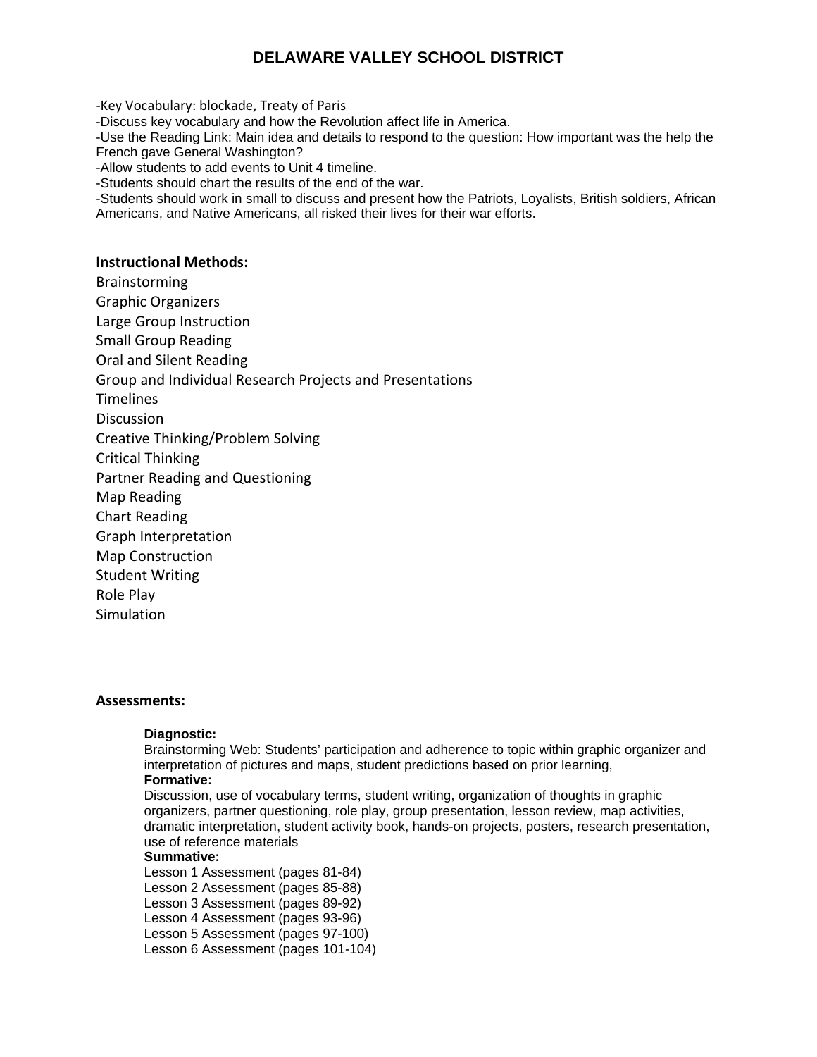-Key Vocabulary: blockade, Treaty of Paris
-Discuss key vocabulary and how the Revolution affect life in America.
-Use the Reading Link: Main idea and details to respond to the question: How important was the help the French gave General Washington?
-Allow students to add events to Unit 4 timeline.
-Students should chart the results of the end of the war.
-Students should work in small to discuss and present how the Patriots, Loyalists, British soldiers, African Americans, and Native Americans, all risked their lives for their war efforts.

**Instructional Methods:**

Brainstorming
Graphic Organizers
Large Group Instruction
Small Group Reading
Oral and Silent Reading
Group and Individual Research Projects and Presentations
Timelines
Discussion
Creative Thinking/Problem Solving
Critical Thinking
Partner Reading and Questioning
Map Reading
Chart Reading
Graph Interpretation
Map Construction
Student Writing
Role Play
Simulation

**Assessments:**

**Diagnostic:**
Brainstorming Web: Students' participation and adherence to topic within graphic organizer and interpretation of pictures and maps, student predictions based on prior learning,

**Formative:**
Discussion, use of vocabulary terms, student writing, organization of thoughts in graphic organizers, partner questioning, role play, group presentation, lesson review, map activities, dramatic interpretation, student activity book, hands-on projects, posters, research presentation, use of reference materials

**Summative:**
Lesson 1 Assessment (pages 81-84)
Lesson 2 Assessment (pages 85-88)
Lesson 3 Assessment (pages 89-92)
Lesson 4 Assessment (pages 93-96)
Lesson 5 Assessment (pages 97-100)
Lesson 6 Assessment (pages 101-104)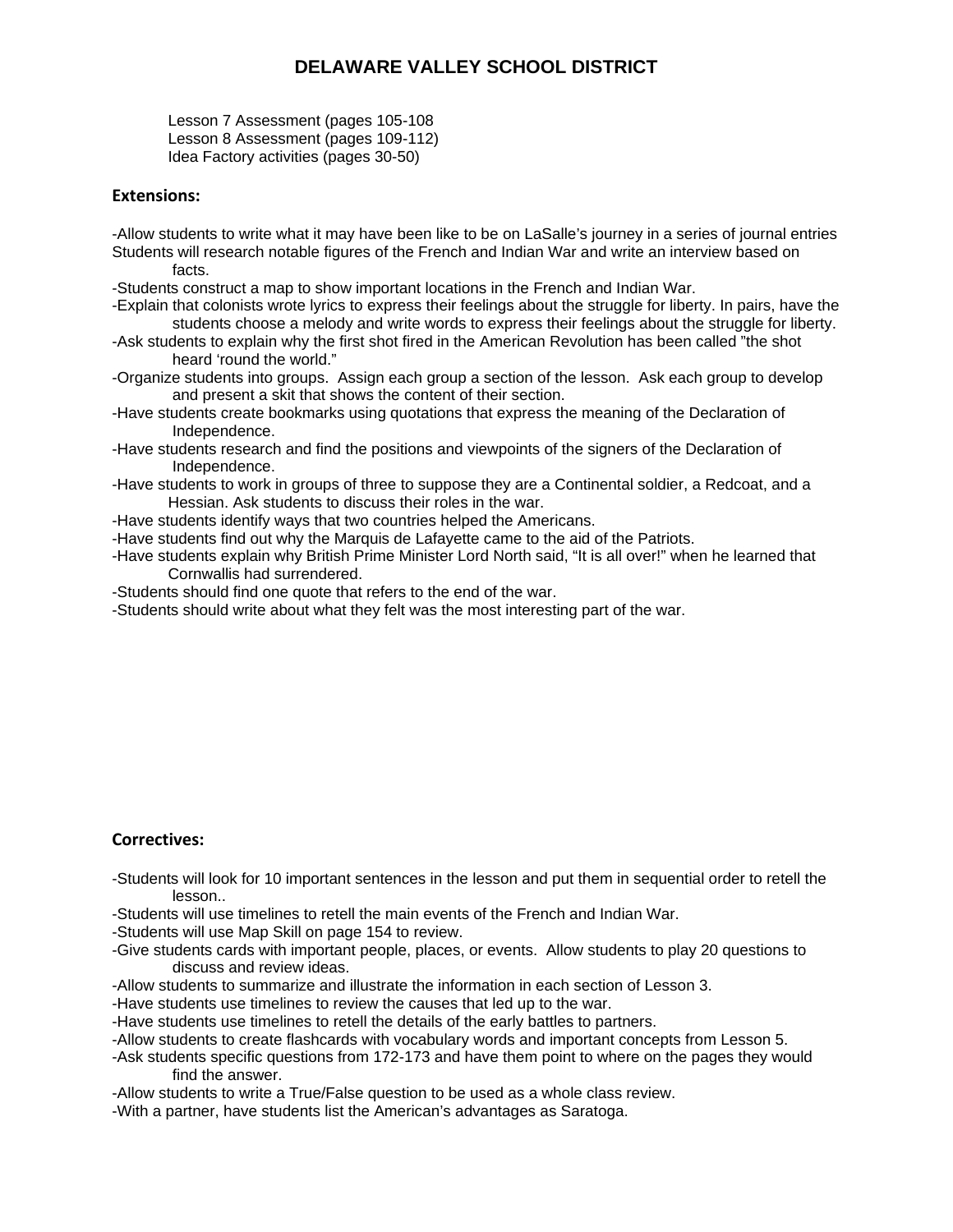Lesson 7 Assessment (pages 105-108
Lesson 8 Assessment (pages 109-112)
Idea Factory activities (pages 30-50)

## Extensions:

-Allow students to write what it may have been like to be on LaSalle's journey in a series of journal entries
Students will research notable figures of the French and Indian War and write an interview based on facts.
-Students construct a map to show important locations in the French and Indian War.
-Explain that colonists wrote lyrics to express their feelings about the struggle for liberty. In pairs, have the students choose a melody and write words to express their feelings about the struggle for liberty.
-Ask students to explain why the first shot fired in the American Revolution has been called "the shot heard 'round the world."
-Organize students into groups. Assign each group a section of the lesson. Ask each group to develop and present a skit that shows the content of their section.
-Have students create bookmarks using quotations that express the meaning of the Declaration of Independence.
-Have students research and find the positions and viewpoints of the signers of the Declaration of Independence.
-Have students to work in groups of three to suppose they are a Continental soldier, a Redcoat, and a Hessian. Ask students to discuss their roles in the war.
-Have students identify ways that two countries helped the Americans.
-Have students find out why the Marquis de Lafayette came to the aid of the Patriots.
-Have students explain why British Prime Minister Lord North said, "It is all over!" when he learned that Cornwallis had surrendered.
-Students should find one quote that refers to the end of the war.
-Students should write about what they felt was the most interesting part of the war.

## Correctives:

-Students will look for 10 important sentences in the lesson and put them in sequential order to retell the lesson..
-Students will use timelines to retell the main events of the French and Indian War.
-Students will use Map Skill on page 154 to review.
-Give students cards with important people, places, or events. Allow students to play 20 questions to discuss and review ideas.
-Allow students to summarize and illustrate the information in each section of Lesson 3.
-Have students use timelines to review the causes that led up to the war.
-Have students use timelines to retell the details of the early battles to partners.
-Allow students to create flashcards with vocabulary words and important concepts from Lesson 5.
-Ask students specific questions from 172-173 and have them point to where on the pages they would find the answer.
-Allow students to write a True/False question to be used as a whole class review.
-With a partner, have students list the American's advantages as Saratoga.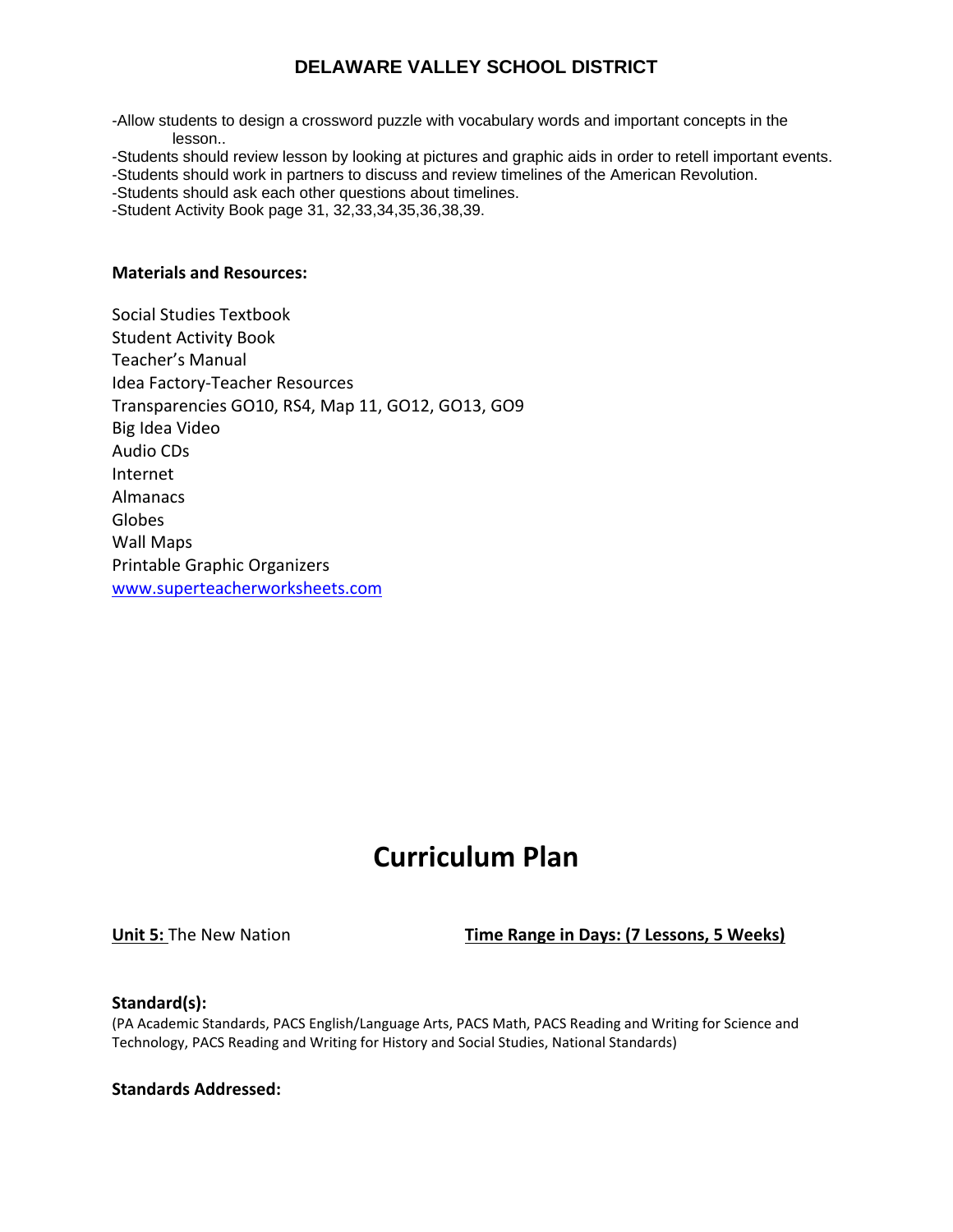-Allow students to design a crossword puzzle with vocabulary words and important concepts in the lesson..
-Students should review lesson by looking at pictures and graphic aids in order to retell important events.
-Students should work in partners to discuss and review timelines of the American Revolution.
-Students should ask each other questions about timelines.
-Student Activity Book page 31, 32,33,34,35,36,38,39.

**Materials and Resources:**

Social Studies Textbook
Student Activity Book
Teacher's Manual
Idea Factory-Teacher Resources
Transparencies GO10, RS4, Map 11, GO12, GO13, GO9
Big Idea Video
Audio CDs
Internet
Almanacs
Globes
Wall Maps
Printable Graphic Organizers
www.superteacherworksheets.com

# Curriculum Plan

**Unit 5:** The New Nation **Time Range in Days: (7 Lessons, 5 Weeks)**

**Standard(s):**
(PA Academic Standards, PACS English/Language Arts, PACS Math, PACS Reading and Writing for Science and Technology, PACS Reading and Writing for History and Social Studies, National Standards)

**Standards Addressed:**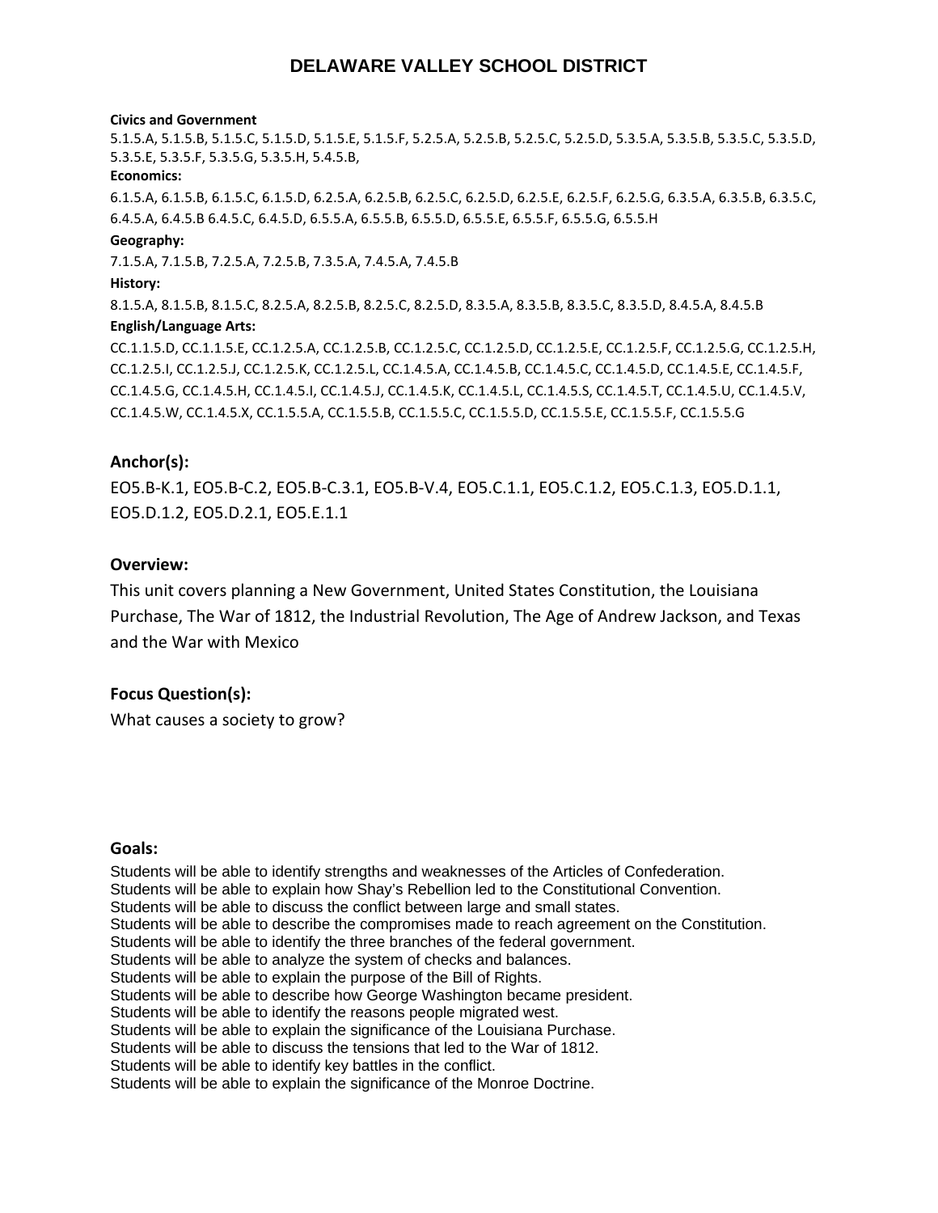# DELAWARE VALLEY SCHOOL DISTRICT

**Civics and Government**

5.1.5.A, 5.1.5.B, 5.1.5.C, 5.1.5.D, 5.1.5.E, 5.1.5.F, 5.2.5.A, 5.2.5.B, 5.2.5.C, 5.2.5.D, 5.3.5.A, 5.3.5.B, 5.3.5.C, 5.3.5.D, 5.3.5.E, 5.3.5.F, 5.3.5.G, 5.3.5.H, 5.4.5.B,

**Economics:**

6.1.5.A, 6.1.5.B, 6.1.5.C, 6.1.5.D, 6.2.5.A, 6.2.5.B, 6.2.5.C, 6.2.5.D, 6.2.5.E, 6.2.5.F, 6.2.5.G, 6.3.5.A, 6.3.5.B, 6.3.5.C, 6.4.5.A, 6.4.5.B 6.4.5.C, 6.4.5.D, 6.5.5.A, 6.5.5.B, 6.5.5.D, 6.5.5.E, 6.5.5.F, 6.5.5.G, 6.5.5.H

**Geography:**

7.1.5.A, 7.1.5.B, 7.2.5.A, 7.2.5.B, 7.3.5.A, 7.4.5.A, 7.4.5.B

**History:**

8.1.5.A, 8.1.5.B, 8.1.5.C, 8.2.5.A, 8.2.5.B, 8.2.5.C, 8.2.5.D, 8.3.5.A, 8.3.5.B, 8.3.5.C, 8.3.5.D, 8.4.5.A, 8.4.5.B

**English/Language Arts:**

CC.1.1.5.D, CC.1.1.5.E, CC.1.2.5.A, CC.1.2.5.B, CC.1.2.5.C, CC.1.2.5.D, CC.1.2.5.E, CC.1.2.5.F, CC.1.2.5.G, CC.1.2.5.H, CC.1.2.5.I, CC.1.2.5.J, CC.1.2.5.K, CC.1.2.5.L, CC.1.4.5.A, CC.1.4.5.B, CC.1.4.5.C, CC.1.4.5.D, CC.1.4.5.E, CC.1.4.5.F, CC.1.4.5.G, CC.1.4.5.H, CC.1.4.5.I, CC.1.4.5.J, CC.1.4.5.K, CC.1.4.5.L, CC.1.4.5.S, CC.1.4.5.T, CC.1.4.5.U, CC.1.4.5.V, CC.1.4.5.W, CC.1.4.5.X, CC.1.5.5.A, CC.1.5.5.B, CC.1.5.5.C, CC.1.5.5.D, CC.1.5.5.E, CC.1.5.5.F, CC.1.5.5.G

## Anchor(s):

EO5.B-K.1, EO5.B-C.2, EO5.B-C.3.1, EO5.B-V.4, EO5.C.1.1, EO5.C.1.2, EO5.C.1.3, EO5.D.1.1, EO5.D.1.2, EO5.D.2.1, EO5.E.1.1

## Overview:

This unit covers planning a New Government, United States Constitution, the Louisiana Purchase, The War of 1812, the Industrial Revolution, The Age of Andrew Jackson, and Texas and the War with Mexico

## Focus Question(s):

What causes a society to grow?

## Goals:

Students will be able to identify strengths and weaknesses of the Articles of Confederation.
Students will be able to explain how Shay's Rebellion led to the Constitutional Convention.
Students will be able to discuss the conflict between large and small states.
Students will be able to describe the compromises made to reach agreement on the Constitution.
Students will be able to identify the three branches of the federal government.
Students will be able to analyze the system of checks and balances.
Students will be able to explain the purpose of the Bill of Rights.
Students will be able to describe how George Washington became president.
Students will be able to identify the reasons people migrated west.
Students will be able to explain the significance of the Louisiana Purchase.
Students will be able to discuss the tensions that led to the War of 1812.
Students will be able to identify key battles in the conflict.
Students will be able to explain the significance of the Monroe Doctrine.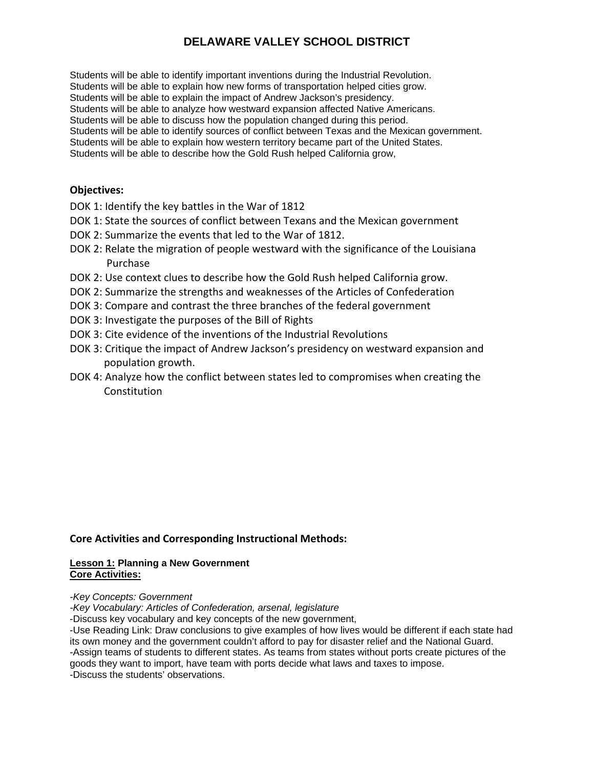# DELAWARE VALLEY SCHOOL DISTRICT

Students will be able to identify important inventions during the Industrial Revolution.
Students will be able to explain how new forms of transportation helped cities grow.
Students will be able to explain the impact of Andrew Jackson's presidency.
Students will be able to analyze how westward expansion affected Native Americans.
Students will be able to discuss how the population changed during this period.
Students will be able to identify sources of conflict between Texas and the Mexican government.
Students will be able to explain how western territory became part of the United States.
Students will be able to describe how the Gold Rush helped California grow,

**Objectives:**

DOK 1: Identify the key battles in the War of 1812
DOK 1: State the sources of conflict between Texans and the Mexican government
DOK 2: Summarize the events that led to the War of 1812.
DOK 2: Relate the migration of people westward with the significance of the Louisiana Purchase
DOK 2: Use context clues to describe how the Gold Rush helped California grow.
DOK 2: Summarize the strengths and weaknesses of the Articles of Confederation
DOK 3: Compare and contrast the three branches of the federal government
DOK 3: Investigate the purposes of the Bill of Rights
DOK 3: Cite evidence of the inventions of the Industrial Revolutions
DOK 3: Critique the impact of Andrew Jackson's presidency on westward expansion and population growth.
DOK 4: Analyze how the conflict between states led to compromises when creating the Constitution

**Core Activities and Corresponding Instructional Methods:**

**<u>Lesson 1:</u> Planning a New Government**
**<u>Core Activities:</u>**

*-Key Concepts: Government*
*-Key Vocabulary: Articles of Confederation, arsenal, legislature*
-Discuss key vocabulary and key concepts of the new government,
-Use Reading Link: Draw conclusions to give examples of how lives would be different if each state had its own money and the government couldn't afford to pay for disaster relief and the National Guard.
-Assign teams of students to different states. As teams from states without ports create pictures of the goods they want to import, have team with ports decide what laws and taxes to impose.
-Discuss the students' observations.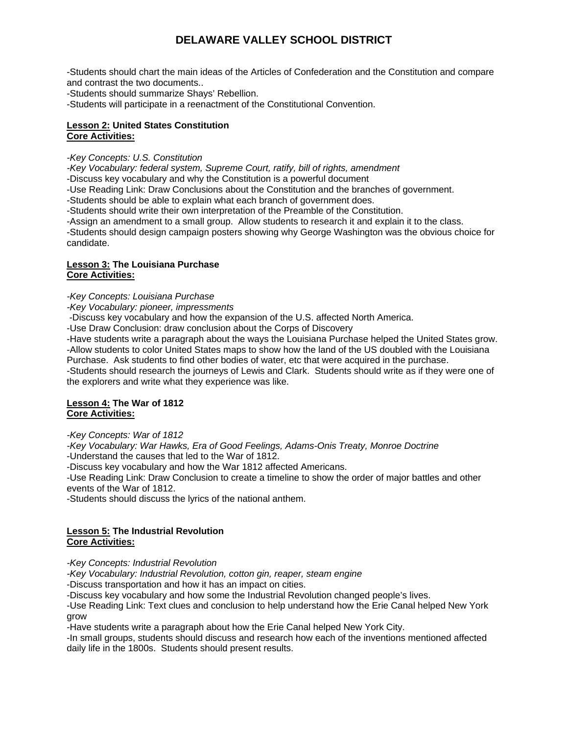-Students should chart the main ideas of the Articles of Confederation and the Constitution and compare and contrast the two documents..
-Students should summarize Shays' Rebellion.
-Students will participate in a reenactment of the Constitutional Convention.

**Lesson 2: United States Constitution**
**Core Activities:**

*-Key Concepts: U.S. Constitution*
*-Key Vocabulary: federal system, Supreme Court, ratify, bill of rights, amendment*
-Discuss key vocabulary and why the Constitution is a powerful document
-Use Reading Link: Draw Conclusions about the Constitution and the branches of government.
-Students should be able to explain what each branch of government does.
-Students should write their own interpretation of the Preamble of the Constitution.
-Assign an amendment to a small group. Allow students to research it and explain it to the class.
-Students should design campaign posters showing why George Washington was the obvious choice for candidate.

**Lesson 3: The Louisiana Purchase**
**Core Activities:**

*-Key Concepts: Louisiana Purchase*
*-Key Vocabulary: pioneer, impressments*
-Discuss key vocabulary and how the expansion of the U.S. affected North America.
-Use Draw Conclusion: draw conclusion about the Corps of Discovery
-Have students write a paragraph about the ways the Louisiana Purchase helped the United States grow.
-Allow students to color United States maps to show how the land of the US doubled with the Louisiana Purchase. Ask students to find other bodies of water, etc that were acquired in the purchase.
-Students should research the journeys of Lewis and Clark. Students should write as if they were one of the explorers and write what they experience was like.

**Lesson 4: The War of 1812**
**Core Activities:**

*-Key Concepts: War of 1812*
*-Key Vocabulary: War Hawks, Era of Good Feelings, Adams-Onis Treaty, Monroe Doctrine*
-Understand the causes that led to the War of 1812.
-Discuss key vocabulary and how the War 1812 affected Americans.
-Use Reading Link: Draw Conclusion to create a timeline to show the order of major battles and other events of the War of 1812.
-Students should discuss the lyrics of the national anthem.

**Lesson 5: The Industrial Revolution**
**Core Activities:**

*-Key Concepts: Industrial Revolution*
*-Key Vocabulary: Industrial Revolution, cotton gin, reaper, steam engine*
-Discuss transportation and how it has an impact on cities.
-Discuss key vocabulary and how some the Industrial Revolution changed people's lives.
-Use Reading Link: Text clues and conclusion to help understand how the Erie Canal helped New York grow
-Have students write a paragraph about how the Erie Canal helped New York City.
-In small groups, students should discuss and research how each of the inventions mentioned affected daily life in the 1800s. Students should present results.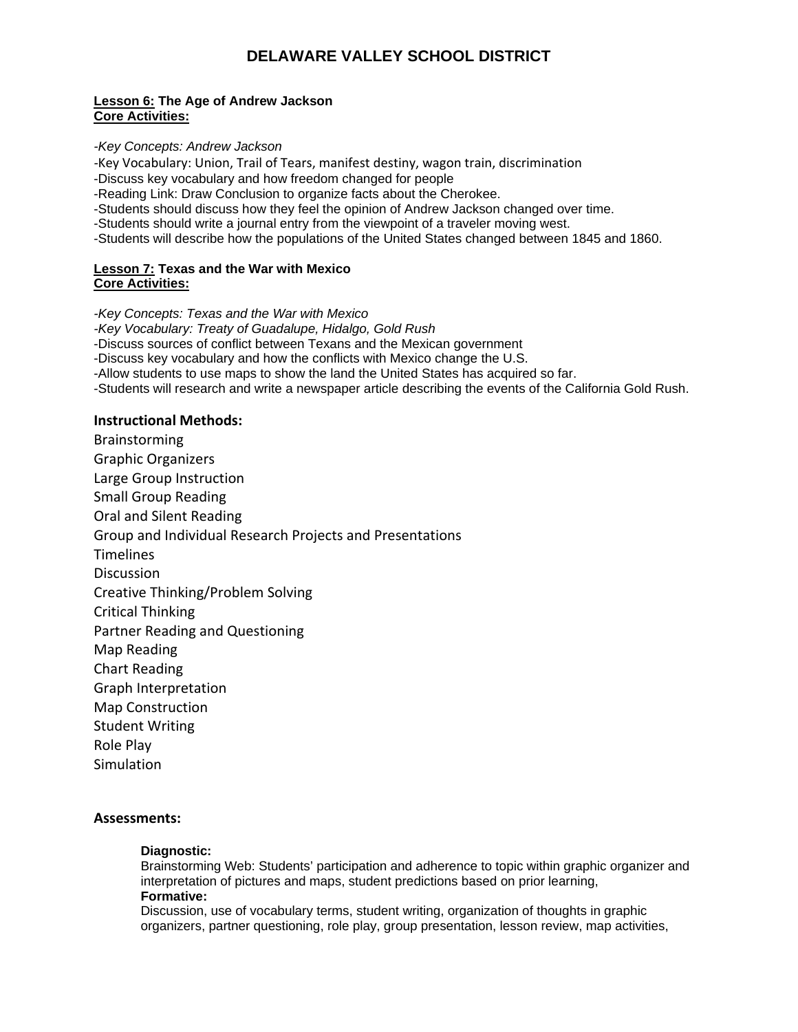# DELAWARE VALLEY SCHOOL DISTRICT

**Lesson 6: The Age of Andrew Jackson**
**Core Activities:**

*-Key Concepts: Andrew Jackson*
-Key Vocabulary: Union, Trail of Tears, manifest destiny, wagon train, discrimination
-Discuss key vocabulary and how freedom changed for people
-Reading Link: Draw Conclusion to organize facts about the Cherokee.
-Students should discuss how they feel the opinion of Andrew Jackson changed over time.
-Students should write a journal entry from the viewpoint of a traveler moving west.
-Students will describe how the populations of the United States changed between 1845 and 1860.

**Lesson 7: Texas and the War with Mexico**
**Core Activities:**

*-Key Concepts: Texas and the War with Mexico*
*-Key Vocabulary: Treaty of Guadalupe, Hidalgo, Gold Rush*
-Discuss sources of conflict between Texans and the Mexican government
-Discuss key vocabulary and how the conflicts with Mexico change the U.S.
-Allow students to use maps to show the land the United States has acquired so far.
-Students will research and write a newspaper article describing the events of the California Gold Rush.

## Instructional Methods:

Brainstorming
Graphic Organizers
Large Group Instruction
Small Group Reading
Oral and Silent Reading
Group and Individual Research Projects and Presentations
Timelines
Discussion
Creative Thinking/Problem Solving
Critical Thinking
Partner Reading and Questioning
Map Reading
Chart Reading
Graph Interpretation
Map Construction
Student Writing
Role Play
Simulation

## Assessments:

**Diagnostic:**
Brainstorming Web: Students' participation and adherence to topic within graphic organizer and interpretation of pictures and maps, student predictions based on prior learning,
**Formative:**
Discussion, use of vocabulary terms, student writing, organization of thoughts in graphic organizers, partner questioning, role play, group presentation, lesson review, map activities,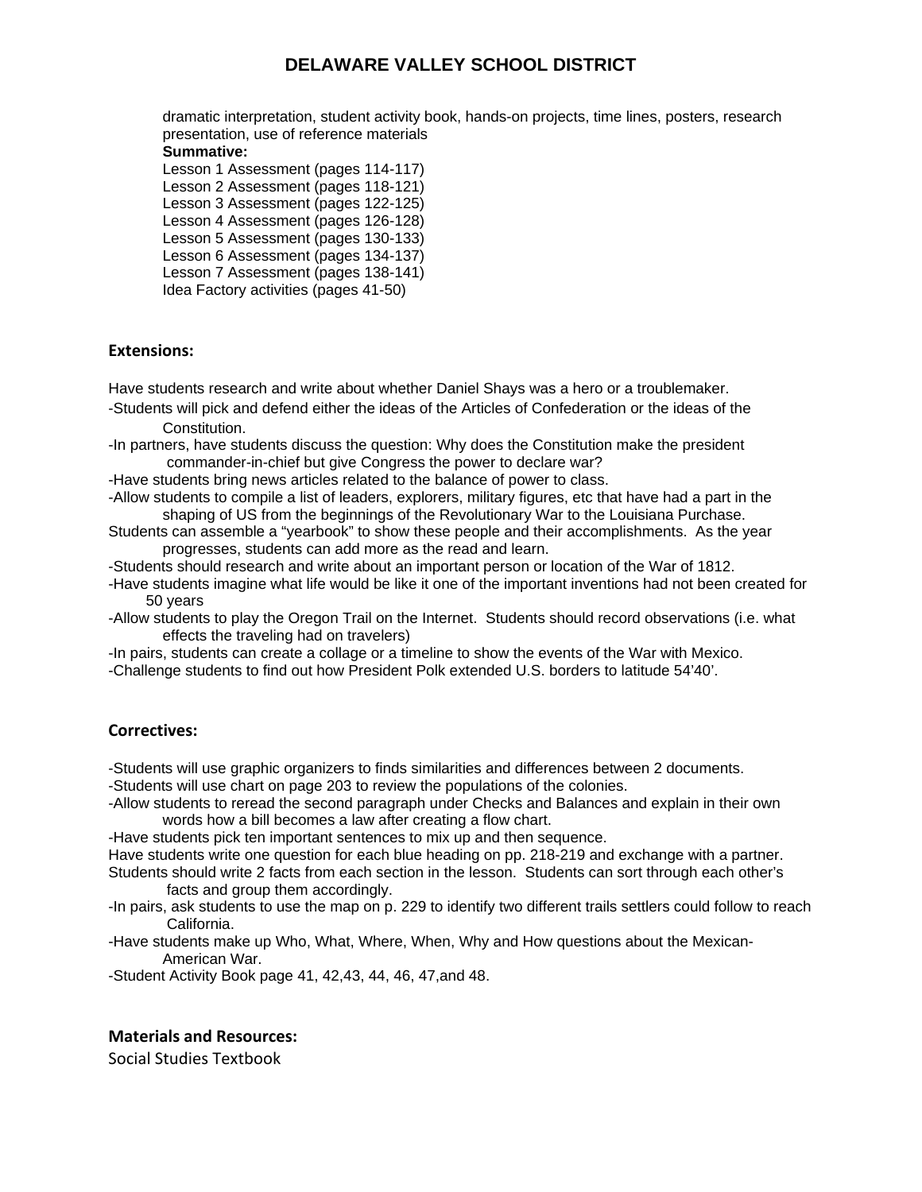dramatic interpretation, student activity book, hands-on projects, time lines, posters, research presentation, use of reference materials

**Summative:**

Lesson 1 Assessment (pages 114-117)
Lesson 2 Assessment (pages 118-121)
Lesson 3 Assessment (pages 122-125)
Lesson 4 Assessment (pages 126-128)
Lesson 5 Assessment (pages 130-133)
Lesson 6 Assessment (pages 134-137)
Lesson 7 Assessment (pages 138-141)
Idea Factory activities (pages 41-50)

## Extensions:

Have students research and write about whether Daniel Shays was a hero or a troublemaker.
-Students will pick and defend either the ideas of the Articles of Confederation or the ideas of the Constitution.
-In partners, have students discuss the question: Why does the Constitution make the president commander-in-chief but give Congress the power to declare war?
-Have students bring news articles related to the balance of power to class.
-Allow students to compile a list of leaders, explorers, military figures, etc that have had a part in the shaping of US from the beginnings of the Revolutionary War to the Louisiana Purchase.
Students can assemble a "yearbook" to show these people and their accomplishments. As the year progresses, students can add more as the read and learn.
-Students should research and write about an important person or location of the War of 1812.
-Have students imagine what life would be like it one of the important inventions had not been created for 50 years
-Allow students to play the Oregon Trail on the Internet. Students should record observations (i.e. what effects the traveling had on travelers)
-In pairs, students can create a collage or a timeline to show the events of the War with Mexico.
-Challenge students to find out how President Polk extended U.S. borders to latitude 54'40'.

## Correctives:

-Students will use graphic organizers to finds similarities and differences between 2 documents.
-Students will use chart on page 203 to review the populations of the colonies.
-Allow students to reread the second paragraph under Checks and Balances and explain in their own words how a bill becomes a law after creating a flow chart.
-Have students pick ten important sentences to mix up and then sequence.
Have students write one question for each blue heading on pp. 218-219 and exchange with a partner.
Students should write 2 facts from each section in the lesson. Students can sort through each other's facts and group them accordingly.
-In pairs, ask students to use the map on p. 229 to identify two different trails settlers could follow to reach California.
-Have students make up Who, What, Where, When, Why and How questions about the Mexican-American War.
-Student Activity Book page 41, 42,43, 44, 46, 47,and 48.

## Materials and Resources:

Social Studies Textbook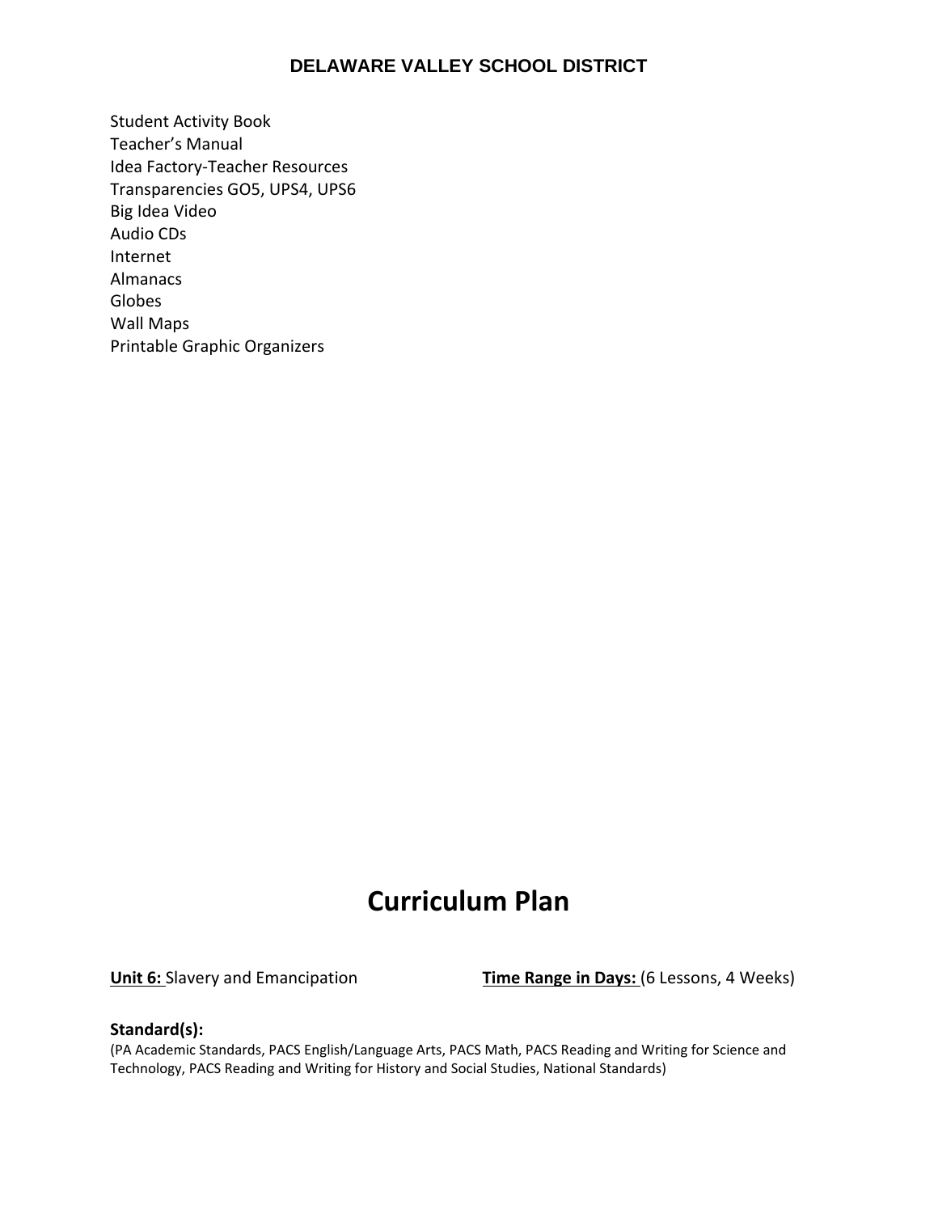Student Activity Book
Teacher's Manual
Idea Factory-Teacher Resources
Transparencies GO5, UPS4, UPS6
Big Idea Video
Audio CDs
Internet
Almanacs
Globes
Wall Maps
Printable Graphic Organizers

# Curriculum Plan

**Unit 6:** Slavery and Emancipation **Time Range in Days:** (6 Lessons, 4 Weeks)

**Standard(s):**
(PA Academic Standards, PACS English/Language Arts, PACS Math, PACS Reading and Writing for Science and Technology, PACS Reading and Writing for History and Social Studies, National Standards)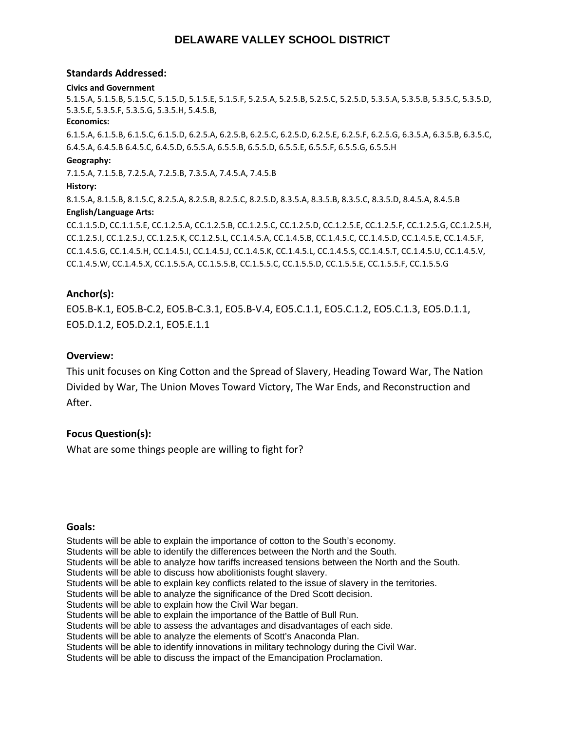# DELAWARE VALLEY SCHOOL DISTRICT

## Standards Addressed:

**Civics and Government**

5.1.5.A, 5.1.5.B, 5.1.5.C, 5.1.5.D, 5.1.5.E, 5.1.5.F, 5.2.5.A, 5.2.5.B, 5.2.5.C, 5.2.5.D, 5.3.5.A, 5.3.5.B, 5.3.5.C, 5.3.5.D, 5.3.5.E, 5.3.5.F, 5.3.5.G, 5.3.5.H, 5.4.5.B,

**Economics:**

6.1.5.A, 6.1.5.B, 6.1.5.C, 6.1.5.D, 6.2.5.A, 6.2.5.B, 6.2.5.C, 6.2.5.D, 6.2.5.E, 6.2.5.F, 6.2.5.G, 6.3.5.A, 6.3.5.B, 6.3.5.C, 6.4.5.A, 6.4.5.B 6.4.5.C, 6.4.5.D, 6.5.5.A, 6.5.5.B, 6.5.5.D, 6.5.5.E, 6.5.5.F, 6.5.5.G, 6.5.5.H

**Geography:**

7.1.5.A, 7.1.5.B, 7.2.5.A, 7.2.5.B, 7.3.5.A, 7.4.5.A, 7.4.5.B

**History:**

8.1.5.A, 8.1.5.B, 8.1.5.C, 8.2.5.A, 8.2.5.B, 8.2.5.C, 8.2.5.D, 8.3.5.A, 8.3.5.B, 8.3.5.C, 8.3.5.D, 8.4.5.A, 8.4.5.B

**English/Language Arts:**

CC.1.1.5.D, CC.1.1.5.E, CC.1.2.5.A, CC.1.2.5.B, CC.1.2.5.C, CC.1.2.5.D, CC.1.2.5.E, CC.1.2.5.F, CC.1.2.5.G, CC.1.2.5.H, CC.1.2.5.I, CC.1.2.5.J, CC.1.2.5.K, CC.1.2.5.L, CC.1.4.5.A, CC.1.4.5.B, CC.1.4.5.C, CC.1.4.5.D, CC.1.4.5.E, CC.1.4.5.F, CC.1.4.5.G, CC.1.4.5.H, CC.1.4.5.I, CC.1.4.5.J, CC.1.4.5.K, CC.1.4.5.L, CC.1.4.5.S, CC.1.4.5.T, CC.1.4.5.U, CC.1.4.5.V, CC.1.4.5.W, CC.1.4.5.X, CC.1.5.5.A, CC.1.5.5.B, CC.1.5.5.C, CC.1.5.5.D, CC.1.5.5.E, CC.1.5.5.F, CC.1.5.5.G

## Anchor(s):

EO5.B-K.1, EO5.B-C.2, EO5.B-C.3.1, EO5.B-V.4, EO5.C.1.1, EO5.C.1.2, EO5.C.1.3, EO5.D.1.1, EO5.D.1.2, EO5.D.2.1, EO5.E.1.1

## Overview:

This unit focuses on King Cotton and the Spread of Slavery, Heading Toward War, The Nation Divided by War, The Union Moves Toward Victory, The War Ends, and Reconstruction and After.

## Focus Question(s):

What are some things people are willing to fight for?

## Goals:

Students will be able to explain the importance of cotton to the South's economy.
Students will be able to identify the differences between the North and the South.
Students will be able to analyze how tariffs increased tensions between the North and the South.
Students will be able to discuss how abolitionists fought slavery.
Students will be able to explain key conflicts related to the issue of slavery in the territories.
Students will be able to analyze the significance of the Dred Scott decision.
Students will be able to explain how the Civil War began.
Students will be able to explain the importance of the Battle of Bull Run.
Students will be able to assess the advantages and disadvantages of each side.
Students will be able to analyze the elements of Scott's Anaconda Plan.
Students will be able to identify innovations in military technology during the Civil War.
Students will be able to discuss the impact of the Emancipation Proclamation.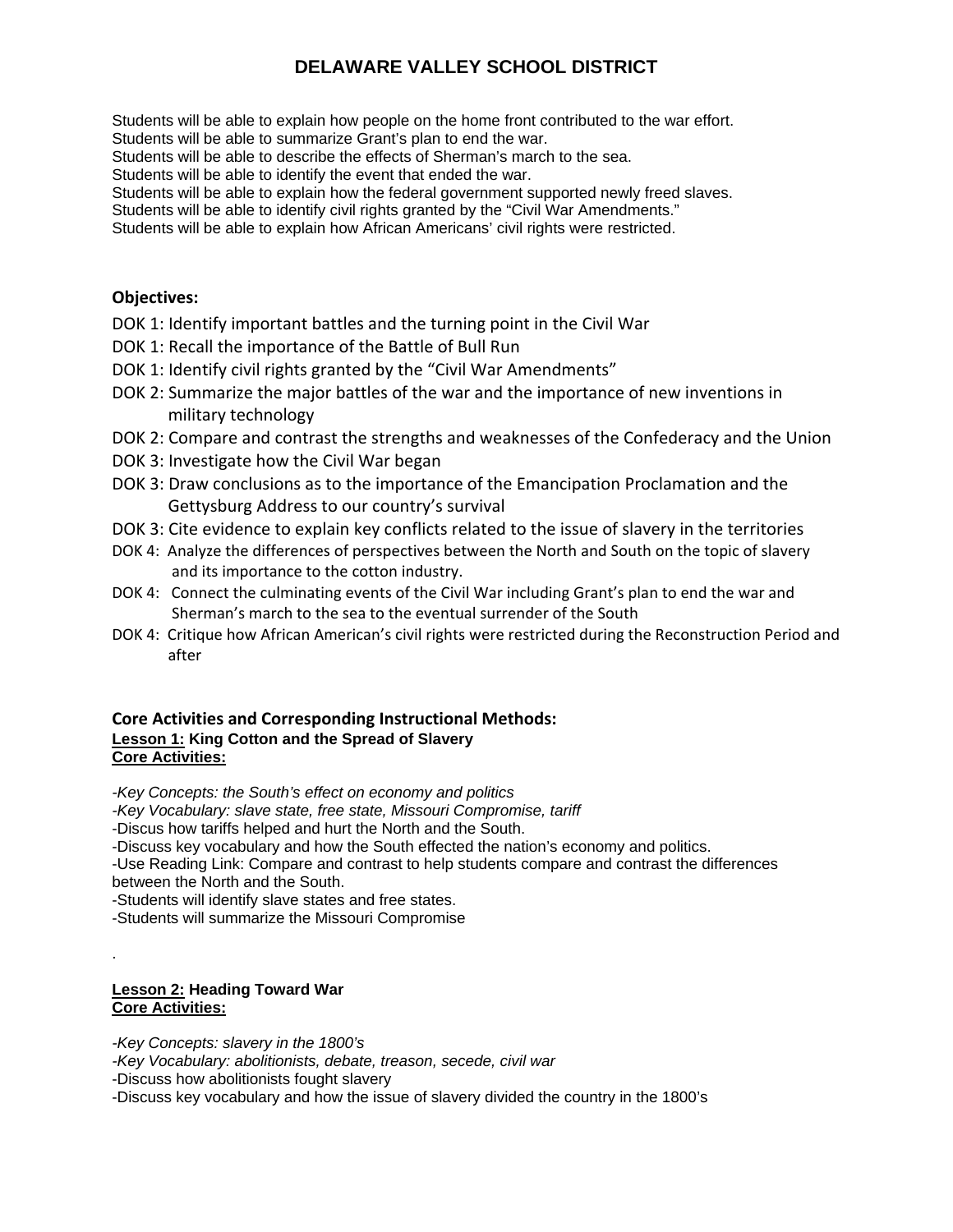# DELAWARE VALLEY SCHOOL DISTRICT

Students will be able to explain how people on the home front contributed to the war effort.
Students will be able to summarize Grant's plan to end the war.
Students will be able to describe the effects of Sherman's march to the sea.
Students will be able to identify the event that ended the war.
Students will be able to explain how the federal government supported newly freed slaves.
Students will be able to identify civil rights granted by the "Civil War Amendments."
Students will be able to explain how African Americans' civil rights were restricted.

**Objectives:**

DOK 1: Identify important battles and the turning point in the Civil War
DOK 1: Recall the importance of the Battle of Bull Run
DOK 1: Identify civil rights granted by the "Civil War Amendments"
DOK 2: Summarize the major battles of the war and the importance of new inventions in military technology
DOK 2: Compare and contrast the strengths and weaknesses of the Confederacy and the Union
DOK 3: Investigate how the Civil War began
DOK 3: Draw conclusions as to the importance of the Emancipation Proclamation and the Gettysburg Address to our country's survival
DOK 3: Cite evidence to explain key conflicts related to the issue of slavery in the territories
DOK 4: Analyze the differences of perspectives between the North and South on the topic of slavery and its importance to the cotton industry.
DOK 4: Connect the culminating events of the Civil War including Grant's plan to end the war and Sherman's march to the sea to the eventual surrender of the South
DOK 4: Critique how African American's civil rights were restricted during the Reconstruction Period and after

**Core Activities and Corresponding Instructional Methods:**
**Lesson 1: King Cotton and the Spread of Slavery**
**Core Activities:**

*-Key Concepts: the South's effect on economy and politics*
*-Key Vocabulary: slave state, free state, Missouri Compromise, tariff*
-Discus how tariffs helped and hurt the North and the South.
-Discuss key vocabulary and how the South effected the nation's economy and politics.
-Use Reading Link: Compare and contrast to help students compare and contrast the differences between the North and the South.
-Students will identify slave states and free states.
-Students will summarize the Missouri Compromise

.

**Lesson 2: Heading Toward War**
**Core Activities:**

*-Key Concepts: slavery in the 1800's*
*-Key Vocabulary: abolitionists, debate, treason, secede, civil war*
-Discuss how abolitionists fought slavery
-Discuss key vocabulary and how the issue of slavery divided the country in the 1800's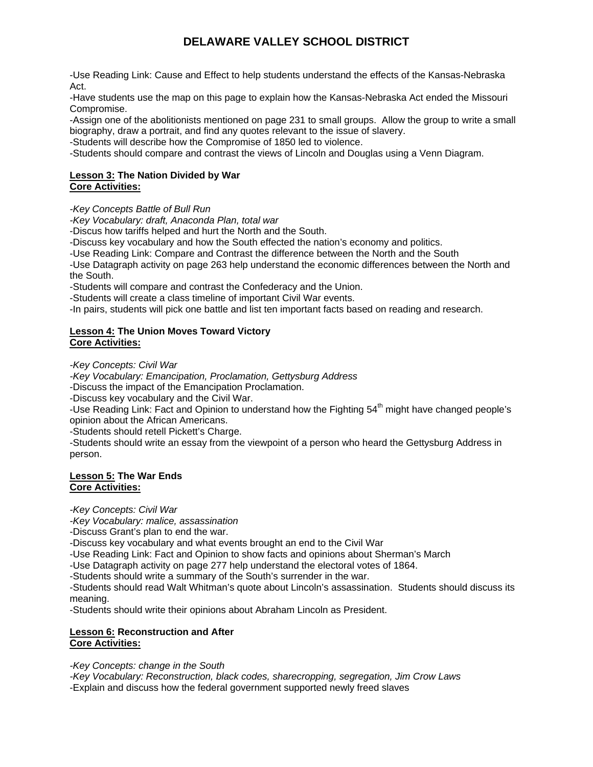-Use Reading Link: Cause and Effect to help students understand the effects of the Kansas-Nebraska Act.
-Have students use the map on this page to explain how the Kansas-Nebraska Act ended the Missouri Compromise.
-Assign one of the abolitionists mentioned on page 231 to small groups. Allow the group to write a small biography, draw a portrait, and find any quotes relevant to the issue of slavery.
-Students will describe how the Compromise of 1850 led to violence.
-Students should compare and contrast the views of Lincoln and Douglas using a Venn Diagram.

**Lesson 3: The Nation Divided by War**
**Core Activities:**

*-Key Concepts Battle of Bull Run*
*-Key Vocabulary: draft, Anaconda Plan, total war*
-Discus how tariffs helped and hurt the North and the South.
-Discuss key vocabulary and how the South effected the nation's economy and politics.
-Use Reading Link: Compare and Contrast the difference between the North and the South
-Use Datagraph activity on page 263 help understand the economic differences between the North and the South.
-Students will compare and contrast the Confederacy and the Union.
-Students will create a class timeline of important Civil War events.
-In pairs, students will pick one battle and list ten important facts based on reading and research.

**Lesson 4: The Union Moves Toward Victory**
**Core Activities:**

*-Key Concepts: Civil War*
*-Key Vocabulary: Emancipation, Proclamation, Gettysburg Address*
-Discuss the impact of the Emancipation Proclamation.
-Discuss key vocabulary and the Civil War.
-Use Reading Link: Fact and Opinion to understand how the Fighting 54th might have changed people's opinion about the African Americans.
-Students should retell Pickett's Charge.
-Students should write an essay from the viewpoint of a person who heard the Gettysburg Address in person.

**Lesson 5: The War Ends**
**Core Activities:**

*-Key Concepts: Civil War*
*-Key Vocabulary: malice, assassination*
-Discuss Grant's plan to end the war.
-Discuss key vocabulary and what events brought an end to the Civil War
-Use Reading Link: Fact and Opinion to show facts and opinions about Sherman's March
-Use Datagraph activity on page 277 help understand the electoral votes of 1864.
-Students should write a summary of the South's surrender in the war.
-Students should read Walt Whitman's quote about Lincoln's assassination. Students should discuss its meaning.
-Students should write their opinions about Abraham Lincoln as President.

**Lesson 6: Reconstruction and After**
**Core Activities:**

*-Key Concepts: change in the South*
*-Key Vocabulary: Reconstruction, black codes, sharecropping, segregation, Jim Crow Laws*
-Explain and discuss how the federal government supported newly freed slaves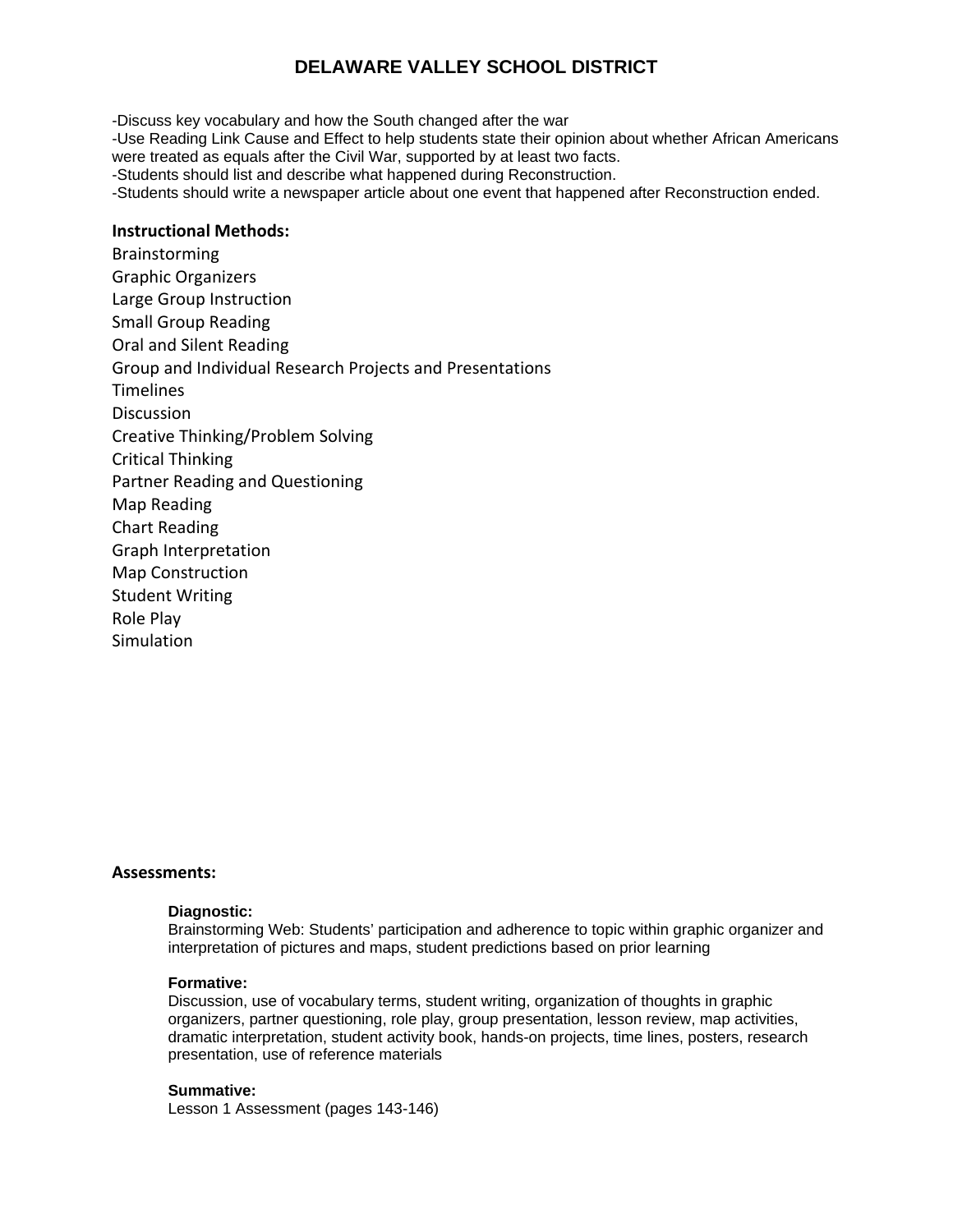-Discuss key vocabulary and how the South changed after the war
-Use Reading Link Cause and Effect to help students state their opinion about whether African Americans were treated as equals after the Civil War, supported by at least two facts.
-Students should list and describe what happened during Reconstruction.
-Students should write a newspaper article about one event that happened after Reconstruction ended.

**Instructional Methods:**

Brainstorming
Graphic Organizers
Large Group Instruction
Small Group Reading
Oral and Silent Reading
Group and Individual Research Projects and Presentations
Timelines
Discussion
Creative Thinking/Problem Solving
Critical Thinking
Partner Reading and Questioning
Map Reading
Chart Reading
Graph Interpretation
Map Construction
Student Writing
Role Play
Simulation

**Assessments:**

**Diagnostic:**
Brainstorming Web: Students' participation and adherence to topic within graphic organizer and interpretation of pictures and maps, student predictions based on prior learning

**Formative:**
Discussion, use of vocabulary terms, student writing, organization of thoughts in graphic organizers, partner questioning, role play, group presentation, lesson review, map activities, dramatic interpretation, student activity book, hands-on projects, time lines, posters, research presentation, use of reference materials

**Summative:**
Lesson 1 Assessment (pages 143-146)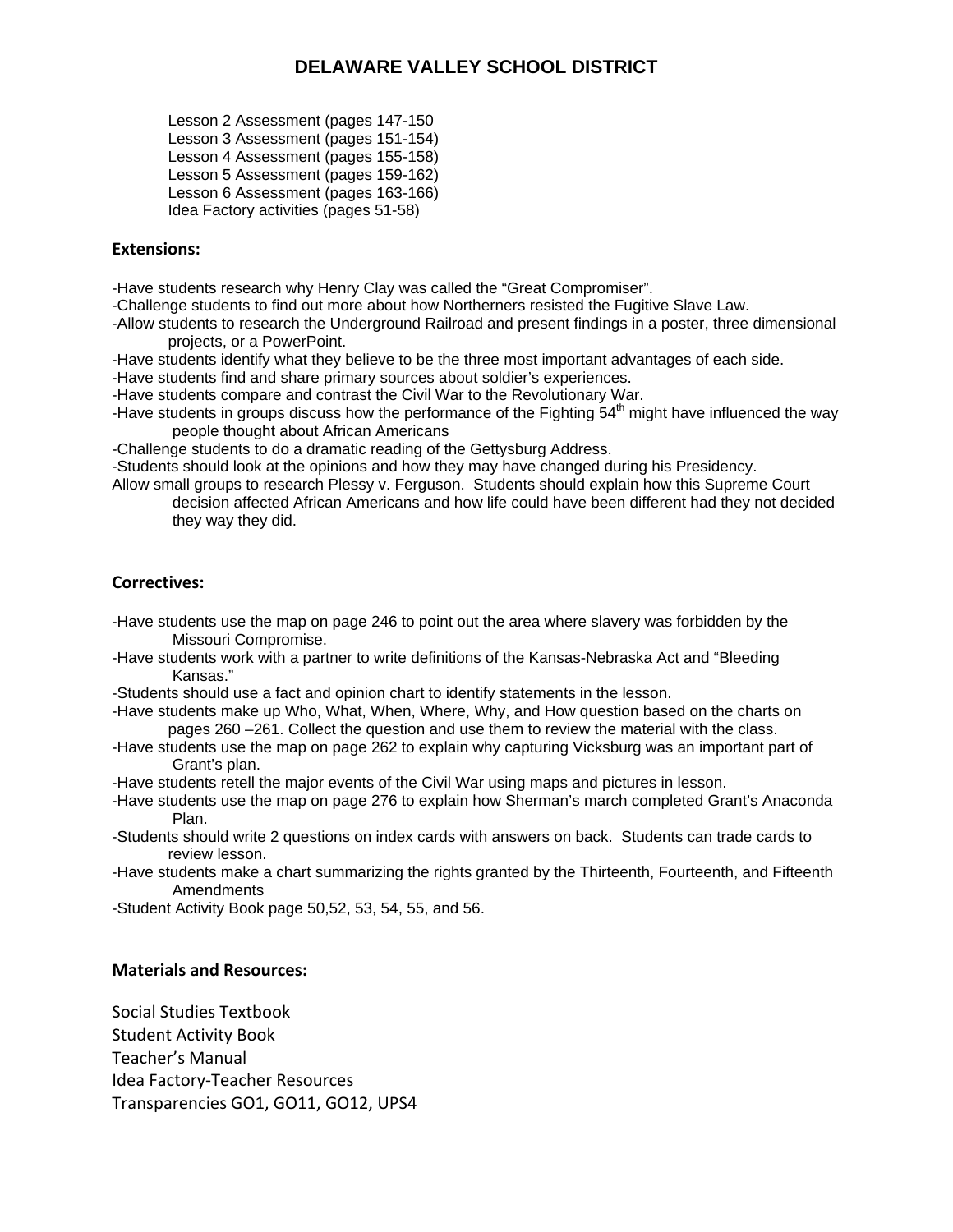Lesson 2 Assessment (pages 147-150
Lesson 3 Assessment (pages 151-154)
Lesson 4 Assessment (pages 155-158)
Lesson 5 Assessment (pages 159-162)
Lesson 6 Assessment (pages 163-166)
Idea Factory activities (pages 51-58)

### Extensions:

-Have students research why Henry Clay was called the "Great Compromiser".
-Challenge students to find out more about how Northerners resisted the Fugitive Slave Law.
-Allow students to research the Underground Railroad and present findings in a poster, three dimensional projects, or a PowerPoint.
-Have students identify what they believe to be the three most important advantages of each side.
-Have students find and share primary sources about soldier's experiences.
-Have students compare and contrast the Civil War to the Revolutionary War.
-Have students in groups discuss how the performance of the Fighting 54th might have influenced the way people thought about African Americans
-Challenge students to do a dramatic reading of the Gettysburg Address.
-Students should look at the opinions and how they may have changed during his Presidency.
Allow small groups to research Plessy v. Ferguson. Students should explain how this Supreme Court decision affected African Americans and how life could have been different had they not decided they way they did.

### Correctives:

-Have students use the map on page 246 to point out the area where slavery was forbidden by the Missouri Compromise.
-Have students work with a partner to write definitions of the Kansas-Nebraska Act and "Bleeding Kansas."
-Students should use a fact and opinion chart to identify statements in the lesson.
-Have students make up Who, What, When, Where, Why, and How question based on the charts on pages 260 –261. Collect the question and use them to review the material with the class.
-Have students use the map on page 262 to explain why capturing Vicksburg was an important part of Grant's plan.
-Have students retell the major events of the Civil War using maps and pictures in lesson.
-Have students use the map on page 276 to explain how Sherman's march completed Grant's Anaconda Plan.
-Students should write 2 questions on index cards with answers on back. Students can trade cards to review lesson.
-Have students make a chart summarizing the rights granted by the Thirteenth, Fourteenth, and Fifteenth Amendments
-Student Activity Book page 50,52, 53, 54, 55, and 56.

### Materials and Resources:

Social Studies Textbook
Student Activity Book
Teacher's Manual
Idea Factory-Teacher Resources
Transparencies GO1, GO11, GO12, UPS4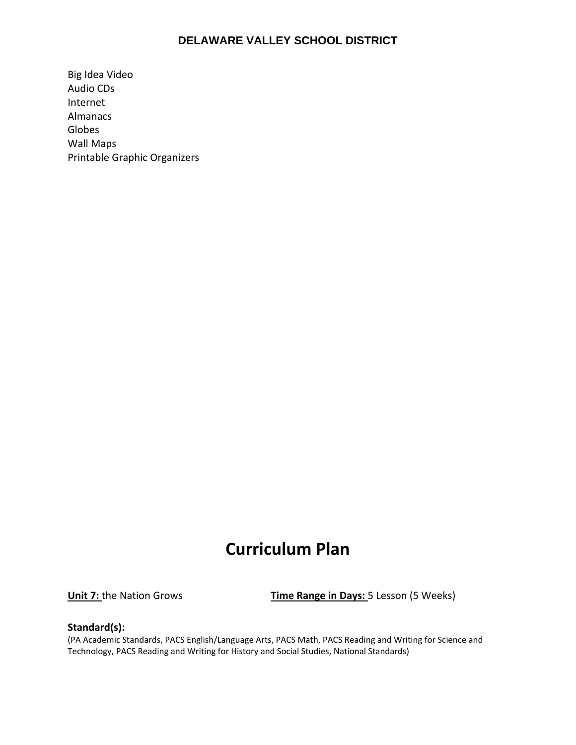Big Idea Video
Audio CDs
Internet
Almanacs
Globes
Wall Maps
Printable Graphic Organizers

# Curriculum Plan

**Unit 7:** the Nation Grows **Time Range in Days:** 5 Lesson (5 Weeks)

**Standard(s):**
(PA Academic Standards, PACS English/Language Arts, PACS Math, PACS Reading and Writing for Science and Technology, PACS Reading and Writing for History and Social Studies, National Standards)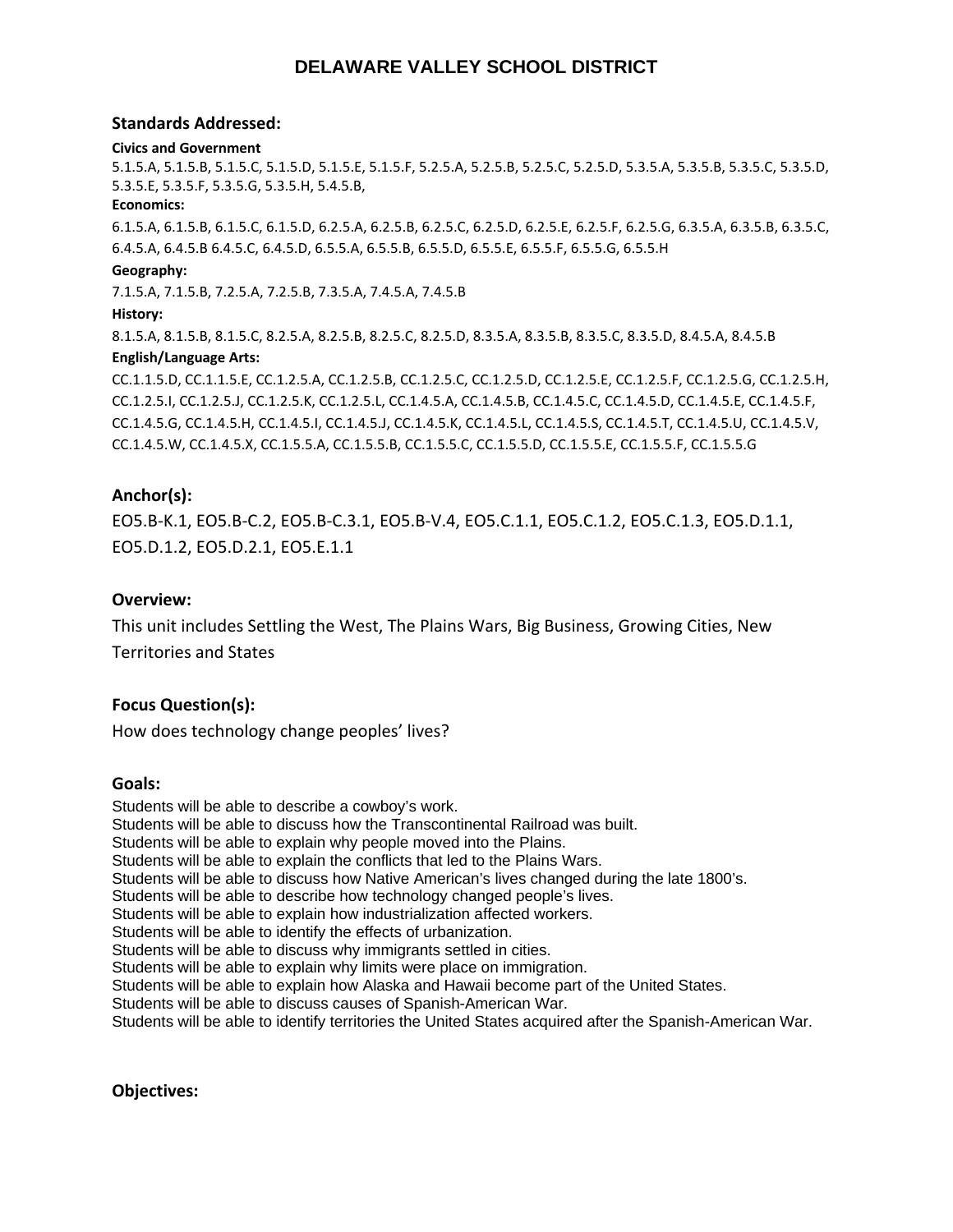# DELAWARE VALLEY SCHOOL DISTRICT

## Standards Addressed:

**Civics and Government**

5.1.5.A, 5.1.5.B, 5.1.5.C, 5.1.5.D, 5.1.5.E, 5.1.5.F, 5.2.5.A, 5.2.5.B, 5.2.5.C, 5.2.5.D, 5.3.5.A, 5.3.5.B, 5.3.5.C, 5.3.5.D, 5.3.5.E, 5.3.5.F, 5.3.5.G, 5.3.5.H, 5.4.5.B,

**Economics:**

6.1.5.A, 6.1.5.B, 6.1.5.C, 6.1.5.D, 6.2.5.A, 6.2.5.B, 6.2.5.C, 6.2.5.D, 6.2.5.E, 6.2.5.F, 6.2.5.G, 6.3.5.A, 6.3.5.B, 6.3.5.C, 6.4.5.A, 6.4.5.B 6.4.5.C, 6.4.5.D, 6.5.5.A, 6.5.5.B, 6.5.5.D, 6.5.5.E, 6.5.5.F, 6.5.5.G, 6.5.5.H

**Geography:**

7.1.5.A, 7.1.5.B, 7.2.5.A, 7.2.5.B, 7.3.5.A, 7.4.5.A, 7.4.5.B

**History:**

8.1.5.A, 8.1.5.B, 8.1.5.C, 8.2.5.A, 8.2.5.B, 8.2.5.C, 8.2.5.D, 8.3.5.A, 8.3.5.B, 8.3.5.C, 8.3.5.D, 8.4.5.A, 8.4.5.B

**English/Language Arts:**

CC.1.1.5.D, CC.1.1.5.E, CC.1.2.5.A, CC.1.2.5.B, CC.1.2.5.C, CC.1.2.5.D, CC.1.2.5.E, CC.1.2.5.F, CC.1.2.5.G, CC.1.2.5.H, CC.1.2.5.I, CC.1.2.5.J, CC.1.2.5.K, CC.1.2.5.L, CC.1.4.5.A, CC.1.4.5.B, CC.1.4.5.C, CC.1.4.5.D, CC.1.4.5.E, CC.1.4.5.F, CC.1.4.5.G, CC.1.4.5.H, CC.1.4.5.I, CC.1.4.5.J, CC.1.4.5.K, CC.1.4.5.L, CC.1.4.5.S, CC.1.4.5.T, CC.1.4.5.U, CC.1.4.5.V, CC.1.4.5.W, CC.1.4.5.X, CC.1.5.5.A, CC.1.5.5.B, CC.1.5.5.C, CC.1.5.5.D, CC.1.5.5.E, CC.1.5.5.F, CC.1.5.5.G

## Anchor(s):

EO5.B-K.1, EO5.B-C.2, EO5.B-C.3.1, EO5.B-V.4, EO5.C.1.1, EO5.C.1.2, EO5.C.1.3, EO5.D.1.1, EO5.D.1.2, EO5.D.2.1, EO5.E.1.1

## Overview:

This unit includes Settling the West, The Plains Wars, Big Business, Growing Cities, New Territories and States

## Focus Question(s):

How does technology change peoples' lives?

## Goals:

Students will be able to describe a cowboy's work.
Students will be able to discuss how the Transcontinental Railroad was built.
Students will be able to explain why people moved into the Plains.
Students will be able to explain the conflicts that led to the Plains Wars.
Students will be able to discuss how Native American's lives changed during the late 1800's.
Students will be able to describe how technology changed people's lives.
Students will be able to explain how industrialization affected workers.
Students will be able to identify the effects of urbanization.
Students will be able to discuss why immigrants settled in cities.
Students will be able to explain why limits were place on immigration.
Students will be able to explain how Alaska and Hawaii become part of the United States.
Students will be able to discuss causes of Spanish-American War.
Students will be able to identify territories the United States acquired after the Spanish-American War.

## Objectives: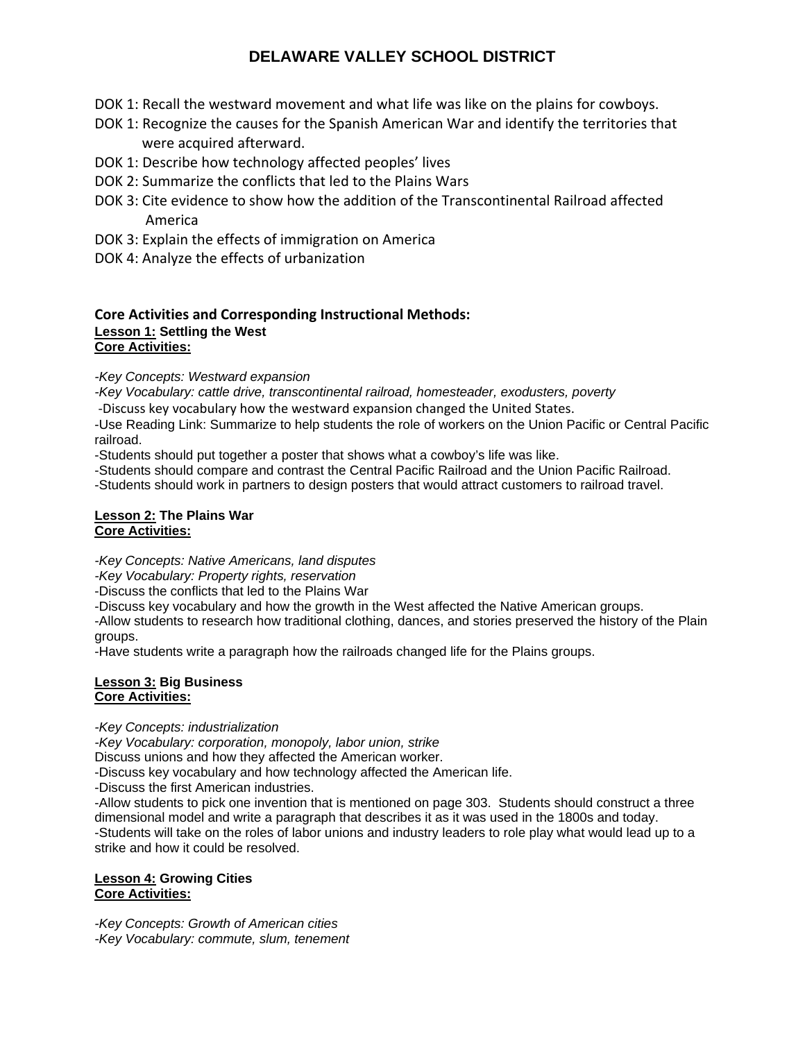# DELAWARE VALLEY SCHOOL DISTRICT

DOK 1: Recall the westward movement and what life was like on the plains for cowboys.
DOK 1: Recognize the causes for the Spanish American War and identify the territories that were acquired afterward.
DOK 1: Describe how technology affected peoples' lives
DOK 2: Summarize the conflicts that led to the Plains Wars
DOK 3: Cite evidence to show how the addition of the Transcontinental Railroad affected America
DOK 3: Explain the effects of immigration on America
DOK 4: Analyze the effects of urbanization

**Core Activities and Corresponding Instructional Methods:**
**<u>Lesson 1:</u> Settling the West**
**<u>Core Activities:</u>**

*-Key Concepts: Westward expansion*
*-Key Vocabulary: cattle drive, transcontinental railroad, homesteader, exodusters, poverty*
-Discuss key vocabulary how the westward expansion changed the United States.
-Use Reading Link: Summarize to help students the role of workers on the Union Pacific or Central Pacific railroad.
-Students should put together a poster that shows what a cowboy's life was like.
-Students should compare and contrast the Central Pacific Railroad and the Union Pacific Railroad.
-Students should work in partners to design posters that would attract customers to railroad travel.

**<u>Lesson 2:</u> The Plains War**
**<u>Core Activities:</u>**

*-Key Concepts: Native Americans, land disputes*
*-Key Vocabulary: Property rights, reservation*
-Discuss the conflicts that led to the Plains War
-Discuss key vocabulary and how the growth in the West affected the Native American groups.
-Allow students to research how traditional clothing, dances, and stories preserved the history of the Plain groups.
-Have students write a paragraph how the railroads changed life for the Plains groups.

**<u>Lesson 3:</u> Big Business**
**<u>Core Activities:</u>**

*-Key Concepts: industrialization*
*-Key Vocabulary: corporation, monopoly, labor union, strike*
Discuss unions and how they affected the American worker.
-Discuss key vocabulary and how technology affected the American life.
-Discuss the first American industries.
-Allow students to pick one invention that is mentioned on page 303. Students should construct a three dimensional model and write a paragraph that describes it as it was used in the 1800s and today.
-Students will take on the roles of labor unions and industry leaders to role play what would lead up to a strike and how it could be resolved.

**<u>Lesson 4:</u> Growing Cities**
**<u>Core Activities:</u>**

*-Key Concepts: Growth of American cities*
*-Key Vocabulary: commute, slum, tenement*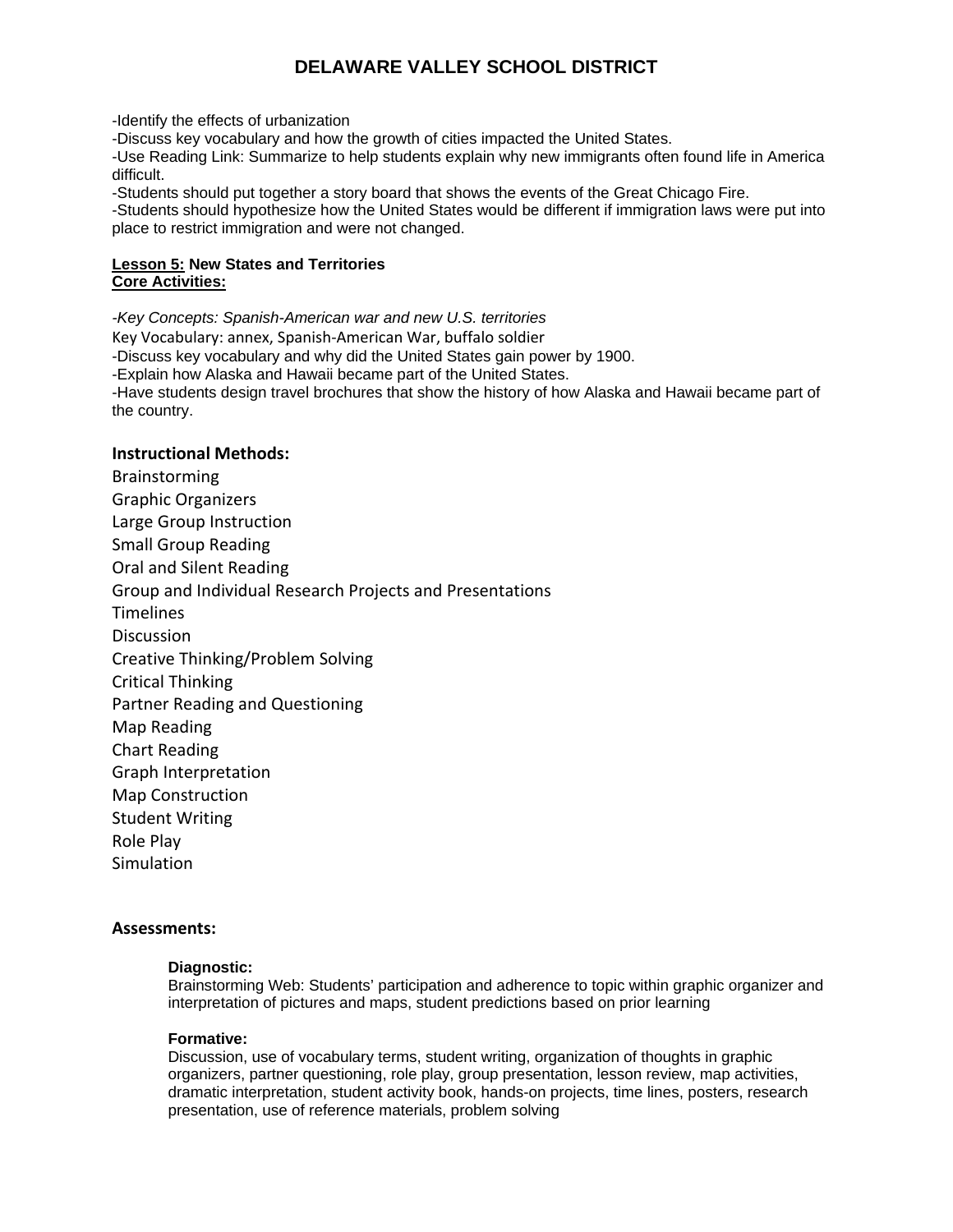-Identify the effects of urbanization
-Discuss key vocabulary and how the growth of cities impacted the United States.
-Use Reading Link: Summarize to help students explain why new immigrants often found life in America difficult.
-Students should put together a story board that shows the events of the Great Chicago Fire.
-Students should hypothesize how the United States would be different if immigration laws were put into place to restrict immigration and were not changed.

**Lesson 5: New States and Territories**
**Core Activities:**

*-Key Concepts: Spanish-American war and new U.S. territories*
Key Vocabulary: annex, Spanish-American War, buffalo soldier
-Discuss key vocabulary and why did the United States gain power by 1900.
-Explain how Alaska and Hawaii became part of the United States.
-Have students design travel brochures that show the history of how Alaska and Hawaii became part of the country.

### Instructional Methods:

Brainstorming
Graphic Organizers
Large Group Instruction
Small Group Reading
Oral and Silent Reading
Group and Individual Research Projects and Presentations
Timelines
Discussion
Creative Thinking/Problem Solving
Critical Thinking
Partner Reading and Questioning
Map Reading
Chart Reading
Graph Interpretation
Map Construction
Student Writing
Role Play
Simulation

### Assessments:

**Diagnostic:**
Brainstorming Web: Students' participation and adherence to topic within graphic organizer and interpretation of pictures and maps, student predictions based on prior learning

**Formative:**
Discussion, use of vocabulary terms, student writing, organization of thoughts in graphic organizers, partner questioning, role play, group presentation, lesson review, map activities, dramatic interpretation, student activity book, hands-on projects, time lines, posters, research presentation, use of reference materials, problem solving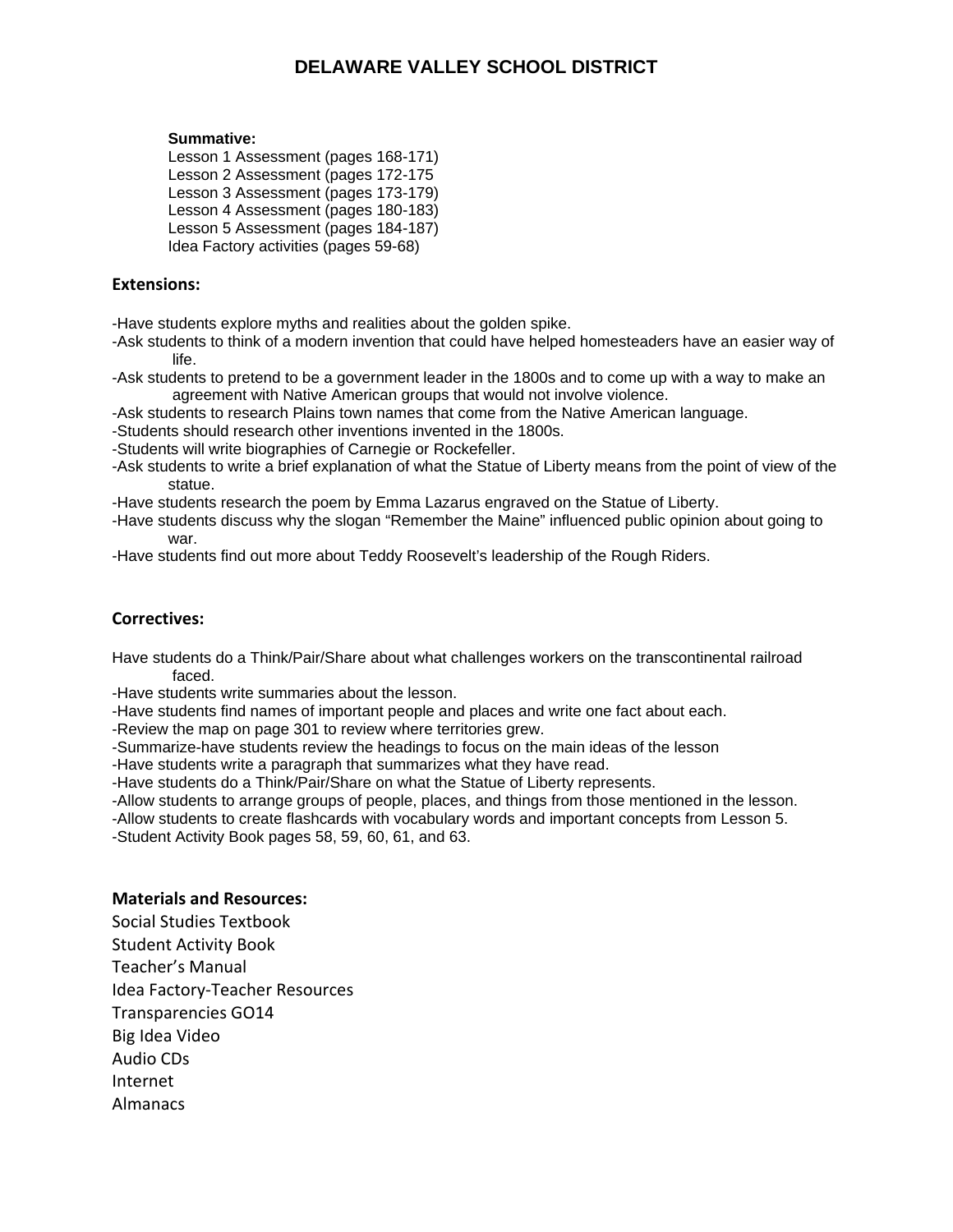**Summative:**

Lesson 1 Assessment (pages 168-171)
Lesson 2 Assessment (pages 172-175
Lesson 3 Assessment (pages 173-179)
Lesson 4 Assessment (pages 180-183)
Lesson 5 Assessment (pages 184-187)
Idea Factory activities (pages 59-68)

**Extensions:**

-Have students explore myths and realities about the golden spike.
-Ask students to think of a modern invention that could have helped homesteaders have an easier way of life.
-Ask students to pretend to be a government leader in the 1800s and to come up with a way to make an agreement with Native American groups that would not involve violence.
-Ask students to research Plains town names that come from the Native American language.
-Students should research other inventions invented in the 1800s.
-Students will write biographies of Carnegie or Rockefeller.
-Ask students to write a brief explanation of what the Statue of Liberty means from the point of view of the statue.
-Have students research the poem by Emma Lazarus engraved on the Statue of Liberty.
-Have students discuss why the slogan "Remember the Maine" influenced public opinion about going to war.
-Have students find out more about Teddy Roosevelt's leadership of the Rough Riders.

**Correctives:**

Have students do a Think/Pair/Share about what challenges workers on the transcontinental railroad faced.
-Have students write summaries about the lesson.
-Have students find names of important people and places and write one fact about each.
-Review the map on page 301 to review where territories grew.
-Summarize-have students review the headings to focus on the main ideas of the lesson
-Have students write a paragraph that summarizes what they have read.
-Have students do a Think/Pair/Share on what the Statue of Liberty represents.
-Allow students to arrange groups of people, places, and things from those mentioned in the lesson.
-Allow students to create flashcards with vocabulary words and important concepts from Lesson 5.
-Student Activity Book pages 58, 59, 60, 61, and 63.

**Materials and Resources:**

Social Studies Textbook
Student Activity Book
Teacher's Manual
Idea Factory-Teacher Resources
Transparencies GO14
Big Idea Video
Audio CDs
Internet
Almanacs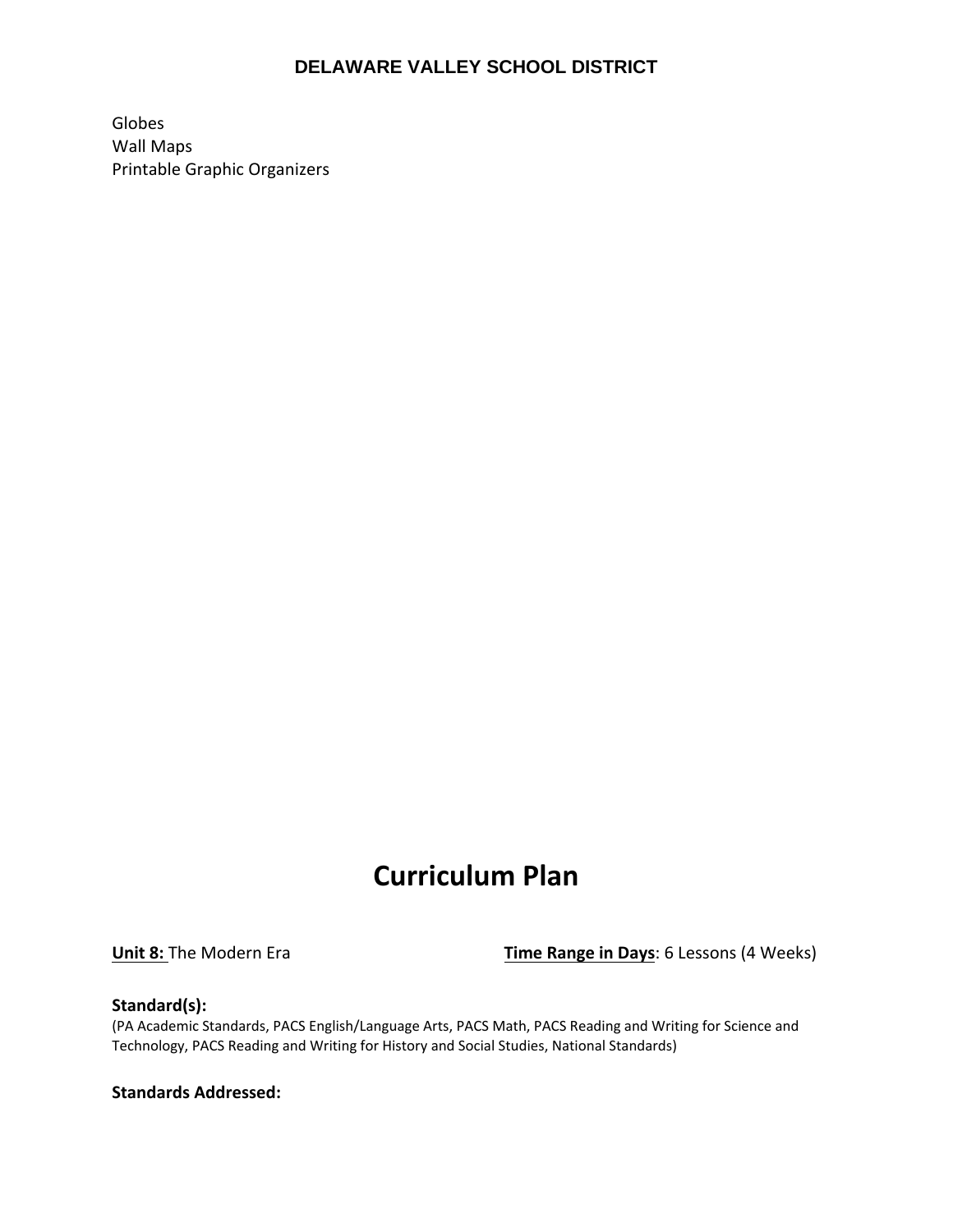Globes
Wall Maps
Printable Graphic Organizers

# Curriculum Plan

**Unit 8:** The Modern Era **Time Range in Days**: 6 Lessons (4 Weeks)

**Standard(s):**
(PA Academic Standards, PACS English/Language Arts, PACS Math, PACS Reading and Writing for Science and Technology, PACS Reading and Writing for History and Social Studies, National Standards)

**Standards Addressed:**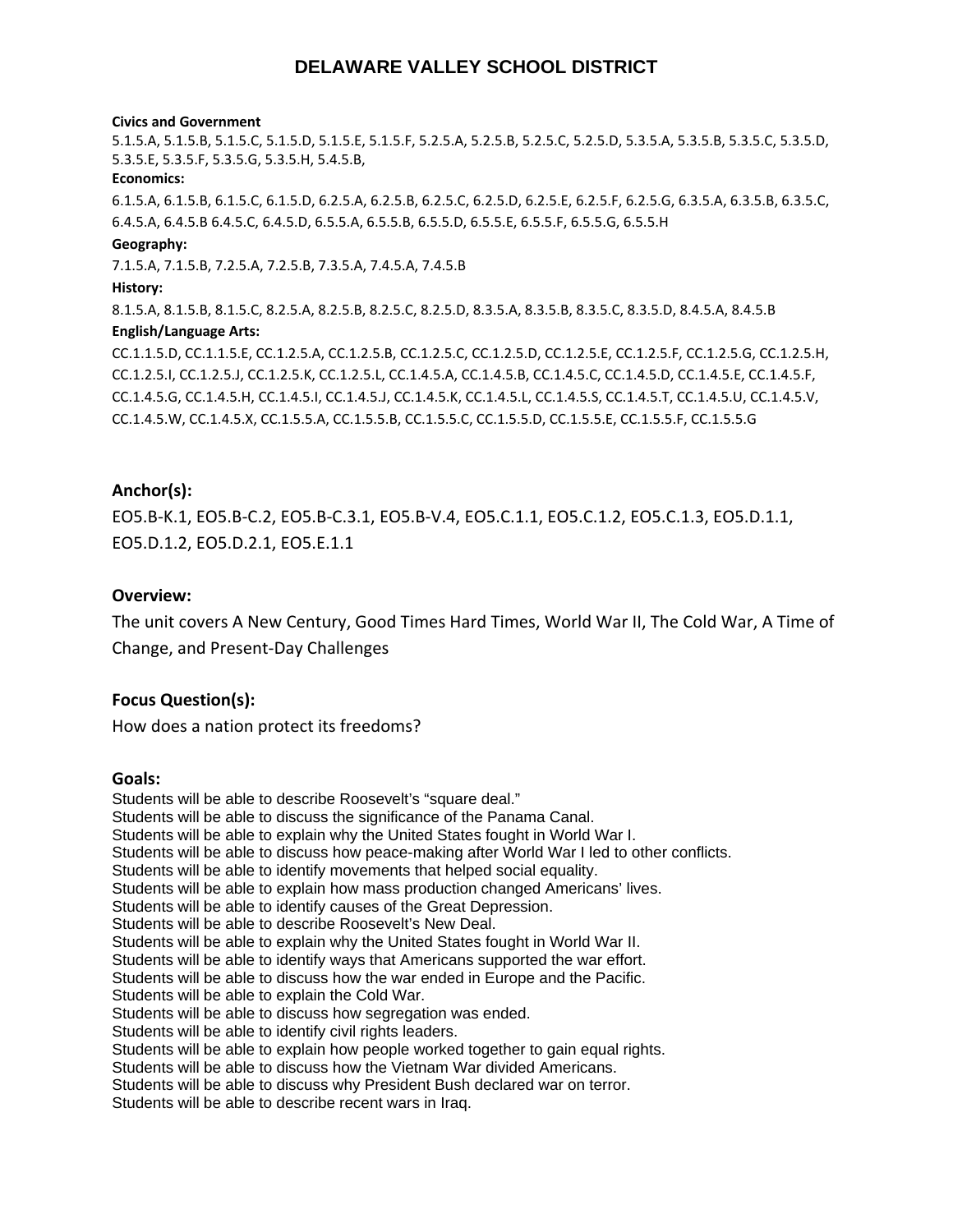# DELAWARE VALLEY SCHOOL DISTRICT

**Civics and Government**

5.1.5.A, 5.1.5.B, 5.1.5.C, 5.1.5.D, 5.1.5.E, 5.1.5.F, 5.2.5.A, 5.2.5.B, 5.2.5.C, 5.2.5.D, 5.3.5.A, 5.3.5.B, 5.3.5.C, 5.3.5.D, 5.3.5.E, 5.3.5.F, 5.3.5.G, 5.3.5.H, 5.4.5.B,

**Economics:**

6.1.5.A, 6.1.5.B, 6.1.5.C, 6.1.5.D, 6.2.5.A, 6.2.5.B, 6.2.5.C, 6.2.5.D, 6.2.5.E, 6.2.5.F, 6.2.5.G, 6.3.5.A, 6.3.5.B, 6.3.5.C, 6.4.5.A, 6.4.5.B 6.4.5.C, 6.4.5.D, 6.5.5.A, 6.5.5.B, 6.5.5.D, 6.5.5.E, 6.5.5.F, 6.5.5.G, 6.5.5.H

**Geography:**

7.1.5.A, 7.1.5.B, 7.2.5.A, 7.2.5.B, 7.3.5.A, 7.4.5.A, 7.4.5.B

**History:**

8.1.5.A, 8.1.5.B, 8.1.5.C, 8.2.5.A, 8.2.5.B, 8.2.5.C, 8.2.5.D, 8.3.5.A, 8.3.5.B, 8.3.5.C, 8.3.5.D, 8.4.5.A, 8.4.5.B

**English/Language Arts:**

CC.1.1.5.D, CC.1.1.5.E, CC.1.2.5.A, CC.1.2.5.B, CC.1.2.5.C, CC.1.2.5.D, CC.1.2.5.E, CC.1.2.5.F, CC.1.2.5.G, CC.1.2.5.H, CC.1.2.5.I, CC.1.2.5.J, CC.1.2.5.K, CC.1.2.5.L, CC.1.4.5.A, CC.1.4.5.B, CC.1.4.5.C, CC.1.4.5.D, CC.1.4.5.E, CC.1.4.5.F, CC.1.4.5.G, CC.1.4.5.H, CC.1.4.5.I, CC.1.4.5.J, CC.1.4.5.K, CC.1.4.5.L, CC.1.4.5.S, CC.1.4.5.T, CC.1.4.5.U, CC.1.4.5.V, CC.1.4.5.W, CC.1.4.5.X, CC.1.5.5.A, CC.1.5.5.B, CC.1.5.5.C, CC.1.5.5.D, CC.1.5.5.E, CC.1.5.5.F, CC.1.5.5.G

## Anchor(s):

EO5.B-K.1, EO5.B-C.2, EO5.B-C.3.1, EO5.B-V.4, EO5.C.1.1, EO5.C.1.2, EO5.C.1.3, EO5.D.1.1, EO5.D.1.2, EO5.D.2.1, EO5.E.1.1

## Overview:

The unit covers A New Century, Good Times Hard Times, World War II, The Cold War, A Time of Change, and Present-Day Challenges

## Focus Question(s):

How does a nation protect its freedoms?

## Goals:

Students will be able to describe Roosevelt's "square deal."
Students will be able to discuss the significance of the Panama Canal.
Students will be able to explain why the United States fought in World War I.
Students will be able to discuss how peace-making after World War I led to other conflicts.
Students will be able to identify movements that helped social equality.
Students will be able to explain how mass production changed Americans' lives.
Students will be able to identify causes of the Great Depression.
Students will be able to describe Roosevelt's New Deal.
Students will be able to explain why the United States fought in World War II.
Students will be able to identify ways that Americans supported the war effort.
Students will be able to discuss how the war ended in Europe and the Pacific.
Students will be able to explain the Cold War.
Students will be able to discuss how segregation was ended.
Students will be able to identify civil rights leaders.
Students will be able to explain how people worked together to gain equal rights.
Students will be able to discuss how the Vietnam War divided Americans.
Students will be able to discuss why President Bush declared war on terror.
Students will be able to describe recent wars in Iraq.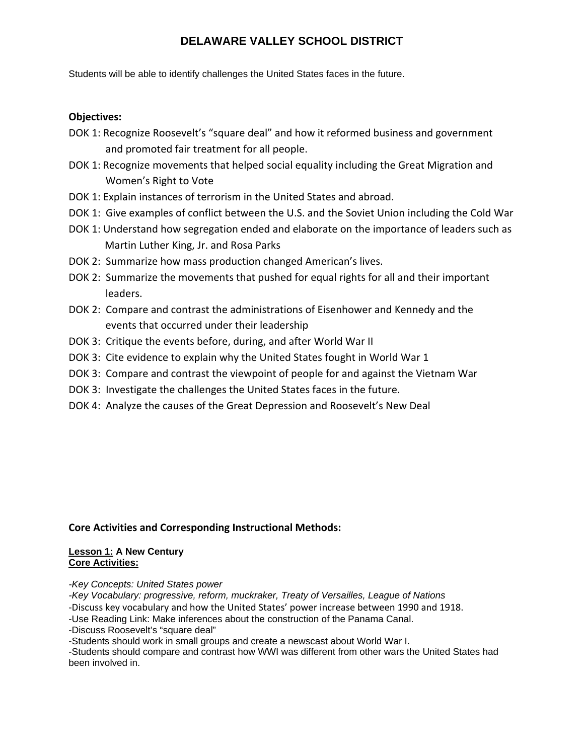# DELAWARE VALLEY SCHOOL DISTRICT

Students will be able to identify challenges the United States faces in the future.

**Objectives:**

DOK 1: Recognize Roosevelt's "square deal" and how it reformed business and government and promoted fair treatment for all people.
DOK 1: Recognize movements that helped social equality including the Great Migration and Women's Right to Vote
DOK 1: Explain instances of terrorism in the United States and abroad.
DOK 1: Give examples of conflict between the U.S. and the Soviet Union including the Cold War
DOK 1: Understand how segregation ended and elaborate on the importance of leaders such as Martin Luther King, Jr. and Rosa Parks
DOK 2: Summarize how mass production changed American's lives.
DOK 2: Summarize the movements that pushed for equal rights for all and their important leaders.
DOK 2: Compare and contrast the administrations of Eisenhower and Kennedy and the events that occurred under their leadership
DOK 3: Critique the events before, during, and after World War II
DOK 3: Cite evidence to explain why the United States fought in World War 1
DOK 3: Compare and contrast the viewpoint of people for and against the Vietnam War
DOK 3: Investigate the challenges the United States faces in the future.
DOK 4: Analyze the causes of the Great Depression and Roosevelt's New Deal

**Core Activities and Corresponding Instructional Methods:**

**Lesson 1: A New Century**
**Core Activities:**

-*Key Concepts: United States power*
-*Key Vocabulary: progressive, reform, muckraker, Treaty of Versailles, League of Nations*
-Discuss key vocabulary and how the United States' power increase between 1990 and 1918.
-Use Reading Link: Make inferences about the construction of the Panama Canal.
-Discuss Roosevelt's "square deal"
-Students should work in small groups and create a newscast about World War I.
-Students should compare and contrast how WWI was different from other wars the United States had been involved in.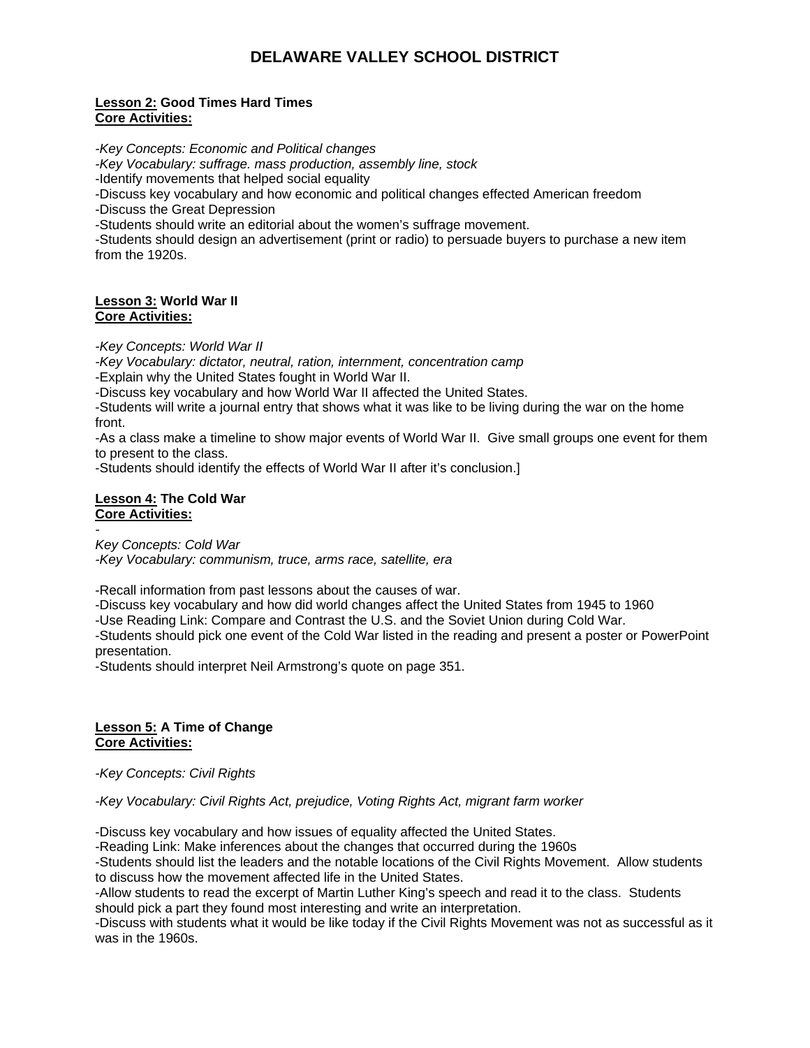# DELAWARE VALLEY SCHOOL DISTRICT

**<u>Lesson 2:</u> Good Times Hard Times**
**<u>Core Activities:</u>**

*-Key Concepts: Economic and Political changes*
*-Key Vocabulary: suffrage. mass production, assembly line, stock*
-Identify movements that helped social equality
-Discuss key vocabulary and how economic and political changes effected American freedom
-Discuss the Great Depression
-Students should write an editorial about the women's suffrage movement.
-Students should design an advertisement (print or radio) to persuade buyers to purchase a new item from the 1920s.

**<u>Lesson 3:</u> World War II**
**<u>Core Activities:</u>**

*-Key Concepts: World War II*
*-Key Vocabulary: dictator, neutral, ration, internment, concentration camp*
-Explain why the United States fought in World War II.
-Discuss key vocabulary and how World War II affected the United States.
-Students will write a journal entry that shows what it was like to be living during the war on the home front.
-As a class make a timeline to show major events of World War II. Give small groups one event for them to present to the class.
-Students should identify the effects of World War II after it's conclusion.]

**<u>Lesson 4:</u> The Cold War**
**<u>Core Activities:</u>**
-
*Key Concepts: Cold War*
*-Key Vocabulary: communism, truce, arms race, satellite, era*

-Recall information from past lessons about the causes of war.
-Discuss key vocabulary and how did world changes affect the United States from 1945 to 1960
-Use Reading Link: Compare and Contrast the U.S. and the Soviet Union during Cold War.
-Students should pick one event of the Cold War listed in the reading and present a poster or PowerPoint presentation.
-Students should interpret Neil Armstrong's quote on page 351.

**<u>Lesson 5:</u> A Time of Change**
**<u>Core Activities:</u>**

*-Key Concepts: Civil Rights*

*-Key Vocabulary: Civil Rights Act, prejudice, Voting Rights Act, migrant farm worker*

-Discuss key vocabulary and how issues of equality affected the United States.
-Reading Link: Make inferences about the changes that occurred during the 1960s
-Students should list the leaders and the notable locations of the Civil Rights Movement. Allow students to discuss how the movement affected life in the United States.
-Allow students to read the excerpt of Martin Luther King's speech and read it to the class. Students should pick a part they found most interesting and write an interpretation.
-Discuss with students what it would be like today if the Civil Rights Movement was not as successful as it was in the 1960s.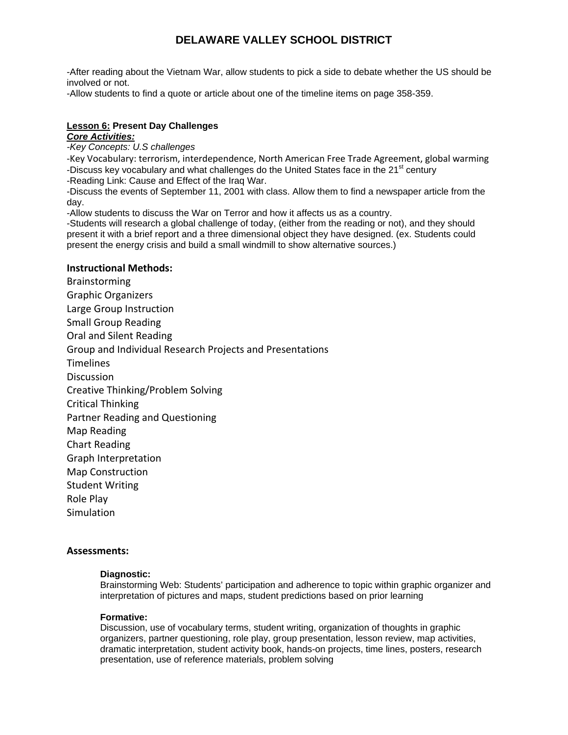-After reading about the Vietnam War, allow students to pick a side to debate whether the US should be involved or not.
-Allow students to find a quote or article about one of the timeline items on page 358-359.

**Lesson 6: Present Day Challenges**

***Core Activities:***

*-Key Concepts: U.S challenges*

-Key Vocabulary: terrorism, interdependence, North American Free Trade Agreement, global warming
-Discuss key vocabulary and what challenges do the United States face in the 21st century
-Reading Link: Cause and Effect of the Iraq War.
-Discuss the events of September 11, 2001 with class. Allow them to find a newspaper article from the day.
-Allow students to discuss the War on Terror and how it affects us as a country.
-Students will research a global challenge of today, (either from the reading or not), and they should present it with a brief report and a three dimensional object they have designed. (ex. Students could present the energy crisis and build a small windmill to show alternative sources.)

**Instructional Methods:**

Brainstorming
Graphic Organizers
Large Group Instruction
Small Group Reading
Oral and Silent Reading
Group and Individual Research Projects and Presentations
Timelines
Discussion
Creative Thinking/Problem Solving
Critical Thinking
Partner Reading and Questioning
Map Reading
Chart Reading
Graph Interpretation
Map Construction
Student Writing
Role Play
Simulation

**Assessments:**

**Diagnostic:**
Brainstorming Web: Students' participation and adherence to topic within graphic organizer and interpretation of pictures and maps, student predictions based on prior learning

**Formative:**
Discussion, use of vocabulary terms, student writing, organization of thoughts in graphic organizers, partner questioning, role play, group presentation, lesson review, map activities, dramatic interpretation, student activity book, hands-on projects, time lines, posters, research presentation, use of reference materials, problem solving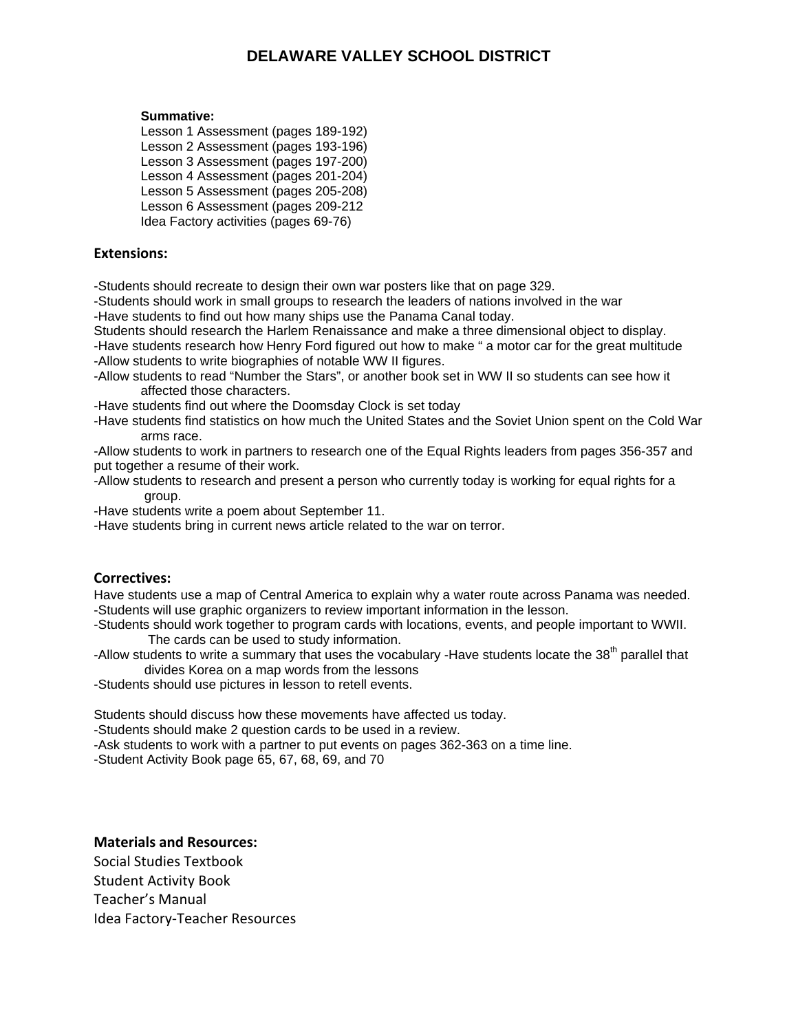**Summative:**
Lesson 1 Assessment (pages 189-192)
Lesson 2 Assessment (pages 193-196)
Lesson 3 Assessment (pages 197-200)
Lesson 4 Assessment (pages 201-204)
Lesson 5 Assessment (pages 205-208)
Lesson 6 Assessment (pages 209-212
Idea Factory activities (pages 69-76)

**Extensions:**

-Students should recreate to design their own war posters like that on page 329.
-Students should work in small groups to research the leaders of nations involved in the war
-Have students to find out how many ships use the Panama Canal today.
Students should research the Harlem Renaissance and make a three dimensional object to display.
-Have students research how Henry Ford figured out how to make " a motor car for the great multitude
-Allow students to write biographies of notable WW II figures.
-Allow students to read "Number the Stars", or another book set in WW II so students can see how it affected those characters.
-Have students find out where the Doomsday Clock is set today
-Have students find statistics on how much the United States and the Soviet Union spent on the Cold War arms race.
-Allow students to work in partners to research one of the Equal Rights leaders from pages 356-357 and put together a resume of their work.
-Allow students to research and present a person who currently today is working for equal rights for a group.
-Have students write a poem about September 11.
-Have students bring in current news article related to the war on terror.

**Correctives:**
Have students use a map of Central America to explain why a water route across Panama was needed.
-Students will use graphic organizers to review important information in the lesson.
-Students should work together to program cards with locations, events, and people important to WWII. The cards can be used to study information.
-Allow students to write a summary that uses the vocabulary -Have students locate the 38th parallel that divides Korea on a map words from the lessons
-Students should use pictures in lesson to retell events.

Students should discuss how these movements have affected us today.
-Students should make 2 question cards to be used in a review.
-Ask students to work with a partner to put events on pages 362-363 on a time line.
-Student Activity Book page 65, 67, 68, 69, and 70

**Materials and Resources:**
Social Studies Textbook
Student Activity Book
Teacher's Manual
Idea Factory-Teacher Resources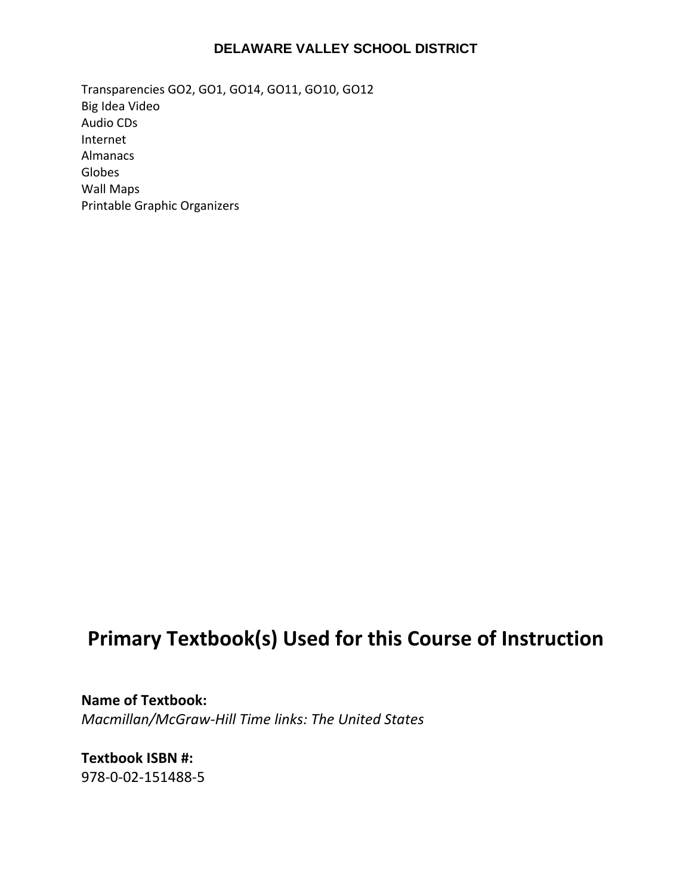Transparencies GO2, GO1, GO14, GO11, GO10, GO12
Big Idea Video
Audio CDs
Internet
Almanacs
Globes
Wall Maps
Printable Graphic Organizers

# Primary Textbook(s) Used for this Course of Instruction

**Name of Textbook:**
*Macmillan/McGraw-Hill Time links: The United States*

**Textbook ISBN #:**
978-0-02-151488-5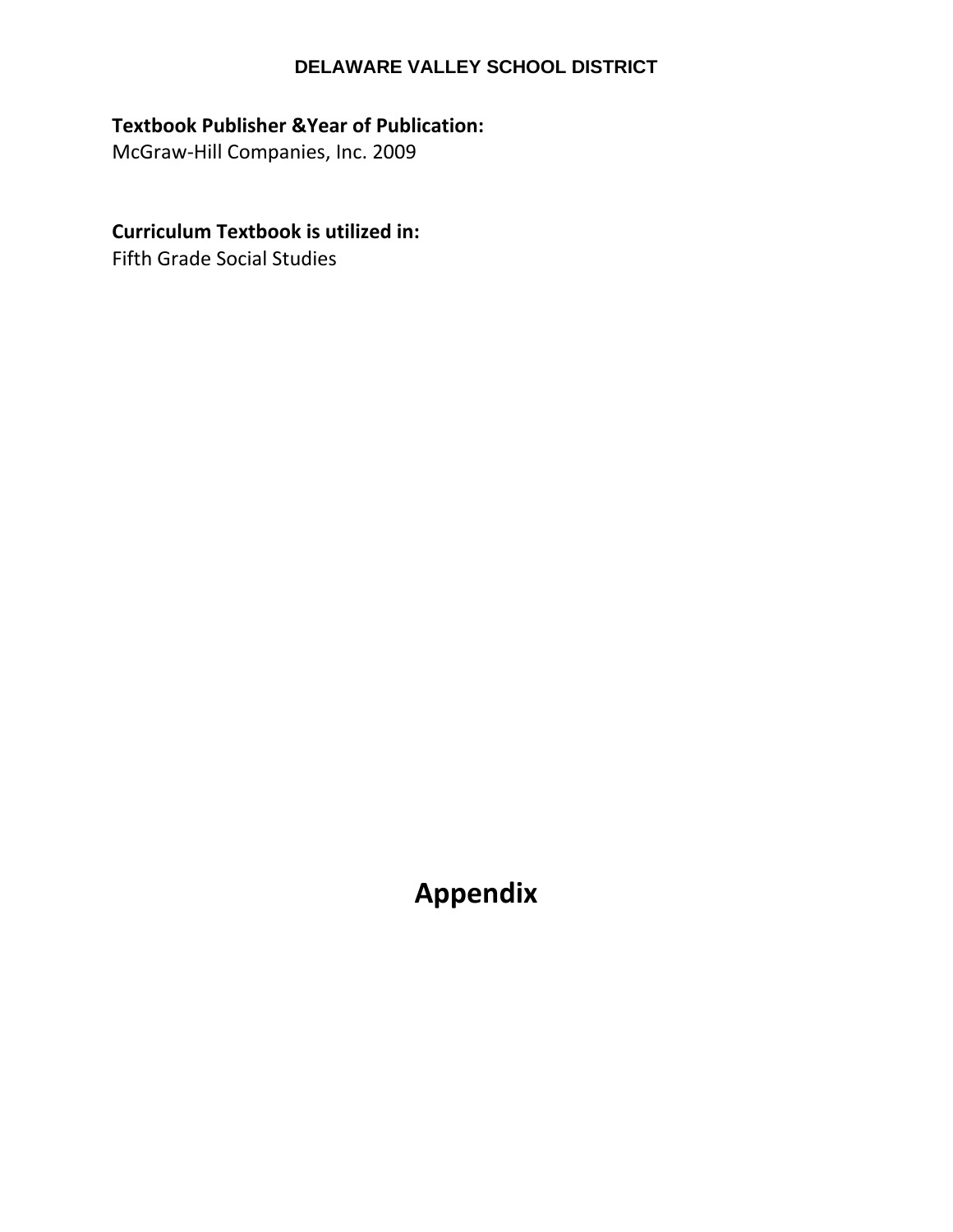**Textbook Publisher &Year of Publication:**
McGraw-Hill Companies, Inc. 2009

**Curriculum Textbook is utilized in:**
Fifth Grade Social Studies

# Appendix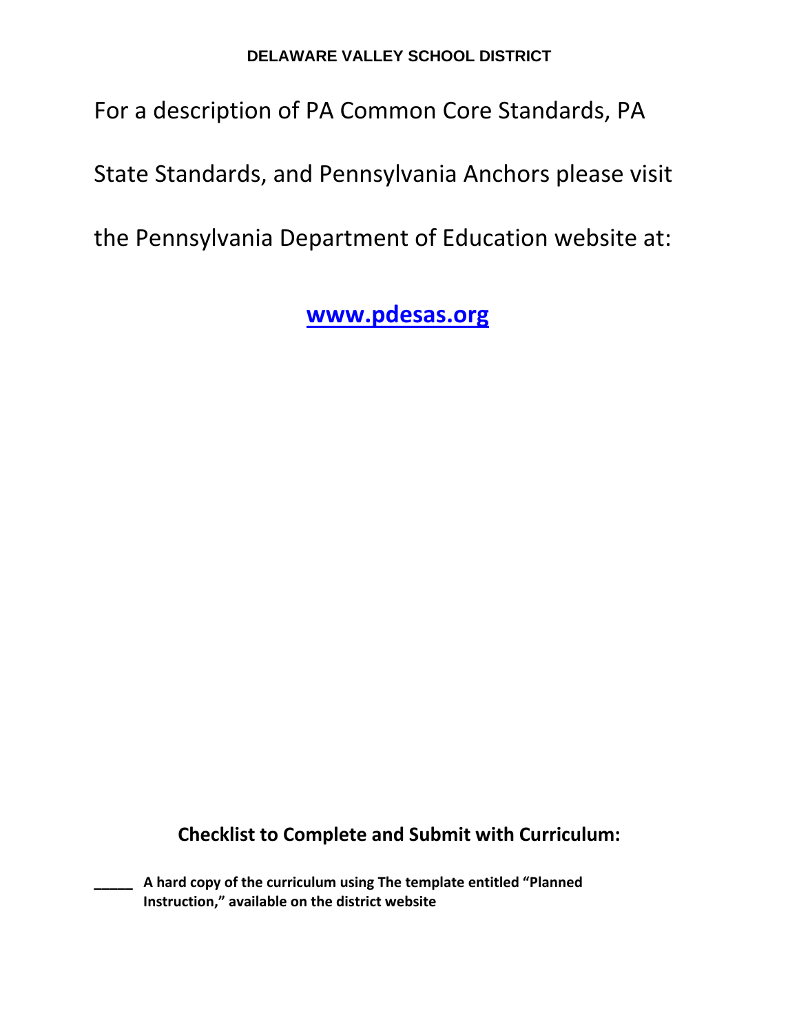**DELAWARE VALLEY SCHOOL DISTRICT**

For a description of PA Common Core Standards, PA State Standards, and Pennsylvania Anchors please visit the Pennsylvania Department of Education website at:

**[www.pdesas.org](http://www.pdesas.org)**

## Checklist to Complete and Submit with Curriculum:

**_____ A hard copy of the curriculum using The template entitled "Planned Instruction," available on the district website**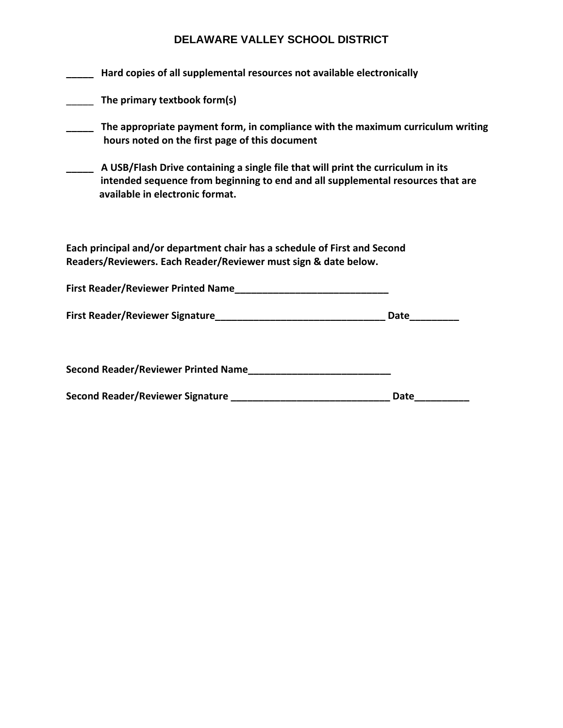**DELAWARE VALLEY SCHOOL DISTRICT**

**_____ Hard copies of all supplemental resources not available electronically**

_____ **The primary textbook form(s)**

**_____ The appropriate payment form, in compliance with the maximum curriculum writing hours noted on the first page of this document**

**_____ A USB/Flash Drive containing a single file that will print the curriculum in its intended sequence from beginning to end and all supplemental resources that are available in electronic format.**

**Each principal and/or department chair has a schedule of First and Second Readers/Reviewers. Each Reader/Reviewer must sign & date below.**

**First Reader/Reviewer Printed Name_____________________________**

**First Reader/Reviewer Signature________________________________ Date_________**

**Second Reader/Reviewer Printed Name__________________________**

**Second Reader/Reviewer Signature _____________________________ Date__________**